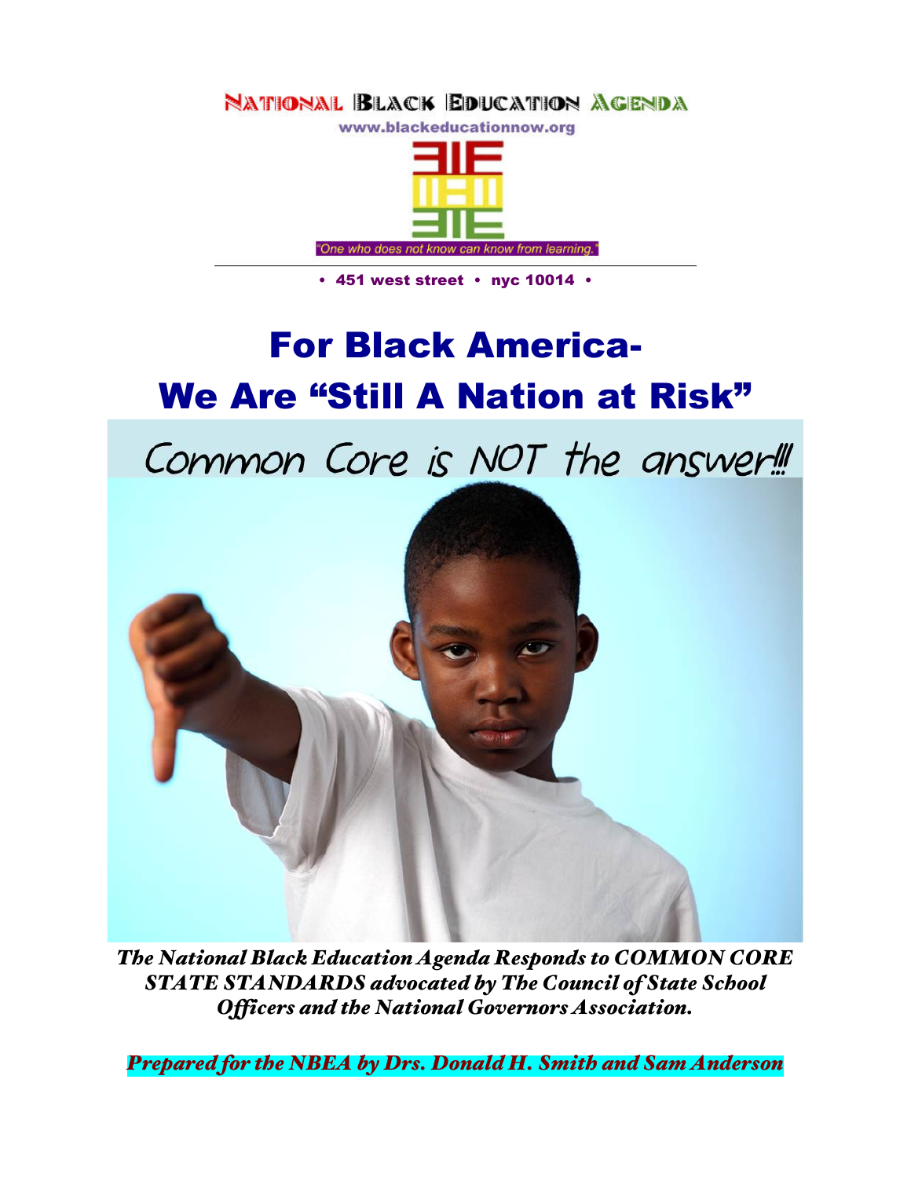NATIONAL BLACK EDUCATION AGENDA

www.blackeducationnow.org

"One who does not know can know from learning."

• 451 west street • nyc 10014 •

# For Black America- We Are "Still A Nation at Risk"

## Common Core is NOT the answer!!!

***The National Black Education Agenda Responds to COMMON CORE STATE STANDARDS advocated by The Council of State School Officers and the National Governors Association.***

***Prepared for the NBEA by Drs. Donald H. Smith and Sam Anderson***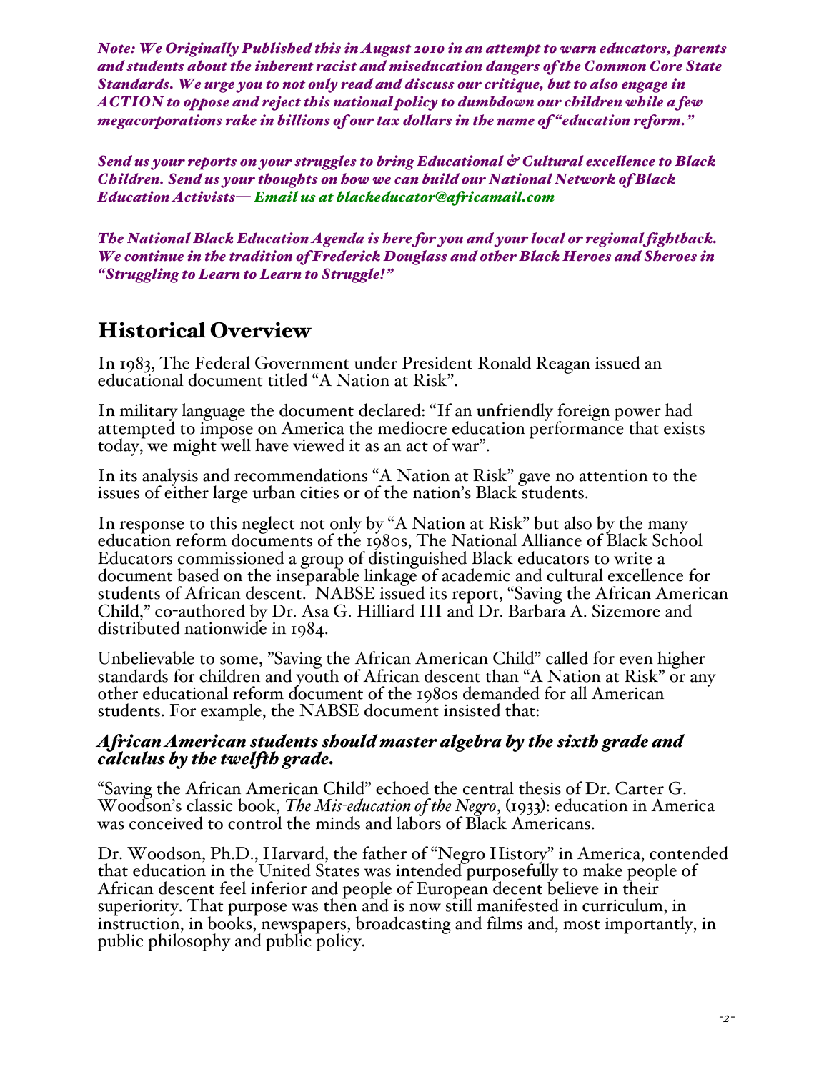***Note: We Originally Published this in August 2010 in an attempt to warn educators, parents and students about the inherent racist and miseducation dangers of the Common Core State Standards. We urge you to not only read and discuss our critique, but to also engage in ACTION to oppose and reject this national policy to dumbdown our children while a few megacorporations rake in billions of our tax dollars in the name of "education reform."***

***Send us your reports on your struggles to bring Educational & Cultural excellence to Black Children. Send us your thoughts on how we can build our National Network of Black Education Activists— Email us at blackeducator@africamail.com***

***The National Black Education Agenda is here for you and your local or regional fightback. We continue in the tradition of Frederick Douglass and other Black Heroes and Sheroes in "Struggling to Learn to Learn to Struggle!"***

## Historical Overview

In 1983, The Federal Government under President Ronald Reagan issued an educational document titled "A Nation at Risk".

In military language the document declared: "If an unfriendly foreign power had attempted to impose on America the mediocre education performance that exists today, we might well have viewed it as an act of war".

In its analysis and recommendations "A Nation at Risk" gave no attention to the issues of either large urban cities or of the nation's Black students.

In response to this neglect not only by "A Nation at Risk" but also by the many education reform documents of the 1980s, The National Alliance of Black School Educators commissioned a group of distinguished Black educators to write a document based on the inseparable linkage of academic and cultural excellence for students of African descent. NABSE issued its report, "Saving the African American Child," co-authored by Dr. Asa G. Hilliard III and Dr. Barbara A. Sizemore and distributed nationwide in 1984.

Unbelievable to some, "Saving the African American Child" called for even higher standards for children and youth of African descent than "A Nation at Risk" or any other educational reform document of the 1980s demanded for all American students. For example, the NABSE document insisted that:

***African American students should master algebra by the sixth grade and calculus by the twelfth grade.***

"Saving the African American Child" echoed the central thesis of Dr. Carter G. Woodson's classic book, *The Mis-education of the Negro*, (1933): education in America was conceived to control the minds and labors of Black Americans.

Dr. Woodson, Ph.D., Harvard, the father of "Negro History" in America, contended that education in the United States was intended purposefully to make people of African descent feel inferior and people of European decent believe in their superiority. That purpose was then and is now still manifested in curriculum, in instruction, in books, newspapers, broadcasting and films and, most importantly, in public philosophy and public policy.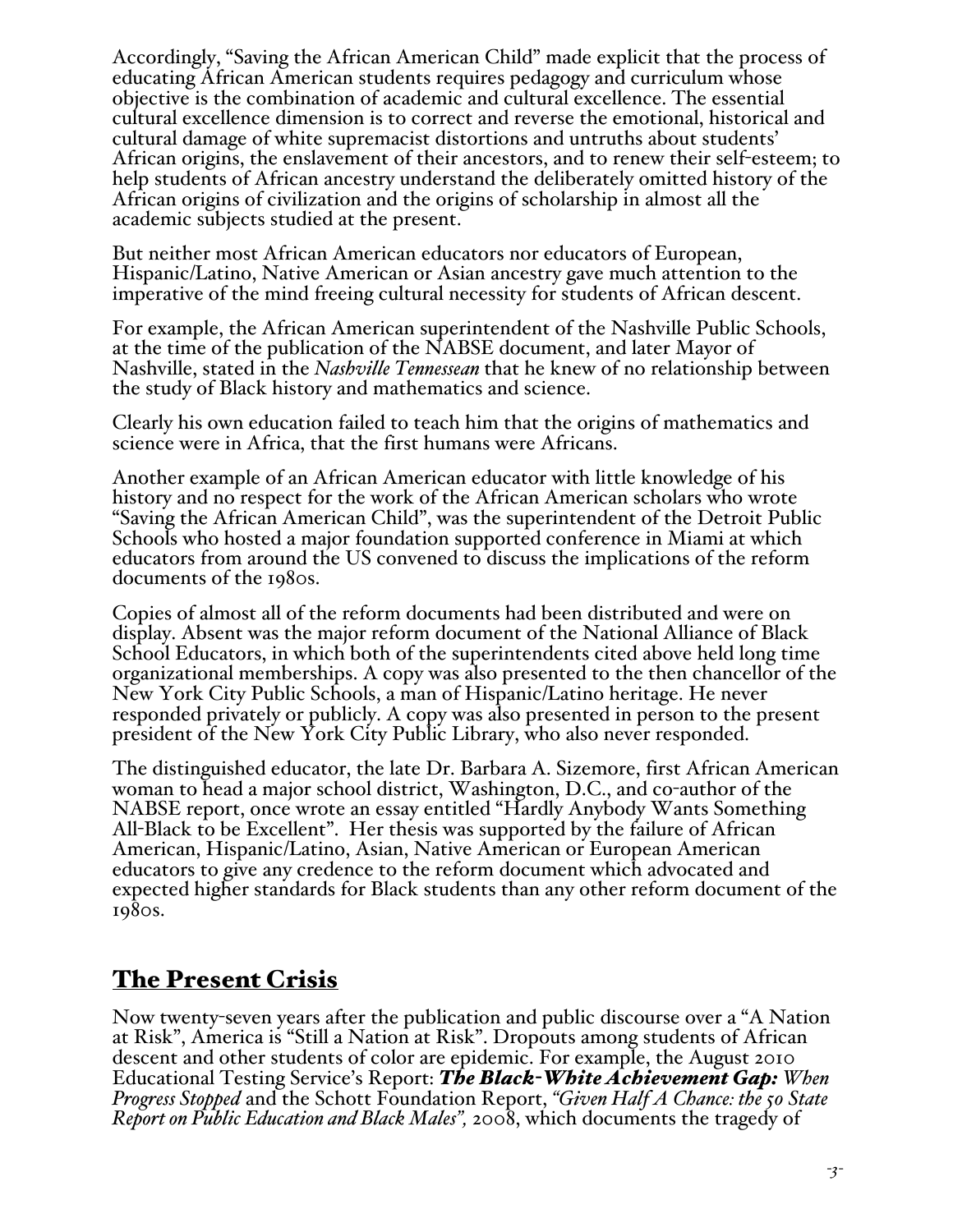Accordingly, "Saving the African American Child" made explicit that the process of educating African American students requires pedagogy and curriculum whose objective is the combination of academic and cultural excellence. The essential cultural excellence dimension is to correct and reverse the emotional, historical and cultural damage of white supremacist distortions and untruths about students' African origins, the enslavement of their ancestors, and to renew their self-esteem; to help students of African ancestry understand the deliberately omitted history of the African origins of civilization and the origins of scholarship in almost all the academic subjects studied at the present.

But neither most African American educators nor educators of European, Hispanic/Latino, Native American or Asian ancestry gave much attention to the imperative of the mind freeing cultural necessity for students of African descent.

For example, the African American superintendent of the Nashville Public Schools, at the time of the publication of the NABSE document, and later Mayor of Nashville, stated in the *Nashville Tennessean* that he knew of no relationship between the study of Black history and mathematics and science.

Clearly his own education failed to teach him that the origins of mathematics and science were in Africa, that the first humans were Africans.

Another example of an African American educator with little knowledge of his history and no respect for the work of the African American scholars who wrote "Saving the African American Child", was the superintendent of the Detroit Public Schools who hosted a major foundation supported conference in Miami at which educators from around the US convened to discuss the implications of the reform documents of the 1980s.

Copies of almost all of the reform documents had been distributed and were on display. Absent was the major reform document of the National Alliance of Black School Educators, in which both of the superintendents cited above held long time organizational memberships. A copy was also presented to the then chancellor of the New York City Public Schools, a man of Hispanic/Latino heritage. He never responded privately or publicly. A copy was also presented in person to the present president of the New York City Public Library, who also never responded.

The distinguished educator, the late Dr. Barbara A. Sizemore, first African American woman to head a major school district, Washington, D.C., and co-author of the NABSE report, once wrote an essay entitled "Hardly Anybody Wants Something All-Black to be Excellent". Her thesis was supported by the failure of African American, Hispanic/Latino, Asian, Native American or European American educators to give any credence to the reform document which advocated and expected higher standards for Black students than any other reform document of the 1980s.

## The Present Crisis

Now twenty-seven years after the publication and public discourse over a "A Nation at Risk", America is "Still a Nation at Risk". Dropouts among students of African descent and other students of color are epidemic. For example, the August 2010 Educational Testing Service's Report: ***The Black-White Achievement Gap:*** *When Progress Stopped* and the Schott Foundation Report, *"Given Half A Chance: the 50 State Report on Public Education and Black Males",* 2008, which documents the tragedy of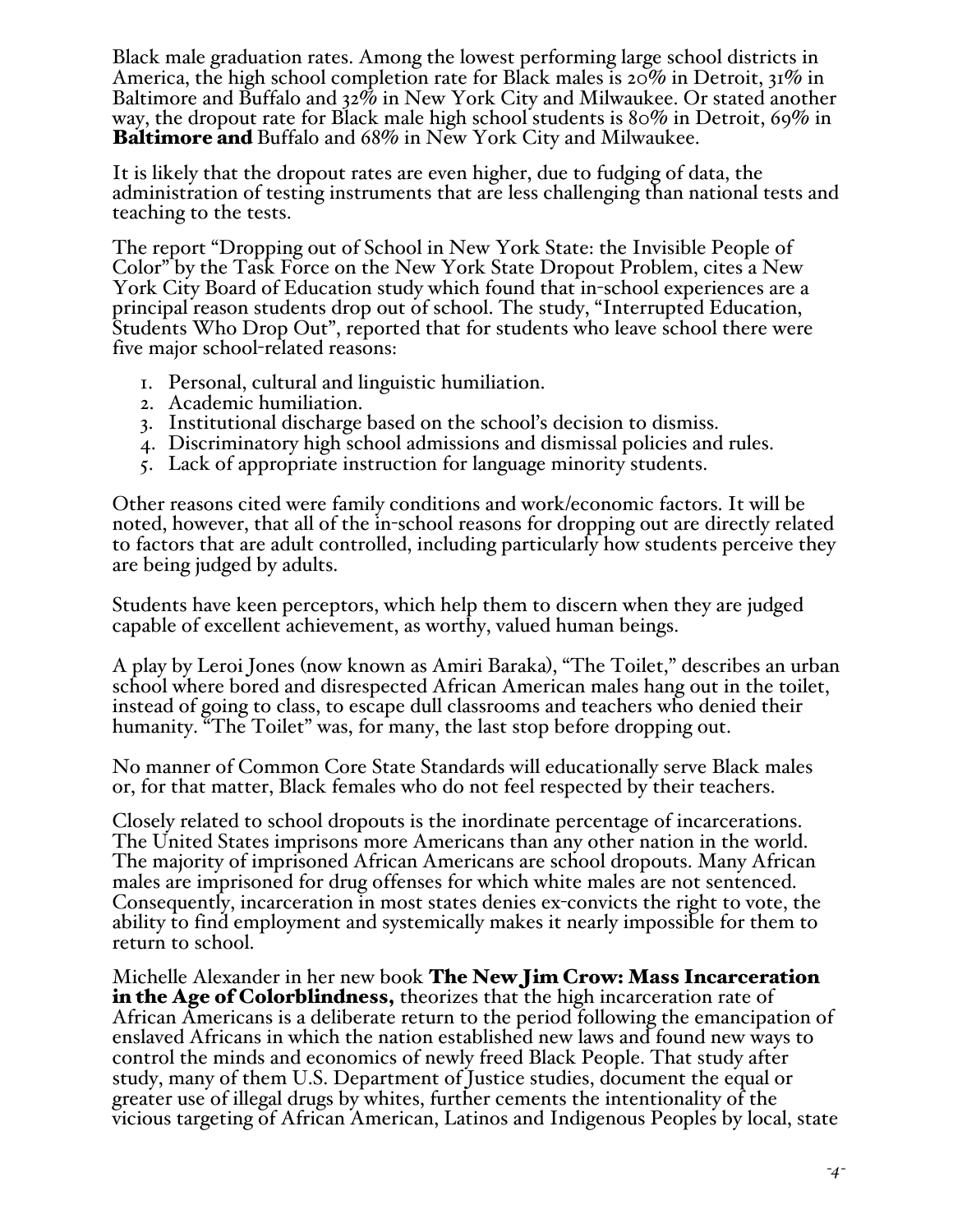Black male graduation rates. Among the lowest performing large school districts in America, the high school completion rate for Black males is 20% in Detroit, 31% in Baltimore and Buffalo and 32% in New York City and Milwaukee. Or stated another way, the dropout rate for Black male high school students is 80% in Detroit, 69% in **Baltimore and** Buffalo and 68% in New York City and Milwaukee.

It is likely that the dropout rates are even higher, due to fudging of data, the administration of testing instruments that are less challenging than national tests and teaching to the tests.

The report "Dropping out of School in New York State: the Invisible People of Color" by the Task Force on the New York State Dropout Problem, cites a New York City Board of Education study which found that in-school experiences are a principal reason students drop out of school. The study, "Interrupted Education, Students Who Drop Out", reported that for students who leave school there were five major school-related reasons:

1. Personal, cultural and linguistic humiliation.
2. Academic humiliation.
3. Institutional discharge based on the school's decision to dismiss.
4. Discriminatory high school admissions and dismissal policies and rules.
5. Lack of appropriate instruction for language minority students.

Other reasons cited were family conditions and work/economic factors. It will be noted, however, that all of the in-school reasons for dropping out are directly related to factors that are adult controlled, including particularly how students perceive they are being judged by adults.

Students have keen perceptors, which help them to discern when they are judged capable of excellent achievement, as worthy, valued human beings.

A play by Leroi Jones (now known as Amiri Baraka), "The Toilet," describes an urban school where bored and disrespected African American males hang out in the toilet, instead of going to class, to escape dull classrooms and teachers who denied their humanity. "The Toilet" was, for many, the last stop before dropping out.

No manner of Common Core State Standards will educationally serve Black males or, for that matter, Black females who do not feel respected by their teachers.

Closely related to school dropouts is the inordinate percentage of incarcerations. The United States imprisons more Americans than any other nation in the world. The majority of imprisoned African Americans are school dropouts. Many African males are imprisoned for drug offenses for which white males are not sentenced. Consequently, incarceration in most states denies ex-convicts the right to vote, the ability to find employment and systemically makes it nearly impossible for them to return to school.

Michelle Alexander in her new book **The New Jim Crow: Mass Incarceration in the Age of Colorblindness,** theorizes that the high incarceration rate of African Americans is a deliberate return to the period following the emancipation of enslaved Africans in which the nation established new laws and found new ways to control the minds and economics of newly freed Black People. That study after study, many of them U.S. Department of Justice studies, document the equal or greater use of illegal drugs by whites, further cements the intentionality of the vicious targeting of African American, Latinos and Indigenous Peoples by local, state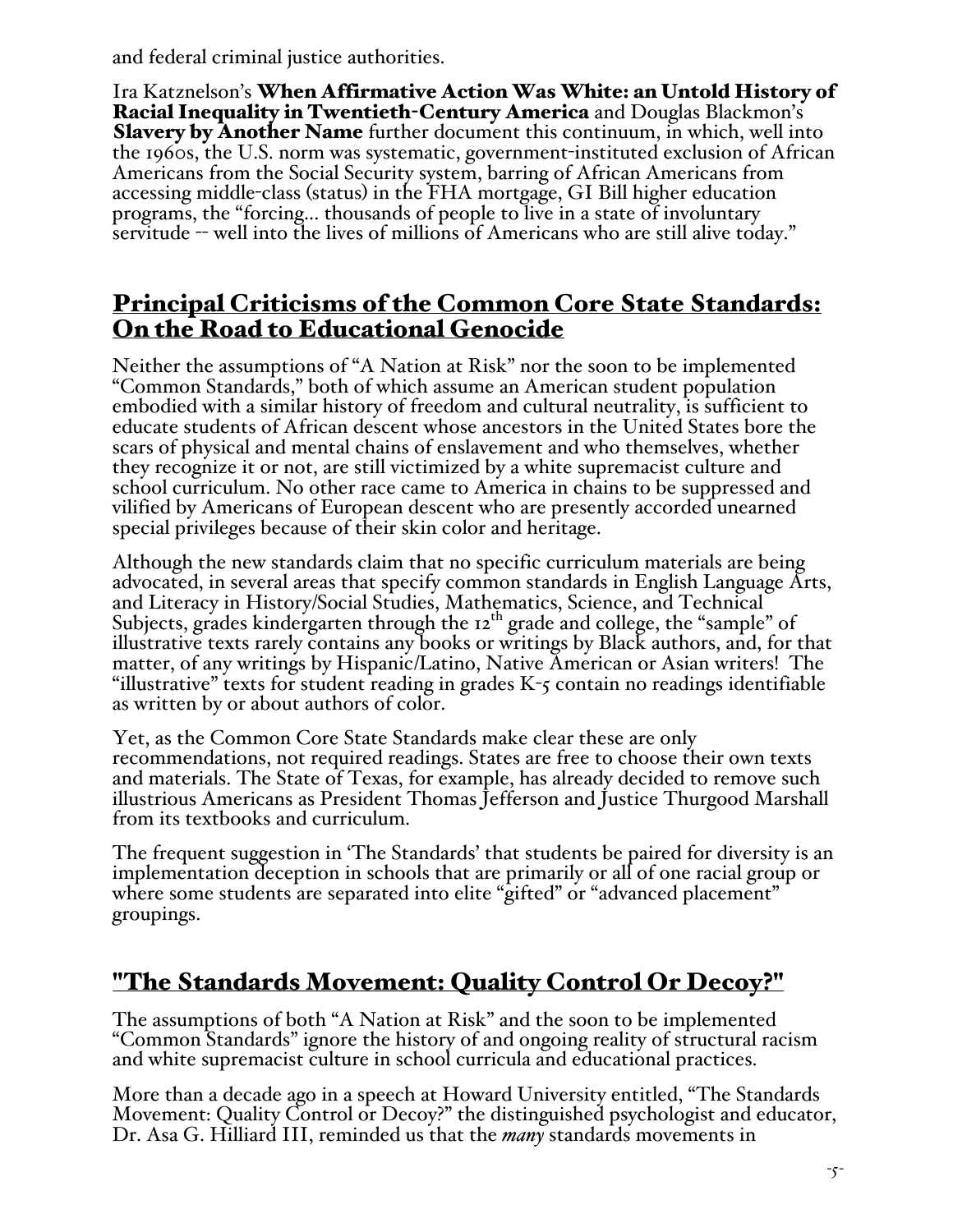and federal criminal justice authorities.

Ira Katznelson's **When Affirmative Action Was White: an Untold History of Racial Inequality in Twentieth-Century America** and Douglas Blackmon's **Slavery by Another Name** further document this continuum, in which, well into the 1960s, the U.S. norm was systematic, government-instituted exclusion of African Americans from the Social Security system, barring of African Americans from accessing middle-class (status) in the FHA mortgage, GI Bill higher education programs, the "forcing... thousands of people to live in a state of involuntary servitude -- well into the lives of millions of Americans who are still alive today."

## Principal Criticisms of the Common Core State Standards: On the Road to Educational Genocide

Neither the assumptions of "A Nation at Risk" nor the soon to be implemented "Common Standards," both of which assume an American student population embodied with a similar history of freedom and cultural neutrality, is sufficient to educate students of African descent whose ancestors in the United States bore the scars of physical and mental chains of enslavement and who themselves, whether they recognize it or not, are still victimized by a white supremacist culture and school curriculum. No other race came to America in chains to be suppressed and vilified by Americans of European descent who are presently accorded unearned special privileges because of their skin color and heritage.

Although the new standards claim that no specific curriculum materials are being advocated, in several areas that specify common standards in English Language Arts, and Literacy in History/Social Studies, Mathematics, Science, and Technical Subjects, grades kindergarten through the 12th grade and college, the "sample" of illustrative texts rarely contains any books or writings by Black authors, and, for that matter, of any writings by Hispanic/Latino, Native American or Asian writers! The "illustrative" texts for student reading in grades K-5 contain no readings identifiable as written by or about authors of color.

Yet, as the Common Core State Standards make clear these are only recommendations, not required readings. States are free to choose their own texts and materials. The State of Texas, for example, has already decided to remove such illustrious Americans as President Thomas Jefferson and Justice Thurgood Marshall from its textbooks and curriculum.

The frequent suggestion in 'The Standards' that students be paired for diversity is an implementation deception in schools that are primarily or all of one racial group or where some students are separated into elite "gifted" or "advanced placement" groupings.

## "The Standards Movement: Quality Control Or Decoy?"

The assumptions of both "A Nation at Risk" and the soon to be implemented "Common Standards" ignore the history of and ongoing reality of structural racism and white supremacist culture in school curricula and educational practices.

More than a decade ago in a speech at Howard University entitled, "The Standards Movement: Quality Control or Decoy?" the distinguished psychologist and educator, Dr. Asa G. Hilliard III, reminded us that the *many* standards movements in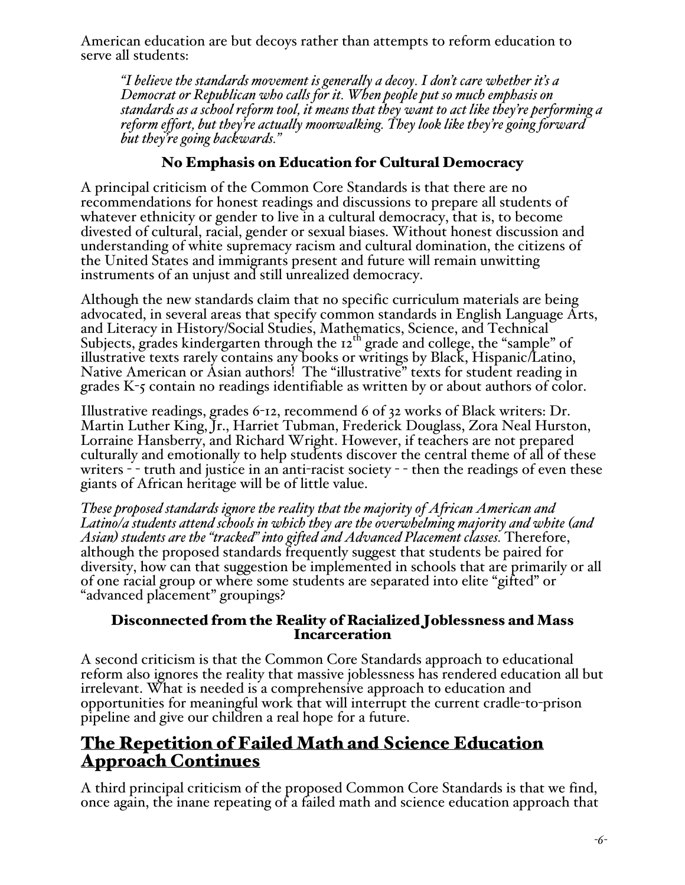American education are but decoys rather than attempts to reform education to serve all students:

> *"I believe the standards movement is generally a decoy. I don't care whether it's a Democrat or Republican who calls for it. When people put so much emphasis on standards as a school reform tool, it means that they want to act like they're performing a reform effort, but they're actually moonwalking. They look like they're going forward but they're going backwards."*

### No Emphasis on Education for Cultural Democracy

A principal criticism of the Common Core Standards is that there are no recommendations for honest readings and discussions to prepare all students of whatever ethnicity or gender to live in a cultural democracy, that is, to become divested of cultural, racial, gender or sexual biases. Without honest discussion and understanding of white supremacy racism and cultural domination, the citizens of the United States and immigrants present and future will remain unwitting instruments of an unjust and still unrealized democracy.

Although the new standards claim that no specific curriculum materials are being advocated, in several areas that specify common standards in English Language Arts, and Literacy in History/Social Studies, Mathematics, Science, and Technical Subjects, grades kindergarten through the 12th grade and college, the "sample" of illustrative texts rarely contains any books or writings by Black, Hispanic/Latino, Native American or Asian authors! The "illustrative" texts for student reading in grades K-5 contain no readings identifiable as written by or about authors of color.

Illustrative readings, grades 6-12, recommend 6 of 32 works of Black writers: Dr. Martin Luther King, Jr., Harriet Tubman, Frederick Douglass, Zora Neal Hurston, Lorraine Hansberry, and Richard Wright. However, if teachers are not prepared culturally and emotionally to help students discover the central theme of all of these writers - - truth and justice in an anti-racist society - - then the readings of even these giants of African heritage will be of little value.

*These proposed standards ignore the reality that the majority of African American and Latino/a students attend schools in which they are the overwhelming majority and white (and Asian) students are the "tracked" into gifted and Advanced Placement classes.* Therefore, although the proposed standards frequently suggest that students be paired for diversity, how can that suggestion be implemented in schools that are primarily or all of one racial group or where some students are separated into elite "gifted" or "advanced placement" groupings?

### Disconnected from the Reality of Racialized Joblessness and Mass Incarceration

A second criticism is that the Common Core Standards approach to educational reform also ignores the reality that massive joblessness has rendered education all but irrelevant. What is needed is a comprehensive approach to education and opportunities for meaningful work that will interrupt the current cradle-to-prison pipeline and give our children a real hope for a future.

## The Repetition of Failed Math and Science Education Approach Continues

A third principal criticism of the proposed Common Core Standards is that we find, once again, the inane repeating of a failed math and science education approach that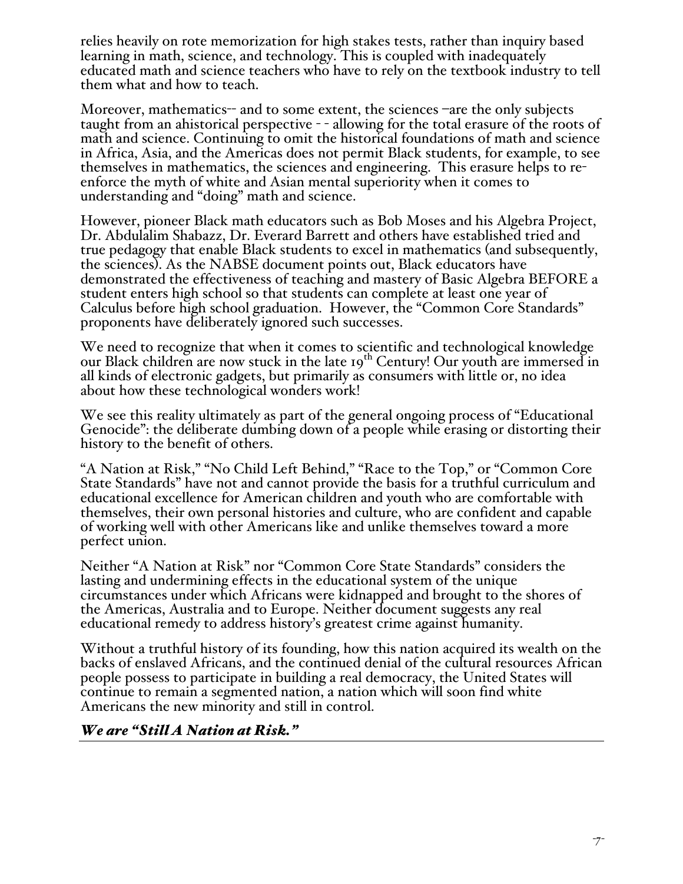relies heavily on rote memorization for high stakes tests, rather than inquiry based learning in math, science, and technology. This is coupled with inadequately educated math and science teachers who have to rely on the textbook industry to tell them what and how to teach.

Moreover, mathematics-- and to some extent, the sciences –are the only subjects taught from an ahistorical perspective - - allowing for the total erasure of the roots of math and science. Continuing to omit the historical foundations of math and science in Africa, Asia, and the Americas does not permit Black students, for example, to see themselves in mathematics, the sciences and engineering. This erasure helps to re-enforce the myth of white and Asian mental superiority when it comes to understanding and "doing" math and science.

However, pioneer Black math educators such as Bob Moses and his Algebra Project, Dr. Abdulalim Shabazz, Dr. Everard Barrett and others have established tried and true pedagogy that enable Black students to excel in mathematics (and subsequently, the sciences). As the NABSE document points out, Black educators have demonstrated the effectiveness of teaching and mastery of Basic Algebra BEFORE a student enters high school so that students can complete at least one year of Calculus before high school graduation. However, the "Common Core Standards" proponents have deliberately ignored such successes.

We need to recognize that when it comes to scientific and technological knowledge our Black children are now stuck in the late 19th Century! Our youth are immersed in all kinds of electronic gadgets, but primarily as consumers with little or, no idea about how these technological wonders work!

We see this reality ultimately as part of the general ongoing process of "Educational Genocide": the deliberate dumbing down of a people while erasing or distorting their history to the benefit of others.

"A Nation at Risk," "No Child Left Behind," "Race to the Top," or "Common Core State Standards" have not and cannot provide the basis for a truthful curriculum and educational excellence for American children and youth who are comfortable with themselves, their own personal histories and culture, who are confident and capable of working well with other Americans like and unlike themselves toward a more perfect union.

Neither "A Nation at Risk" nor "Common Core State Standards" considers the lasting and undermining effects in the educational system of the unique circumstances under which Africans were kidnapped and brought to the shores of the Americas, Australia and to Europe. Neither document suggests any real educational remedy to address history's greatest crime against humanity.

Without a truthful history of its founding, how this nation acquired its wealth on the backs of enslaved Africans, and the continued denial of the cultural resources African people possess to participate in building a real democracy, the United States will continue to remain a segmented nation, a nation which will soon find white Americans the new minority and still in control.

***We are "Still A Nation at Risk."***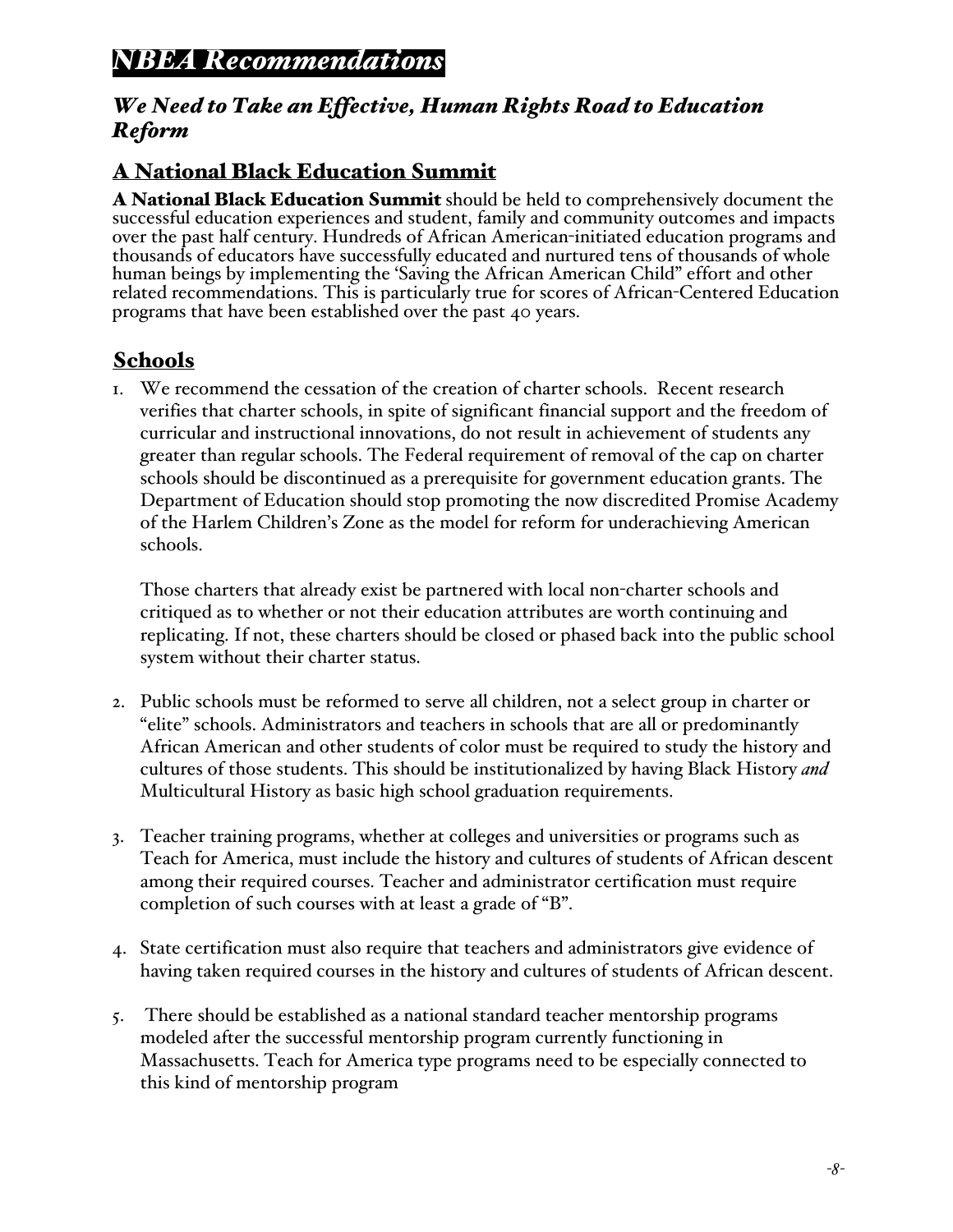# *NBEA Recommendations*

## *We Need to Take an Effective, Human Rights Road to Education Reform*

## A National Black Education Summit

**A National Black Education Summit** should be held to comprehensively document the successful education experiences and student, family and community outcomes and impacts over the past half century. Hundreds of African American-initiated education programs and thousands of educators have successfully educated and nurtured tens of thousands of whole human beings by implementing the 'Saving the African American Child" effort and other related recommendations. This is particularly true for scores of African-Centered Education programs that have been established over the past 40 years.

## Schools

1. We recommend the cessation of the creation of charter schools. Recent research verifies that charter schools, in spite of significant financial support and the freedom of curricular and instructional innovations, do not result in achievement of students any greater than regular schools. The Federal requirement of removal of the cap on charter schools should be discontinued as a prerequisite for government education grants. The Department of Education should stop promoting the now discredited Promise Academy of the Harlem Children's Zone as the model for reform for underachieving American schools.

   Those charters that already exist be partnered with local non-charter schools and critiqued as to whether or not their education attributes are worth continuing and replicating. If not, these charters should be closed or phased back into the public school system without their charter status.

2. Public schools must be reformed to serve all children, not a select group in charter or "elite" schools. Administrators and teachers in schools that are all or predominantly African American and other students of color must be required to study the history and cultures of those students. This should be institutionalized by having Black History *and* Multicultural History as basic high school graduation requirements.

3. Teacher training programs, whether at colleges and universities or programs such as Teach for America, must include the history and cultures of students of African descent among their required courses. Teacher and administrator certification must require completion of such courses with at least a grade of "B".

4. State certification must also require that teachers and administrators give evidence of having taken required courses in the history and cultures of students of African descent.

5. There should be established as a national standard teacher mentorship programs modeled after the successful mentorship program currently functioning in Massachusetts. Teach for America type programs need to be especially connected to this kind of mentorship program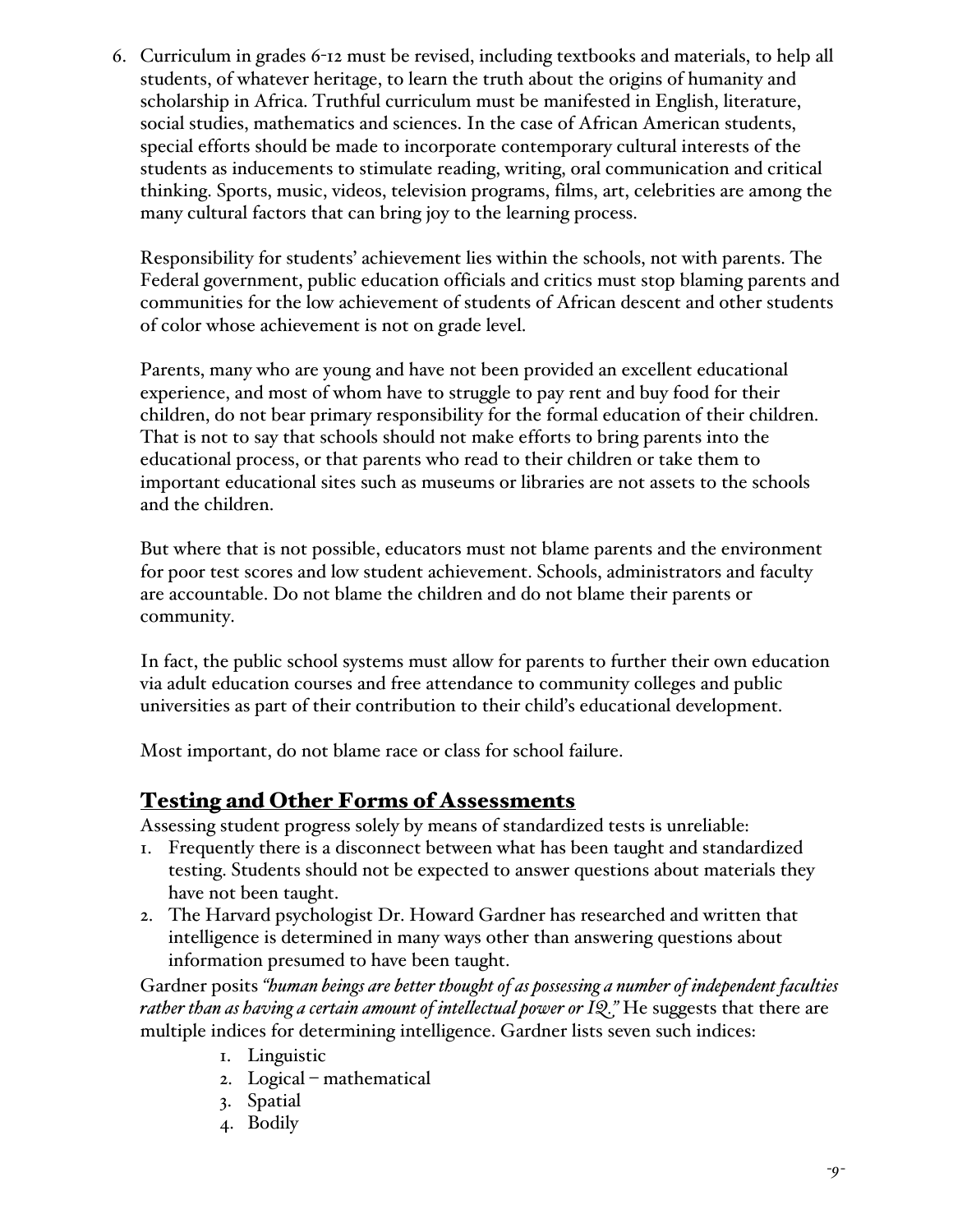6. Curriculum in grades 6-12 must be revised, including textbooks and materials, to help all students, of whatever heritage, to learn the truth about the origins of humanity and scholarship in Africa. Truthful curriculum must be manifested in English, literature, social studies, mathematics and sciences. In the case of African American students, special efforts should be made to incorporate contemporary cultural interests of the students as inducements to stimulate reading, writing, oral communication and critical thinking. Sports, music, videos, television programs, films, art, celebrities are among the many cultural factors that can bring joy to the learning process.

   Responsibility for students' achievement lies within the schools, not with parents. The Federal government, public education officials and critics must stop blaming parents and communities for the low achievement of students of African descent and other students of color whose achievement is not on grade level.

   Parents, many who are young and have not been provided an excellent educational experience, and most of whom have to struggle to pay rent and buy food for their children, do not bear primary responsibility for the formal education of their children. That is not to say that schools should not make efforts to bring parents into the educational process, or that parents who read to their children or take them to important educational sites such as museums or libraries are not assets to the schools and the children.

   But where that is not possible, educators must not blame parents and the environment for poor test scores and low student achievement. Schools, administrators and faculty are accountable. Do not blame the children and do not blame their parents or community.

   In fact, the public school systems must allow for parents to further their own education via adult education courses and free attendance to community colleges and public universities as part of their contribution to their child's educational development.

   Most important, do not blame race or class for school failure.

## Testing and Other Forms of Assessments

Assessing student progress solely by means of standardized tests is unreliable:

1. Frequently there is a disconnect between what has been taught and standardized testing. Students should not be expected to answer questions about materials they have not been taught.
2. The Harvard psychologist Dr. Howard Gardner has researched and written that intelligence is determined in many ways other than answering questions about information presumed to have been taught.

Gardner posits *"human beings are better thought of as possessing a number of independent faculties rather than as having a certain amount of intellectual power or IQ."* He suggests that there are multiple indices for determining intelligence. Gardner lists seven such indices:

1. Linguistic
2. Logical – mathematical
3. Spatial
4. Bodily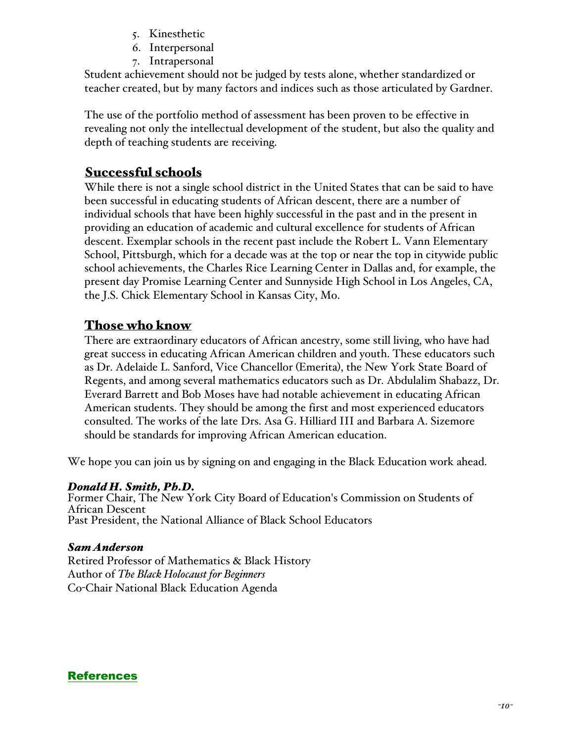5. Kinesthetic
6. Interpersonal
7. Intrapersonal

Student achievement should not be judged by tests alone, whether standardized or teacher created, but by many factors and indices such as those articulated by Gardner.

The use of the portfolio method of assessment has been proven to be effective in revealing not only the intellectual development of the student, but also the quality and depth of teaching students are receiving.

## Successful schools

While there is not a single school district in the United States that can be said to have been successful in educating students of African descent, there are a number of individual schools that have been highly successful in the past and in the present in providing an education of academic and cultural excellence for students of African descent. Exemplar schools in the recent past include the Robert L. Vann Elementary School, Pittsburgh, which for a decade was at the top or near the top in citywide public school achievements, the Charles Rice Learning Center in Dallas and, for example, the present day Promise Learning Center and Sunnyside High School in Los Angeles, CA, the J.S. Chick Elementary School in Kansas City, Mo.

## Those who know

There are extraordinary educators of African ancestry, some still living, who have had great success in educating African American children and youth. These educators such as Dr. Adelaide L. Sanford, Vice Chancellor (Emerita), the New York State Board of Regents, and among several mathematics educators such as Dr. Abdulalim Shabazz, Dr. Everard Barrett and Bob Moses have had notable achievement in educating African American students. They should be among the first and most experienced educators consulted. The works of the late Drs. Asa G. Hilliard III and Barbara A. Sizemore should be standards for improving African American education.

We hope you can join us by signing on and engaging in the Black Education work ahead.

***Donald H. Smith, Ph.D.***
Former Chair, The New York City Board of Education's Commission on Students of African Descent
Past President, the National Alliance of Black School Educators

***Sam Anderson***
Retired Professor of Mathematics & Black History
Author of *The Black Holocaust for Beginners*
Co-Chair National Black Education Agenda

## References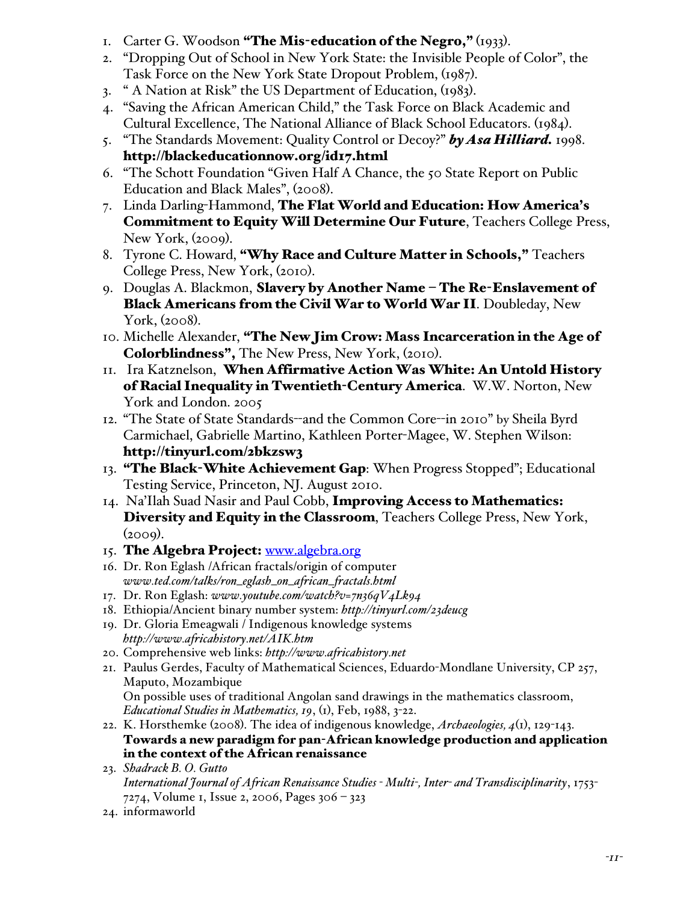1. Carter G. Woodson **"The Mis-education of the Negro,"** (1933).
2. "Dropping Out of School in New York State: the Invisible People of Color", the Task Force on the New York State Dropout Problem, (1987).
3. " A Nation at Risk" the US Department of Education, (1983).
4. "Saving the African American Child," the Task Force on Black Academic and Cultural Excellence, The National Alliance of Black School Educators. (1984).
5. "The Standards Movement: Quality Control or Decoy?" ***by Asa Hilliard.*** 1998. **http://blackeducationnow.org/id17.html**
6. "The Schott Foundation "Given Half A Chance, the 50 State Report on Public Education and Black Males", (2008).
7. Linda Darling-Hammond, **The Flat World and Education: How America's Commitment to Equity Will Determine Our Future**, Teachers College Press, New York, (2009).
8. Tyrone C. Howard, **"Why Race and Culture Matter in Schools,"** Teachers College Press, New York, (2010).
9. Douglas A. Blackmon, **Slavery by Another Name – The Re-Enslavement of Black Americans from the Civil War to World War II**. Doubleday, New York, (2008).
10. Michelle Alexander, **"The New Jim Crow: Mass Incarceration in the Age of Colorblindness",** The New Press, New York, (2010).
11. Ira Katznelson, **When Affirmative Action Was White: An Untold History of Racial Inequality in Twentieth-Century America**. W.W. Norton, New York and London. 2005
12. "The State of State Standards--and the Common Core--in 2010" by Sheila Byrd Carmichael, Gabrielle Martino, Kathleen Porter-Magee, W. Stephen Wilson: **http://tinyurl.com/2bkzsw3**
13. **"The Black-White Achievement Gap**: When Progress Stopped"; Educational Testing Service, Princeton, NJ. August 2010.
14. Na'Ilah Suad Nasir and Paul Cobb, **Improving Access to Mathematics: Diversity and Equity in the Classroom**, Teachers College Press, New York, (2009).
15. **The Algebra Project:** www.algebra.org
16. Dr. Ron Eglash /African fractals/origin of computer *www.ted.com/talks/ron_eglash_on_african_fractals.html*
17. Dr. Ron Eglash: *www.youtube.com/watch?v=7n36qV4Lk94*
18. Ethiopia/Ancient binary number system: *http://tinyurl.com/23deucg*
19. Dr. Gloria Emeagwali / Indigenous knowledge systems *http://www.africahistory.net/AIK.htm*
20. Comprehensive web links: *http://www.africahistory.net*
21. Paulus Gerdes, Faculty of Mathematical Sciences, Eduardo-Mondlane University, CP 257, Maputo, Mozambique
    On possible uses of traditional Angolan sand drawings in the mathematics classroom, *Educational Studies in Mathematics, 19*, (1), Feb, 1988, 3-22.
22. K. Horsthemke (2008). The idea of indigenous knowledge, *Archaeologies, 4*(1), 129-143.
    **Towards a new paradigm for pan-African knowledge production and application in the context of the African renaissance**
23. *Shadrack B. O. Gutto*
    *International Journal of African Renaissance Studies - Multi-, Inter- and Transdisciplinarity*, 1753-7274, Volume 1, Issue 2, 2006, Pages 306 – 323
24. informaworld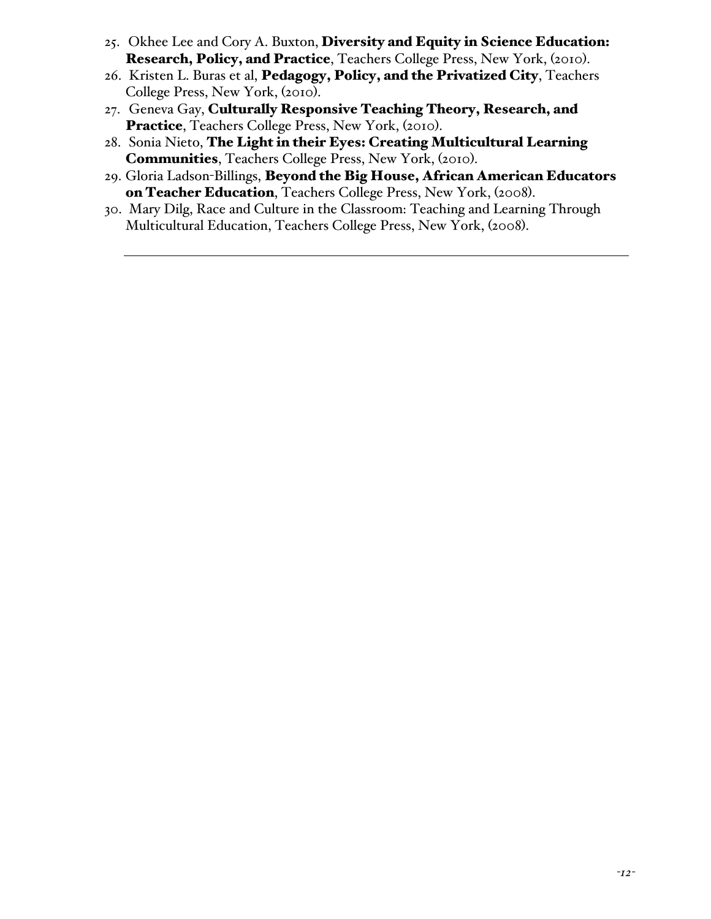25. Okhee Lee and Cory A. Buxton, **Diversity and Equity in Science Education: Research, Policy, and Practice**, Teachers College Press, New York, (2010).
26. Kristen L. Buras et al, **Pedagogy, Policy, and the Privatized City**, Teachers College Press, New York, (2010).
27. Geneva Gay, **Culturally Responsive Teaching Theory, Research, and Practice**, Teachers College Press, New York, (2010).
28. Sonia Nieto, **The Light in their Eyes: Creating Multicultural Learning Communities**, Teachers College Press, New York, (2010).
29. Gloria Ladson-Billings, **Beyond the Big House, African American Educators on Teacher Education**, Teachers College Press, New York, (2008).
30. Mary Dilg, Race and Culture in the Classroom: Teaching and Learning Through Multicultural Education, Teachers College Press, New York, (2008).

---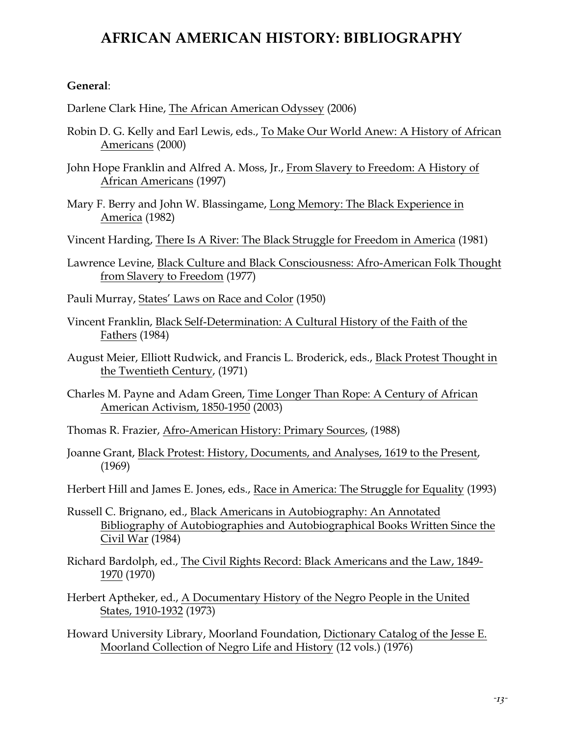# AFRICAN AMERICAN HISTORY: BIBLIOGRAPHY

**General**:

Darlene Clark Hine, The African American Odyssey (2006)

Robin D. G. Kelly and Earl Lewis, eds., To Make Our World Anew: A History of African Americans (2000)

John Hope Franklin and Alfred A. Moss, Jr., From Slavery to Freedom: A History of African Americans (1997)

Mary F. Berry and John W. Blassingame, Long Memory: The Black Experience in America (1982)

Vincent Harding, There Is A River: The Black Struggle for Freedom in America (1981)

Lawrence Levine, Black Culture and Black Consciousness: Afro-American Folk Thought from Slavery to Freedom (1977)

Pauli Murray, States' Laws on Race and Color (1950)

Vincent Franklin, Black Self-Determination: A Cultural History of the Faith of the Fathers (1984)

August Meier, Elliott Rudwick, and Francis L. Broderick, eds., Black Protest Thought in the Twentieth Century, (1971)

Charles M. Payne and Adam Green, Time Longer Than Rope: A Century of African American Activism, 1850-1950 (2003)

Thomas R. Frazier, Afro-American History: Primary Sources, (1988)

Joanne Grant, Black Protest: History, Documents, and Analyses, 1619 to the Present, (1969)

Herbert Hill and James E. Jones, eds., Race in America: The Struggle for Equality (1993)

Russell C. Brignano, ed., Black Americans in Autobiography: An Annotated Bibliography of Autobiographies and Autobiographical Books Written Since the Civil War (1984)

Richard Bardolph, ed., The Civil Rights Record: Black Americans and the Law, 1849-1970 (1970)

Herbert Aptheker, ed., A Documentary History of the Negro People in the United States, 1910-1932 (1973)

Howard University Library, Moorland Foundation, Dictionary Catalog of the Jesse E. Moorland Collection of Negro Life and History (12 vols.) (1976)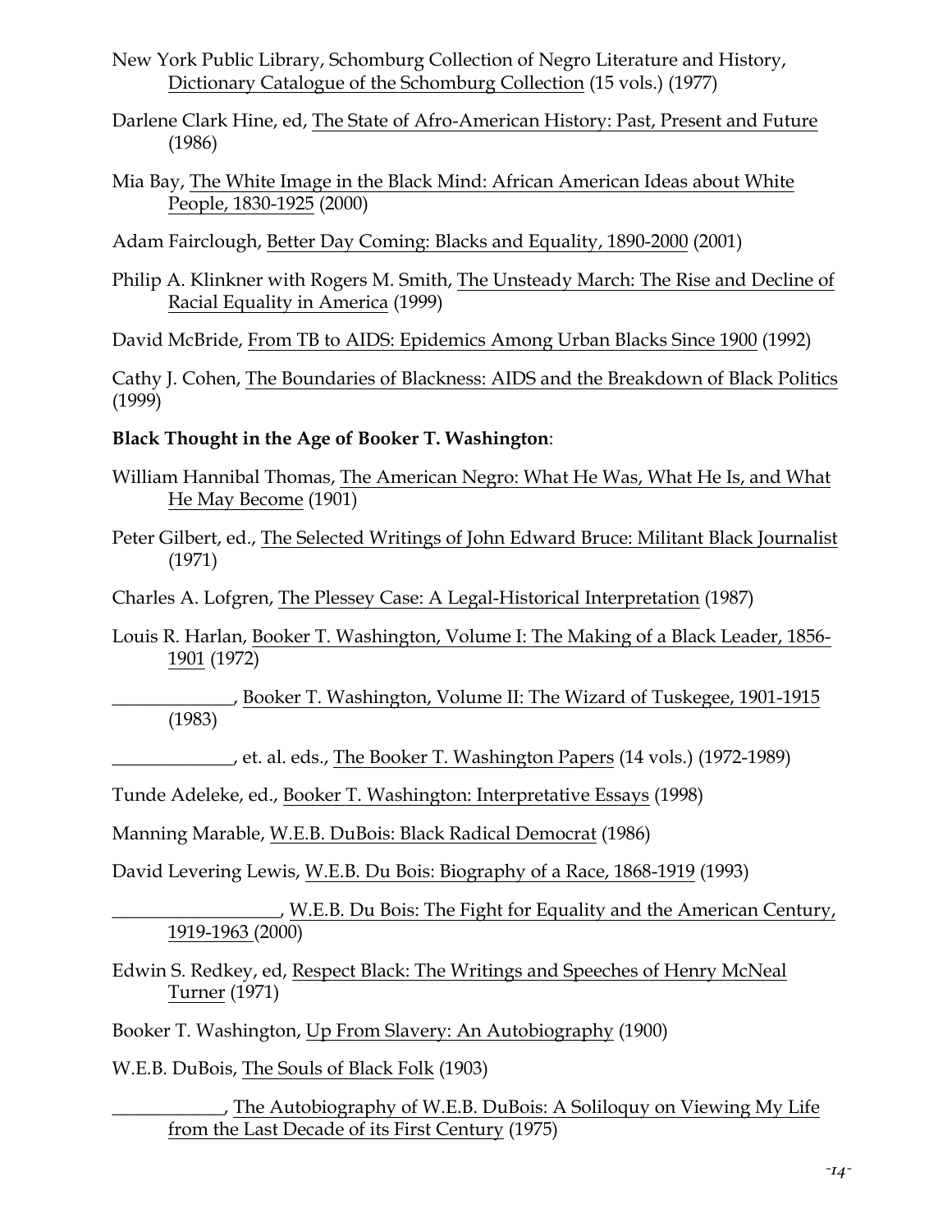New York Public Library, Schomburg Collection of Negro Literature and History, Dictionary Catalogue of the Schomburg Collection (15 vols.) (1977)

Darlene Clark Hine, ed, The State of Afro-American History: Past, Present and Future (1986)

Mia Bay, The White Image in the Black Mind: African American Ideas about White People, 1830-1925 (2000)

Adam Fairclough, Better Day Coming: Blacks and Equality, 1890-2000 (2001)

Philip A. Klinkner with Rogers M. Smith, The Unsteady March: The Rise and Decline of Racial Equality in America (1999)

David McBride, From TB to AIDS: Epidemics Among Urban Blacks Since 1900 (1992)

Cathy J. Cohen, The Boundaries of Blackness: AIDS and the Breakdown of Black Politics (1999)

**Black Thought in the Age of Booker T. Washington**:

William Hannibal Thomas, The American Negro: What He Was, What He Is, and What He May Become (1901)

Peter Gilbert, ed., The Selected Writings of John Edward Bruce: Militant Black Journalist (1971)

Charles A. Lofgren, The Plessey Case: A Legal-Historical Interpretation (1987)

Louis R. Harlan, Booker T. Washington, Volume I: The Making of a Black Leader, 1856-1901 (1972)

_____________, Booker T. Washington, Volume II: The Wizard of Tuskegee, 1901-1915 (1983)

_____________, et. al. eds., The Booker T. Washington Papers (14 vols.) (1972-1989)

Tunde Adeleke, ed., Booker T. Washington: Interpretative Essays (1998)

Manning Marable, W.E.B. DuBois: Black Radical Democrat (1986)

David Levering Lewis, W.E.B. Du Bois: Biography of a Race, 1868-1919 (1993)

__________________, W.E.B. Du Bois: The Fight for Equality and the American Century, 1919-1963 (2000)

Edwin S. Redkey, ed, Respect Black: The Writings and Speeches of Henry McNeal Turner (1971)

Booker T. Washington, Up From Slavery: An Autobiography (1900)

W.E.B. DuBois, The Souls of Black Folk (1903)

____________, The Autobiography of W.E.B. DuBois: A Soliloquy on Viewing My Life from the Last Decade of its First Century (1975)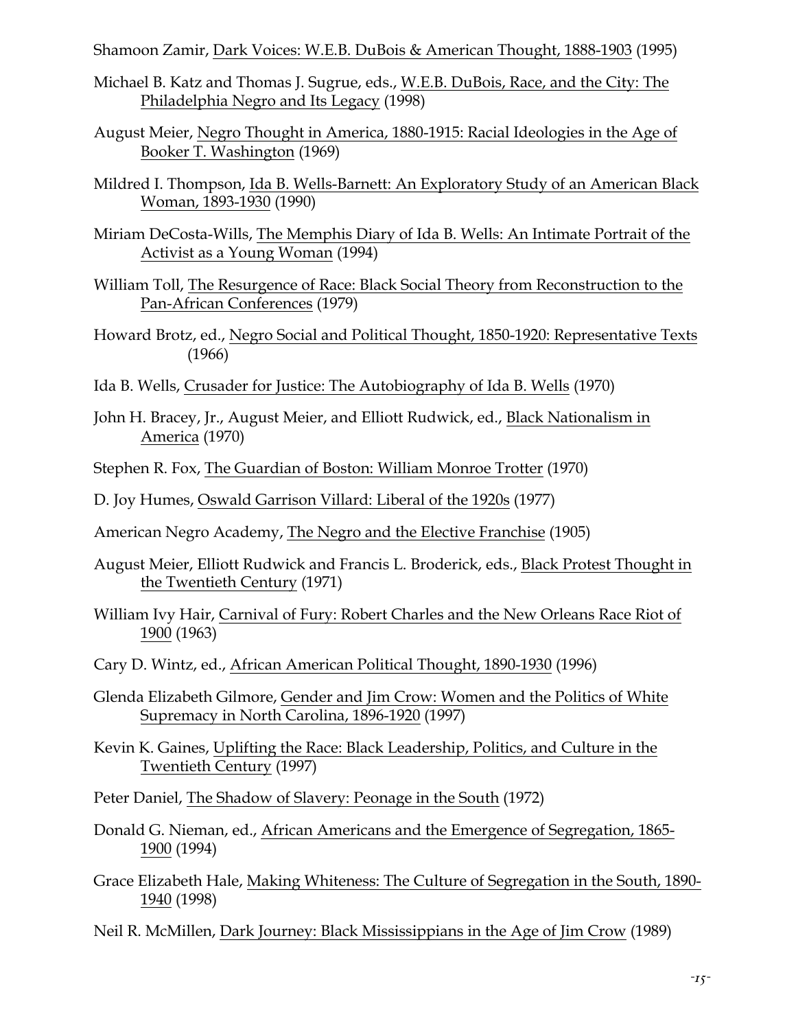Shamoon Zamir, Dark Voices: W.E.B. DuBois & American Thought, 1888-1903 (1995)

Michael B. Katz and Thomas J. Sugrue, eds., W.E.B. DuBois, Race, and the City: The Philadelphia Negro and Its Legacy (1998)

August Meier, Negro Thought in America, 1880-1915: Racial Ideologies in the Age of Booker T. Washington (1969)

Mildred I. Thompson, Ida B. Wells-Barnett: An Exploratory Study of an American Black Woman, 1893-1930 (1990)

Miriam DeCosta-Wills, The Memphis Diary of Ida B. Wells: An Intimate Portrait of the Activist as a Young Woman (1994)

William Toll, The Resurgence of Race: Black Social Theory from Reconstruction to the Pan-African Conferences (1979)

Howard Brotz, ed., Negro Social and Political Thought, 1850-1920: Representative Texts (1966)

Ida B. Wells, Crusader for Justice: The Autobiography of Ida B. Wells (1970)

John H. Bracey, Jr., August Meier, and Elliott Rudwick, ed., Black Nationalism in America (1970)

Stephen R. Fox, The Guardian of Boston: William Monroe Trotter (1970)

D. Joy Humes, Oswald Garrison Villard: Liberal of the 1920s (1977)

American Negro Academy, The Negro and the Elective Franchise (1905)

August Meier, Elliott Rudwick and Francis L. Broderick, eds., Black Protest Thought in the Twentieth Century (1971)

William Ivy Hair, Carnival of Fury: Robert Charles and the New Orleans Race Riot of 1900 (1963)

Cary D. Wintz, ed., African American Political Thought, 1890-1930 (1996)

Glenda Elizabeth Gilmore, Gender and Jim Crow: Women and the Politics of White Supremacy in North Carolina, 1896-1920 (1997)

Kevin K. Gaines, Uplifting the Race: Black Leadership, Politics, and Culture in the Twentieth Century (1997)

Peter Daniel, The Shadow of Slavery: Peonage in the South (1972)

Donald G. Nieman, ed., African Americans and the Emergence of Segregation, 1865-1900 (1994)

Grace Elizabeth Hale, Making Whiteness: The Culture of Segregation in the South, 1890-1940 (1998)

Neil R. McMillen, Dark Journey: Black Mississippians in the Age of Jim Crow (1989)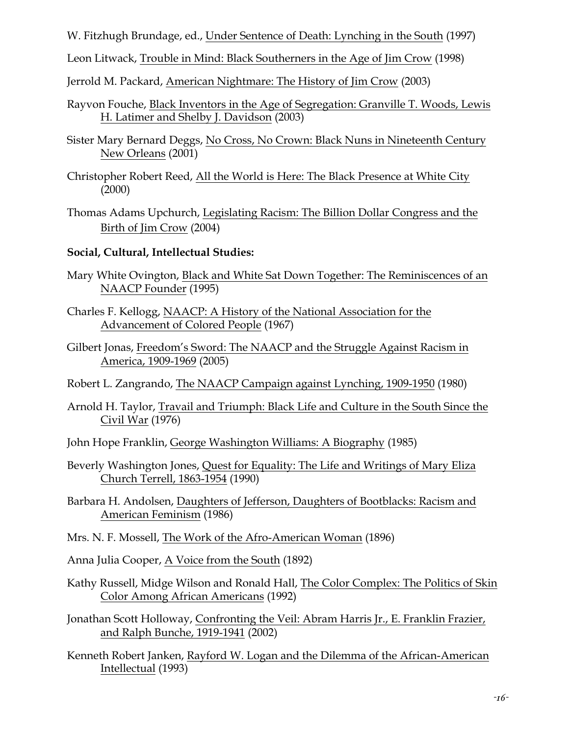W. Fitzhugh Brundage, ed., Under Sentence of Death: Lynching in the South (1997)

Leon Litwack, Trouble in Mind: Black Southerners in the Age of Jim Crow (1998)

Jerrold M. Packard, American Nightmare: The History of Jim Crow (2003)

Rayvon Fouche, Black Inventors in the Age of Segregation: Granville T. Woods, Lewis H. Latimer and Shelby J. Davidson (2003)

Sister Mary Bernard Deggs, No Cross, No Crown: Black Nuns in Nineteenth Century New Orleans (2001)

Christopher Robert Reed, All the World is Here: The Black Presence at White City (2000)

Thomas Adams Upchurch, Legislating Racism: The Billion Dollar Congress and the Birth of Jim Crow (2004)

**Social, Cultural, Intellectual Studies:**

Mary White Ovington, Black and White Sat Down Together: The Reminiscences of an NAACP Founder (1995)

Charles F. Kellogg, NAACP: A History of the National Association for the Advancement of Colored People (1967)

Gilbert Jonas, Freedom's Sword: The NAACP and the Struggle Against Racism in America, 1909-1969 (2005)

Robert L. Zangrando, The NAACP Campaign against Lynching, 1909-1950 (1980)

Arnold H. Taylor, Travail and Triumph: Black Life and Culture in the South Since the Civil War (1976)

John Hope Franklin, George Washington Williams: A Biography (1985)

Beverly Washington Jones, Quest for Equality: The Life and Writings of Mary Eliza Church Terrell, 1863-1954 (1990)

Barbara H. Andolsen, Daughters of Jefferson, Daughters of Bootblacks: Racism and American Feminism (1986)

Mrs. N. F. Mossell, The Work of the Afro-American Woman (1896)

Anna Julia Cooper, A Voice from the South (1892)

Kathy Russell, Midge Wilson and Ronald Hall, The Color Complex: The Politics of Skin Color Among African Americans (1992)

Jonathan Scott Holloway, Confronting the Veil: Abram Harris Jr., E. Franklin Frazier, and Ralph Bunche, 1919-1941 (2002)

Kenneth Robert Janken, Rayford W. Logan and the Dilemma of the African-American Intellectual (1993)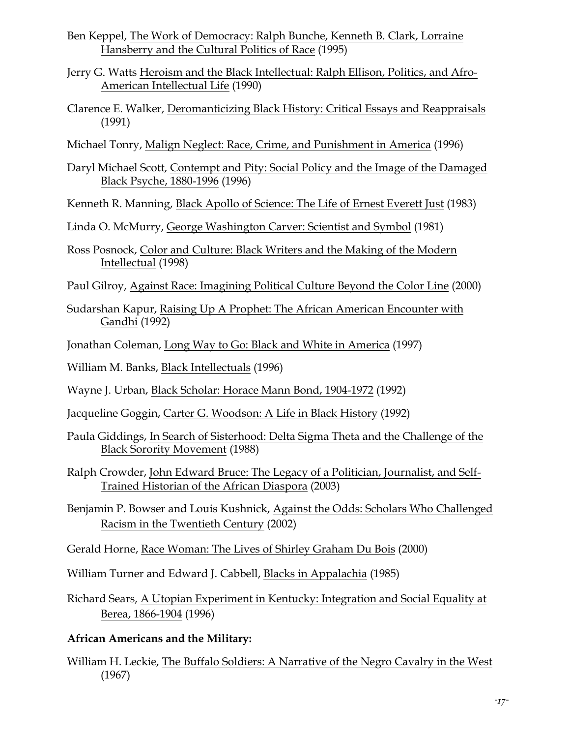Ben Keppel, The Work of Democracy: Ralph Bunche, Kenneth B. Clark, Lorraine Hansberry and the Cultural Politics of Race (1995)

Jerry G. Watts Heroism and the Black Intellectual: Ralph Ellison, Politics, and Afro-American Intellectual Life (1990)

Clarence E. Walker, Deromanticizing Black History: Critical Essays and Reappraisals (1991)

Michael Tonry, Malign Neglect: Race, Crime, and Punishment in America (1996)

Daryl Michael Scott, Contempt and Pity: Social Policy and the Image of the Damaged Black Psyche, 1880-1996 (1996)

Kenneth R. Manning, Black Apollo of Science: The Life of Ernest Everett Just (1983)

Linda O. McMurry, George Washington Carver: Scientist and Symbol (1981)

Ross Posnock, Color and Culture: Black Writers and the Making of the Modern Intellectual (1998)

Paul Gilroy, Against Race: Imagining Political Culture Beyond the Color Line (2000)

Sudarshan Kapur, Raising Up A Prophet: The African American Encounter with Gandhi (1992)

Jonathan Coleman, Long Way to Go: Black and White in America (1997)

William M. Banks, Black Intellectuals (1996)

Wayne J. Urban, Black Scholar: Horace Mann Bond, 1904-1972 (1992)

Jacqueline Goggin, Carter G. Woodson: A Life in Black History (1992)

Paula Giddings, In Search of Sisterhood: Delta Sigma Theta and the Challenge of the Black Sorority Movement (1988)

Ralph Crowder, John Edward Bruce: The Legacy of a Politician, Journalist, and Self-Trained Historian of the African Diaspora (2003)

Benjamin P. Bowser and Louis Kushnick, Against the Odds: Scholars Who Challenged Racism in the Twentieth Century (2002)

Gerald Horne, Race Woman: The Lives of Shirley Graham Du Bois (2000)

William Turner and Edward J. Cabbell, Blacks in Appalachia (1985)

Richard Sears, A Utopian Experiment in Kentucky: Integration and Social Equality at Berea, 1866-1904 (1996)

**African Americans and the Military:**

William H. Leckie, The Buffalo Soldiers: A Narrative of the Negro Cavalry in the West (1967)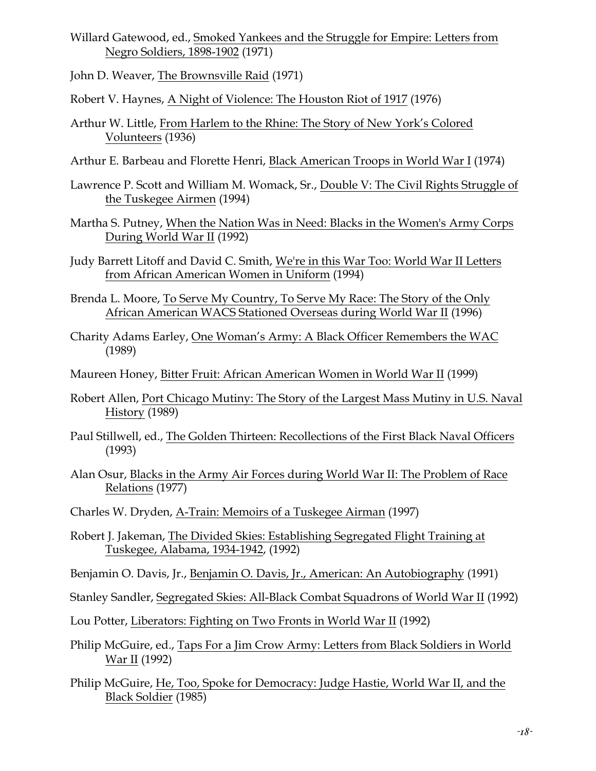Willard Gatewood, ed., Smoked Yankees and the Struggle for Empire: Letters from Negro Soldiers, 1898-1902 (1971)

John D. Weaver, The Brownsville Raid (1971)

Robert V. Haynes, A Night of Violence: The Houston Riot of 1917 (1976)

Arthur W. Little, From Harlem to the Rhine: The Story of New York's Colored Volunteers (1936)

Arthur E. Barbeau and Florette Henri, Black American Troops in World War I (1974)

Lawrence P. Scott and William M. Womack, Sr., Double V: The Civil Rights Struggle of the Tuskegee Airmen (1994)

Martha S. Putney, When the Nation Was in Need: Blacks in the Women's Army Corps During World War II (1992)

Judy Barrett Litoff and David C. Smith, We're in this War Too: World War II Letters from African American Women in Uniform (1994)

Brenda L. Moore, To Serve My Country, To Serve My Race: The Story of the Only African American WACS Stationed Overseas during World War II (1996)

Charity Adams Earley, One Woman's Army: A Black Officer Remembers the WAC (1989)

Maureen Honey, Bitter Fruit: African American Women in World War II (1999)

Robert Allen, Port Chicago Mutiny: The Story of the Largest Mass Mutiny in U.S. Naval History (1989)

Paul Stillwell, ed., The Golden Thirteen: Recollections of the First Black Naval Officers (1993)

Alan Osur, Blacks in the Army Air Forces during World War II: The Problem of Race Relations (1977)

Charles W. Dryden, A-Train: Memoirs of a Tuskegee Airman (1997)

Robert J. Jakeman, The Divided Skies: Establishing Segregated Flight Training at Tuskegee, Alabama, 1934-1942, (1992)

Benjamin O. Davis, Jr., Benjamin O. Davis, Jr., American: An Autobiography (1991)

Stanley Sandler, Segregated Skies: All-Black Combat Squadrons of World War II (1992)

Lou Potter, Liberators: Fighting on Two Fronts in World War II (1992)

Philip McGuire, ed., Taps For a Jim Crow Army: Letters from Black Soldiers in World War II (1992)

Philip McGuire, He, Too, Spoke for Democracy: Judge Hastie, World War II, and the Black Soldier (1985)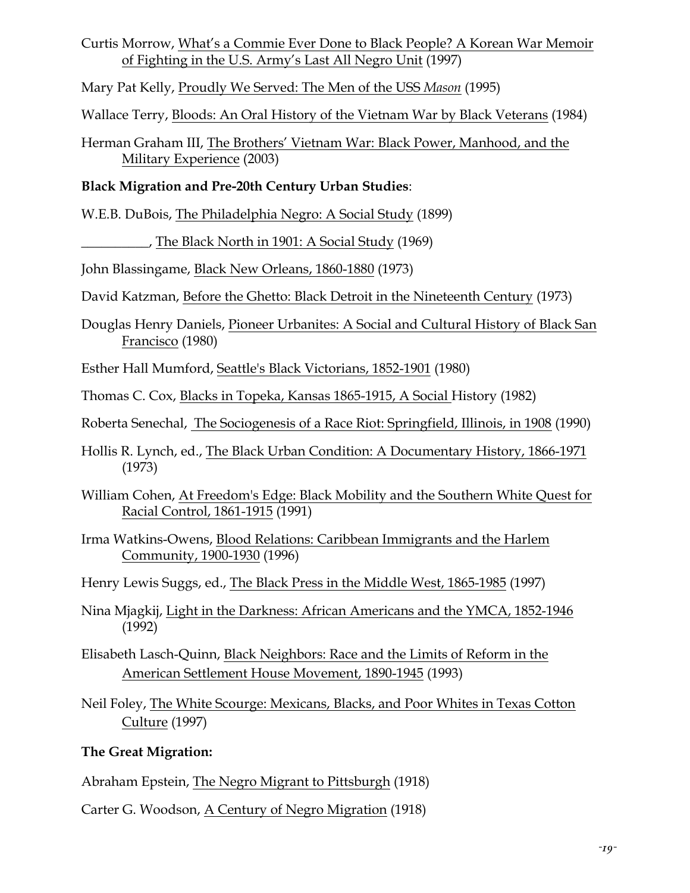Curtis Morrow, What's a Commie Ever Done to Black People? A Korean War Memoir of Fighting in the U.S. Army's Last All Negro Unit (1997)

Mary Pat Kelly, Proudly We Served: The Men of the USS *Mason* (1995)

Wallace Terry, Bloods: An Oral History of the Vietnam War by Black Veterans (1984)

Herman Graham III, The Brothers' Vietnam War: Black Power, Manhood, and the Military Experience (2003)

**Black Migration and Pre-20th Century Urban Studies**:

W.E.B. DuBois, The Philadelphia Negro: A Social Study (1899)

__________, The Black North in 1901: A Social Study (1969)

John Blassingame, Black New Orleans, 1860-1880 (1973)

David Katzman, Before the Ghetto: Black Detroit in the Nineteenth Century (1973)

Douglas Henry Daniels, Pioneer Urbanites: A Social and Cultural History of Black San Francisco (1980)

Esther Hall Mumford, Seattle's Black Victorians, 1852-1901 (1980)

Thomas C. Cox, Blacks in Topeka, Kansas 1865-1915, A Social History (1982)

Roberta Senechal, The Sociogenesis of a Race Riot: Springfield, Illinois, in 1908 (1990)

Hollis R. Lynch, ed., The Black Urban Condition: A Documentary History, 1866-1971 (1973)

William Cohen, At Freedom's Edge: Black Mobility and the Southern White Quest for Racial Control, 1861-1915 (1991)

Irma Watkins-Owens, Blood Relations: Caribbean Immigrants and the Harlem Community, 1900-1930 (1996)

Henry Lewis Suggs, ed., The Black Press in the Middle West, 1865-1985 (1997)

Nina Mjagkij, Light in the Darkness: African Americans and the YMCA, 1852-1946 (1992)

Elisabeth Lasch-Quinn, Black Neighbors: Race and the Limits of Reform in the American Settlement House Movement, 1890-1945 (1993)

Neil Foley, The White Scourge: Mexicans, Blacks, and Poor Whites in Texas Cotton Culture (1997)

**The Great Migration:**

Abraham Epstein, The Negro Migrant to Pittsburgh (1918)

Carter G. Woodson, A Century of Negro Migration (1918)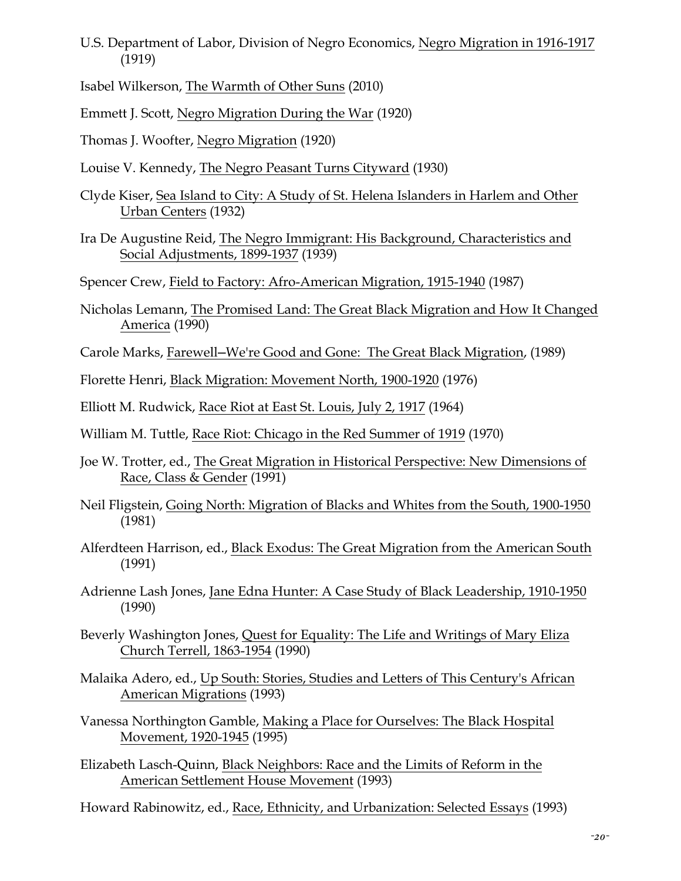U.S. Department of Labor, Division of Negro Economics, Negro Migration in 1916-1917 (1919)

Isabel Wilkerson, The Warmth of Other Suns (2010)

Emmett J. Scott, Negro Migration During the War (1920)

Thomas J. Woofter, Negro Migration (1920)

Louise V. Kennedy, The Negro Peasant Turns Cityward (1930)

Clyde Kiser, Sea Island to City: A Study of St. Helena Islanders in Harlem and Other Urban Centers (1932)

Ira De Augustine Reid, The Negro Immigrant: His Background, Characteristics and Social Adjustments, 1899-1937 (1939)

Spencer Crew, Field to Factory: Afro-American Migration, 1915-1940 (1987)

Nicholas Lemann, The Promised Land: The Great Black Migration and How It Changed America (1990)

Carole Marks, Farewell--We're Good and Gone: The Great Black Migration, (1989)

Florette Henri, Black Migration: Movement North, 1900-1920 (1976)

Elliott M. Rudwick, Race Riot at East St. Louis, July 2, 1917 (1964)

William M. Tuttle, Race Riot: Chicago in the Red Summer of 1919 (1970)

Joe W. Trotter, ed., The Great Migration in Historical Perspective: New Dimensions of Race, Class & Gender (1991)

Neil Fligstein, Going North: Migration of Blacks and Whites from the South, 1900-1950 (1981)

Alferdteen Harrison, ed., Black Exodus: The Great Migration from the American South (1991)

Adrienne Lash Jones, Jane Edna Hunter: A Case Study of Black Leadership, 1910-1950 (1990)

Beverly Washington Jones, Quest for Equality: The Life and Writings of Mary Eliza Church Terrell, 1863-1954 (1990)

Malaika Adero, ed., Up South: Stories, Studies and Letters of This Century's African American Migrations (1993)

Vanessa Northington Gamble, Making a Place for Ourselves: The Black Hospital Movement, 1920-1945 (1995)

Elizabeth Lasch-Quinn, Black Neighbors: Race and the Limits of Reform in the American Settlement House Movement (1993)

Howard Rabinowitz, ed., Race, Ethnicity, and Urbanization: Selected Essays (1993)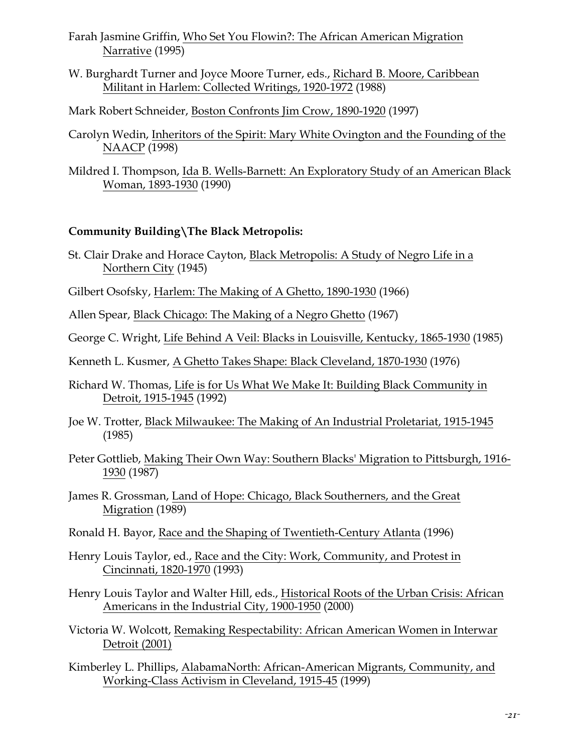Farah Jasmine Griffin, Who Set You Flowin?: The African American Migration Narrative (1995)

W. Burghardt Turner and Joyce Moore Turner, eds., Richard B. Moore, Caribbean Militant in Harlem: Collected Writings, 1920-1972 (1988)

Mark Robert Schneider, Boston Confronts Jim Crow, 1890-1920 (1997)

Carolyn Wedin, Inheritors of the Spirit: Mary White Ovington and the Founding of the NAACP (1998)

Mildred I. Thompson, Ida B. Wells-Barnett: An Exploratory Study of an American Black Woman, 1893-1930 (1990)

**Community Building\The Black Metropolis:**

St. Clair Drake and Horace Cayton, Black Metropolis: A Study of Negro Life in a Northern City (1945)

Gilbert Osofsky, Harlem: The Making of A Ghetto, 1890-1930 (1966)

Allen Spear, Black Chicago: The Making of a Negro Ghetto (1967)

George C. Wright, Life Behind A Veil: Blacks in Louisville, Kentucky, 1865-1930 (1985)

Kenneth L. Kusmer, A Ghetto Takes Shape: Black Cleveland, 1870-1930 (1976)

Richard W. Thomas, Life is for Us What We Make It: Building Black Community in Detroit, 1915-1945 (1992)

Joe W. Trotter, Black Milwaukee: The Making of An Industrial Proletariat, 1915-1945 (1985)

Peter Gottlieb, Making Their Own Way: Southern Blacks' Migration to Pittsburgh, 1916-1930 (1987)

James R. Grossman, Land of Hope: Chicago, Black Southerners, and the Great Migration (1989)

Ronald H. Bayor, Race and the Shaping of Twentieth-Century Atlanta (1996)

Henry Louis Taylor, ed., Race and the City: Work, Community, and Protest in Cincinnati, 1820-1970 (1993)

Henry Louis Taylor and Walter Hill, eds., Historical Roots of the Urban Crisis: African Americans in the Industrial City, 1900-1950 (2000)

Victoria W. Wolcott, Remaking Respectability: African American Women in Interwar Detroit (2001)

Kimberley L. Phillips, AlabamaNorth: African-American Migrants, Community, and Working-Class Activism in Cleveland, 1915-45 (1999)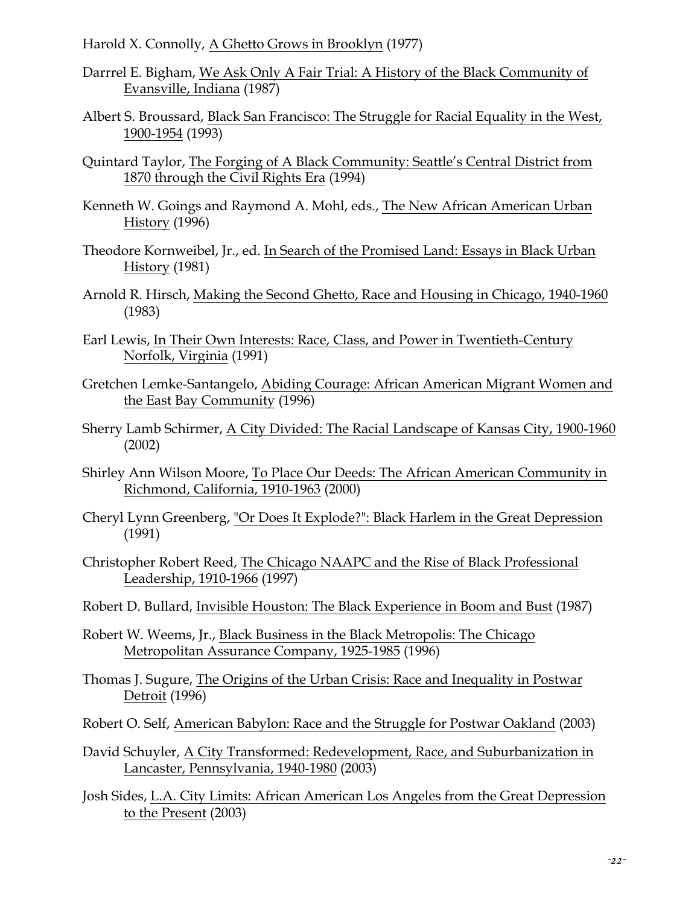Harold X. Connolly, A Ghetto Grows in Brooklyn (1977)

Darrrel E. Bigham, We Ask Only A Fair Trial: A History of the Black Community of Evansville, Indiana (1987)

Albert S. Broussard, Black San Francisco: The Struggle for Racial Equality in the West, 1900-1954 (1993)

Quintard Taylor, The Forging of A Black Community: Seattle's Central District from 1870 through the Civil Rights Era (1994)

Kenneth W. Goings and Raymond A. Mohl, eds., The New African American Urban History (1996)

Theodore Kornweibel, Jr., ed. In Search of the Promised Land: Essays in Black Urban History (1981)

Arnold R. Hirsch, Making the Second Ghetto, Race and Housing in Chicago, 1940-1960 (1983)

Earl Lewis, In Their Own Interests: Race, Class, and Power in Twentieth-Century Norfolk, Virginia (1991)

Gretchen Lemke-Santangelo, Abiding Courage: African American Migrant Women and the East Bay Community (1996)

Sherry Lamb Schirmer, A City Divided: The Racial Landscape of Kansas City, 1900-1960 (2002)

Shirley Ann Wilson Moore, To Place Our Deeds: The African American Community in Richmond, California, 1910-1963 (2000)

Cheryl Lynn Greenberg, "Or Does It Explode?": Black Harlem in the Great Depression (1991)

Christopher Robert Reed, The Chicago NAAPC and the Rise of Black Professional Leadership, 1910-1966 (1997)

Robert D. Bullard, Invisible Houston: The Black Experience in Boom and Bust (1987)

Robert W. Weems, Jr., Black Business in the Black Metropolis: The Chicago Metropolitan Assurance Company, 1925-1985 (1996)

Thomas J. Sugure, The Origins of the Urban Crisis: Race and Inequality in Postwar Detroit (1996)

Robert O. Self, American Babylon: Race and the Struggle for Postwar Oakland (2003)

David Schuyler, A City Transformed: Redevelopment, Race, and Suburbanization in Lancaster, Pennsylvania, 1940-1980 (2003)

Josh Sides, L.A. City Limits: African American Los Angeles from the Great Depression to the Present (2003)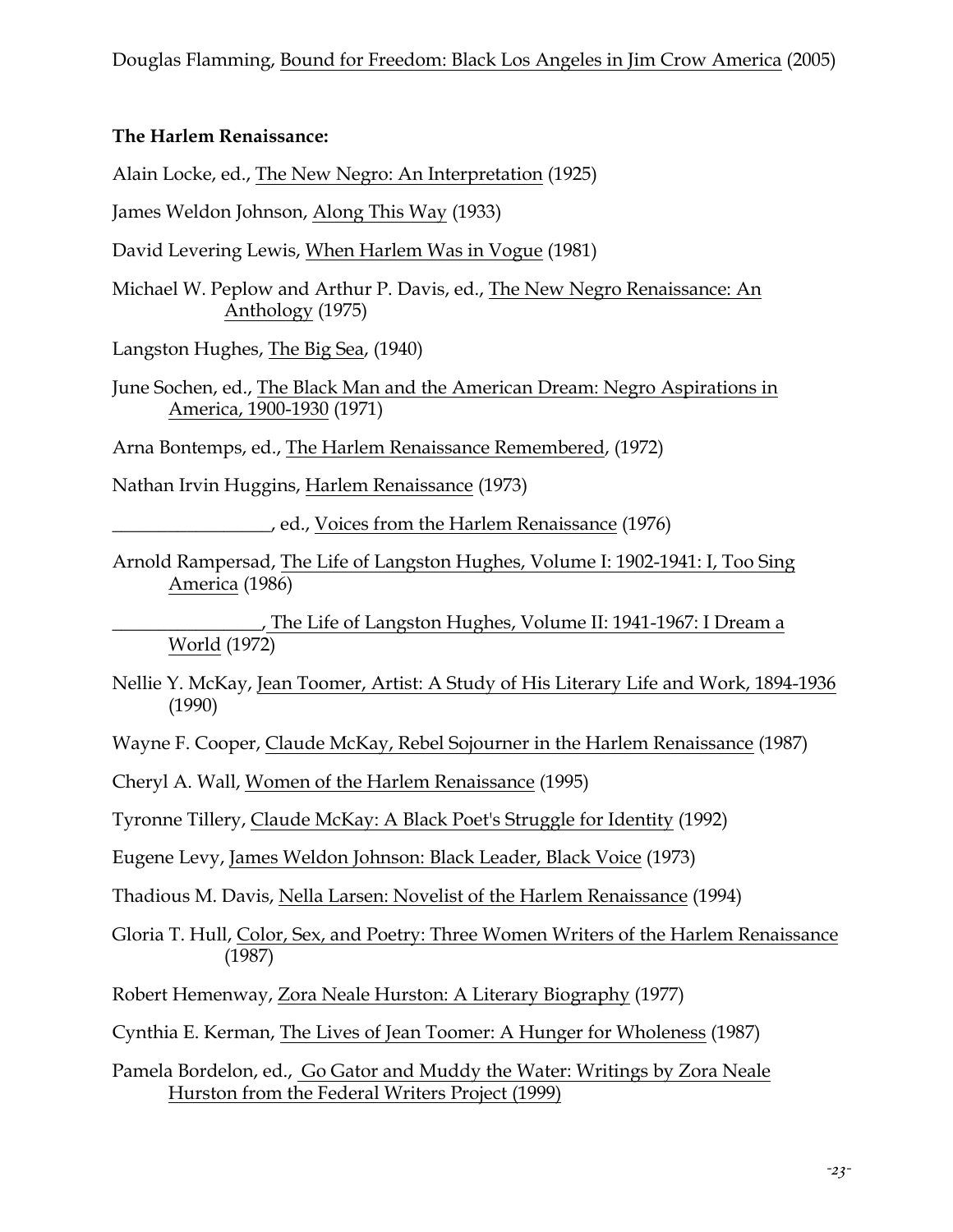Douglas Flamming, Bound for Freedom: Black Los Angeles in Jim Crow America (2005)

**The Harlem Renaissance:**

Alain Locke, ed., The New Negro: An Interpretation (1925)

James Weldon Johnson, Along This Way (1933)

David Levering Lewis, When Harlem Was in Vogue (1981)

Michael W. Peplow and Arthur P. Davis, ed., The New Negro Renaissance: An Anthology (1975)

Langston Hughes, The Big Sea, (1940)

June Sochen, ed., The Black Man and the American Dream: Negro Aspirations in America, 1900-1930 (1971)

Arna Bontemps, ed., The Harlem Renaissance Remembered, (1972)

Nathan Irvin Huggins, Harlem Renaissance (1973)

_________________, ed., Voices from the Harlem Renaissance (1976)

Arnold Rampersad, The Life of Langston Hughes, Volume I: 1902-1941: I, Too Sing America (1986)

________________, The Life of Langston Hughes, Volume II: 1941-1967: I Dream a World (1972)

Nellie Y. McKay, Jean Toomer, Artist: A Study of His Literary Life and Work, 1894-1936 (1990)

Wayne F. Cooper, Claude McKay, Rebel Sojourner in the Harlem Renaissance (1987)

Cheryl A. Wall, Women of the Harlem Renaissance (1995)

Tyronne Tillery, Claude McKay: A Black Poet's Struggle for Identity (1992)

Eugene Levy, James Weldon Johnson: Black Leader, Black Voice (1973)

Thadious M. Davis, Nella Larsen: Novelist of the Harlem Renaissance (1994)

Gloria T. Hull, Color, Sex, and Poetry: Three Women Writers of the Harlem Renaissance (1987)

Robert Hemenway, Zora Neale Hurston: A Literary Biography (1977)

Cynthia E. Kerman, The Lives of Jean Toomer: A Hunger for Wholeness (1987)

Pamela Bordelon, ed., Go Gator and Muddy the Water: Writings by Zora Neale Hurston from the Federal Writers Project (1999)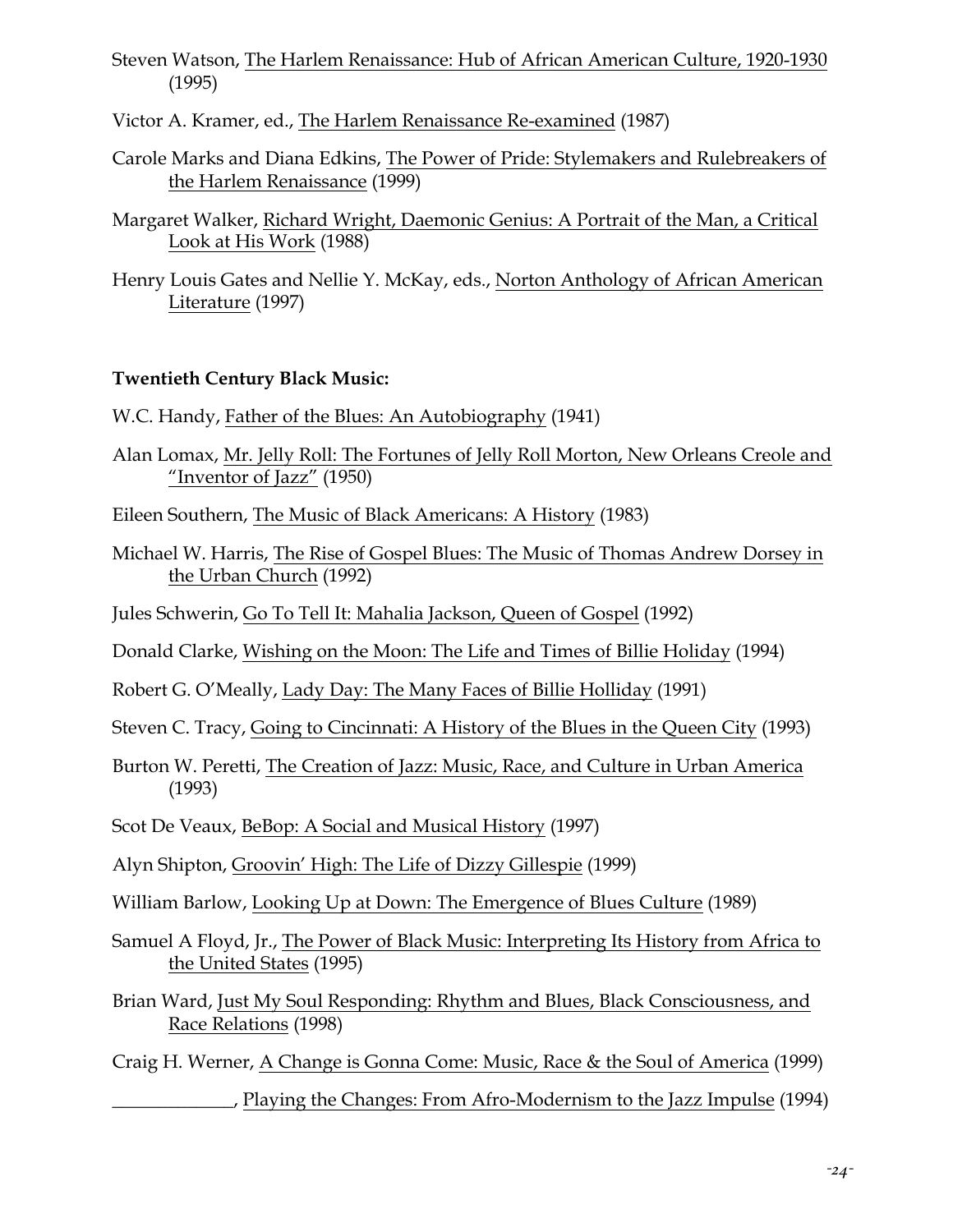Steven Watson, The Harlem Renaissance: Hub of African American Culture, 1920-1930 (1995)

Victor A. Kramer, ed., The Harlem Renaissance Re-examined (1987)

Carole Marks and Diana Edkins, The Power of Pride: Stylemakers and Rulebreakers of the Harlem Renaissance (1999)

Margaret Walker, Richard Wright, Daemonic Genius: A Portrait of the Man, a Critical Look at His Work (1988)

Henry Louis Gates and Nellie Y. McKay, eds., Norton Anthology of African American Literature (1997)

**Twentieth Century Black Music:**

W.C. Handy, Father of the Blues: An Autobiography (1941)

Alan Lomax, Mr. Jelly Roll: The Fortunes of Jelly Roll Morton, New Orleans Creole and "Inventor of Jazz" (1950)

Eileen Southern, The Music of Black Americans: A History (1983)

Michael W. Harris, The Rise of Gospel Blues: The Music of Thomas Andrew Dorsey in the Urban Church (1992)

Jules Schwerin, Go To Tell It: Mahalia Jackson, Queen of Gospel (1992)

Donald Clarke, Wishing on the Moon: The Life and Times of Billie Holiday (1994)

Robert G. O'Meally, Lady Day: The Many Faces of Billie Holliday (1991)

Steven C. Tracy, Going to Cincinnati: A History of the Blues in the Queen City (1993)

Burton W. Peretti, The Creation of Jazz: Music, Race, and Culture in Urban America (1993)

Scot De Veaux, BeBop: A Social and Musical History (1997)

Alyn Shipton, Groovin' High: The Life of Dizzy Gillespie (1999)

William Barlow, Looking Up at Down: The Emergence of Blues Culture (1989)

Samuel A Floyd, Jr., The Power of Black Music: Interpreting Its History from Africa to the United States (1995)

Brian Ward, Just My Soul Responding: Rhythm and Blues, Black Consciousness, and Race Relations (1998)

Craig H. Werner, A Change is Gonna Come: Music, Race & the Soul of America (1999)

_____________, Playing the Changes: From Afro-Modernism to the Jazz Impulse (1994)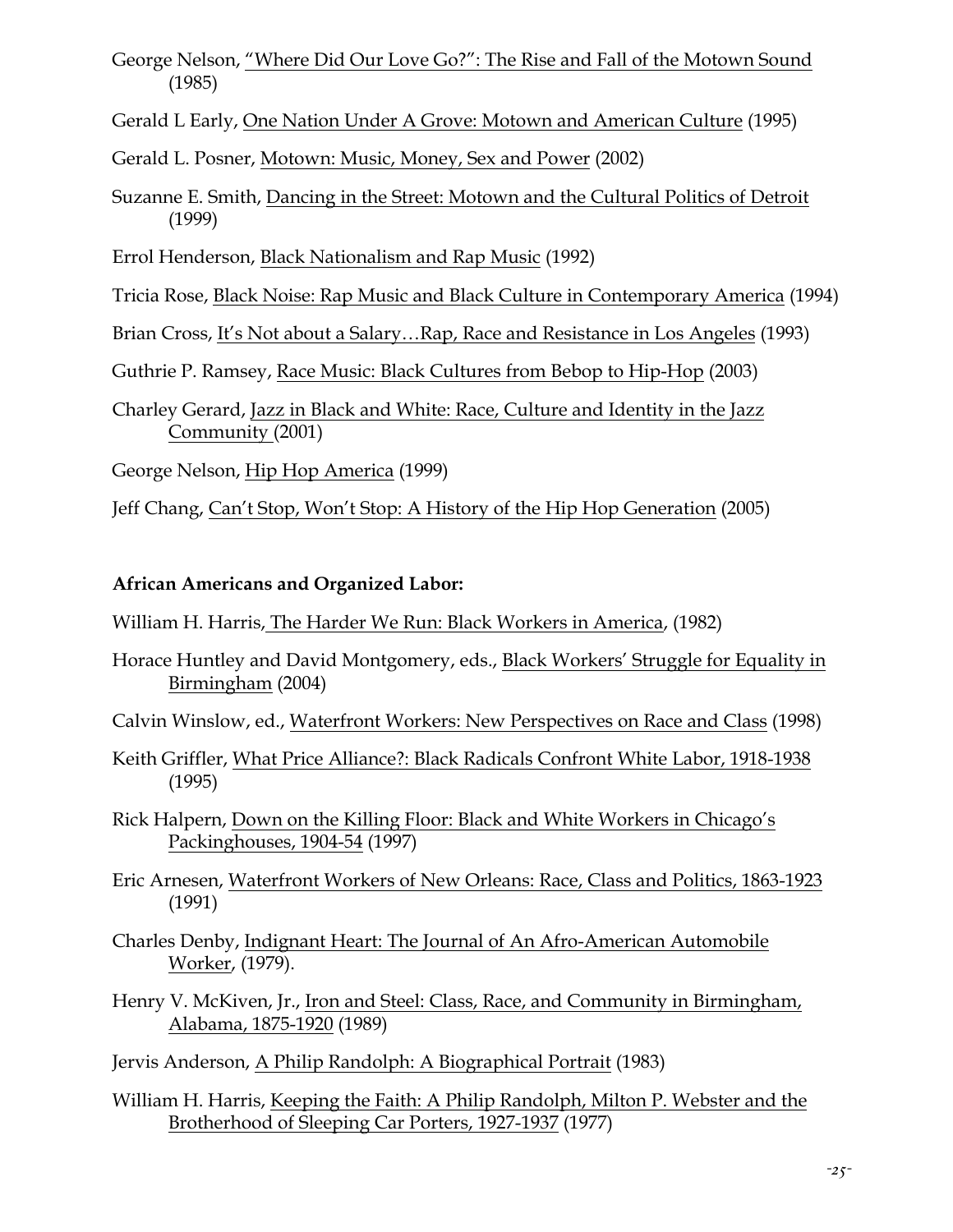George Nelson, "Where Did Our Love Go?": The Rise and Fall of the Motown Sound (1985)

Gerald L Early, One Nation Under A Grove: Motown and American Culture (1995)

Gerald L. Posner, Motown: Music, Money, Sex and Power (2002)

Suzanne E. Smith, Dancing in the Street: Motown and the Cultural Politics of Detroit (1999)

Errol Henderson, Black Nationalism and Rap Music (1992)

Tricia Rose, Black Noise: Rap Music and Black Culture in Contemporary America (1994)

Brian Cross, It's Not about a Salary…Rap, Race and Resistance in Los Angeles (1993)

Guthrie P. Ramsey, Race Music: Black Cultures from Bebop to Hip-Hop (2003)

Charley Gerard, Jazz in Black and White: Race, Culture and Identity in the Jazz Community (2001)

George Nelson, Hip Hop America (1999)

Jeff Chang, Can't Stop, Won't Stop: A History of the Hip Hop Generation (2005)

**African Americans and Organized Labor:**

William H. Harris, The Harder We Run: Black Workers in America, (1982)

Horace Huntley and David Montgomery, eds., Black Workers' Struggle for Equality in Birmingham (2004)

Calvin Winslow, ed., Waterfront Workers: New Perspectives on Race and Class (1998)

Keith Griffler, What Price Alliance?: Black Radicals Confront White Labor, 1918-1938 (1995)

Rick Halpern, Down on the Killing Floor: Black and White Workers in Chicago's Packinghouses, 1904-54 (1997)

Eric Arnesen, Waterfront Workers of New Orleans: Race, Class and Politics, 1863-1923 (1991)

Charles Denby, Indignant Heart: The Journal of An Afro-American Automobile Worker, (1979).

Henry V. McKiven, Jr., Iron and Steel: Class, Race, and Community in Birmingham, Alabama, 1875-1920 (1989)

Jervis Anderson, A Philip Randolph: A Biographical Portrait (1983)

William H. Harris, Keeping the Faith: A Philip Randolph, Milton P. Webster and the Brotherhood of Sleeping Car Porters, 1927-1937 (1977)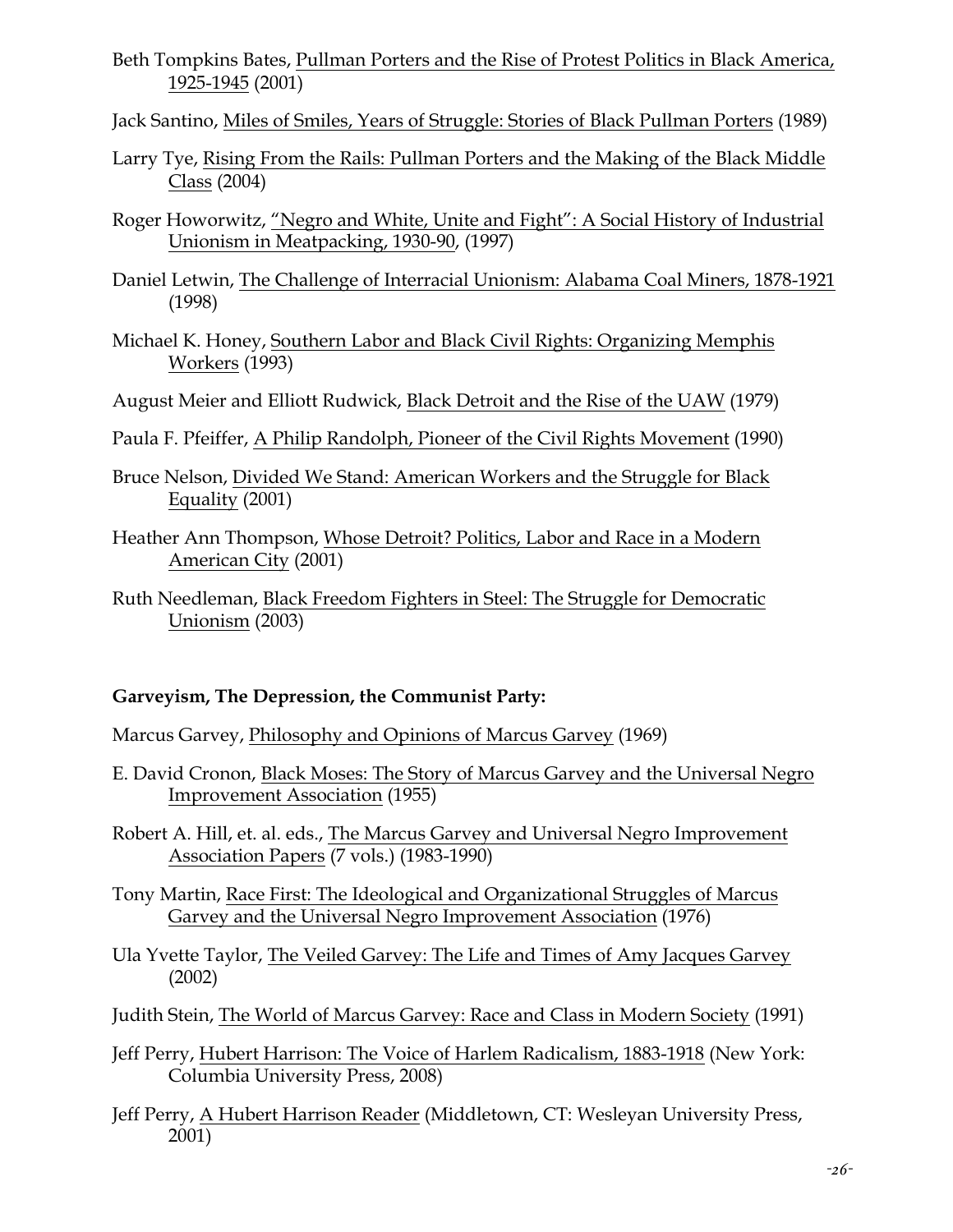Beth Tompkins Bates, Pullman Porters and the Rise of Protest Politics in Black America, 1925-1945 (2001)

Jack Santino, Miles of Smiles, Years of Struggle: Stories of Black Pullman Porters (1989)

Larry Tye, Rising From the Rails: Pullman Porters and the Making of the Black Middle Class (2004)

Roger Howorwitz, "Negro and White, Unite and Fight": A Social History of Industrial Unionism in Meatpacking, 1930-90, (1997)

Daniel Letwin, The Challenge of Interracial Unionism: Alabama Coal Miners, 1878-1921 (1998)

Michael K. Honey, Southern Labor and Black Civil Rights: Organizing Memphis Workers (1993)

August Meier and Elliott Rudwick, Black Detroit and the Rise of the UAW (1979)

Paula F. Pfeiffer, A Philip Randolph, Pioneer of the Civil Rights Movement (1990)

Bruce Nelson, Divided We Stand: American Workers and the Struggle for Black Equality (2001)

Heather Ann Thompson, Whose Detroit? Politics, Labor and Race in a Modern American City (2001)

Ruth Needleman, Black Freedom Fighters in Steel: The Struggle for Democratic Unionism (2003)

**Garveyism, The Depression, the Communist Party:**

Marcus Garvey, Philosophy and Opinions of Marcus Garvey (1969)

E. David Cronon, Black Moses: The Story of Marcus Garvey and the Universal Negro Improvement Association (1955)

Robert A. Hill, et. al. eds., The Marcus Garvey and Universal Negro Improvement Association Papers (7 vols.) (1983-1990)

Tony Martin, Race First: The Ideological and Organizational Struggles of Marcus Garvey and the Universal Negro Improvement Association (1976)

Ula Yvette Taylor, The Veiled Garvey: The Life and Times of Amy Jacques Garvey (2002)

Judith Stein, The World of Marcus Garvey: Race and Class in Modern Society (1991)

Jeff Perry, Hubert Harrison: The Voice of Harlem Radicalism, 1883-1918 (New York: Columbia University Press, 2008)

Jeff Perry, A Hubert Harrison Reader (Middletown, CT: Wesleyan University Press, 2001)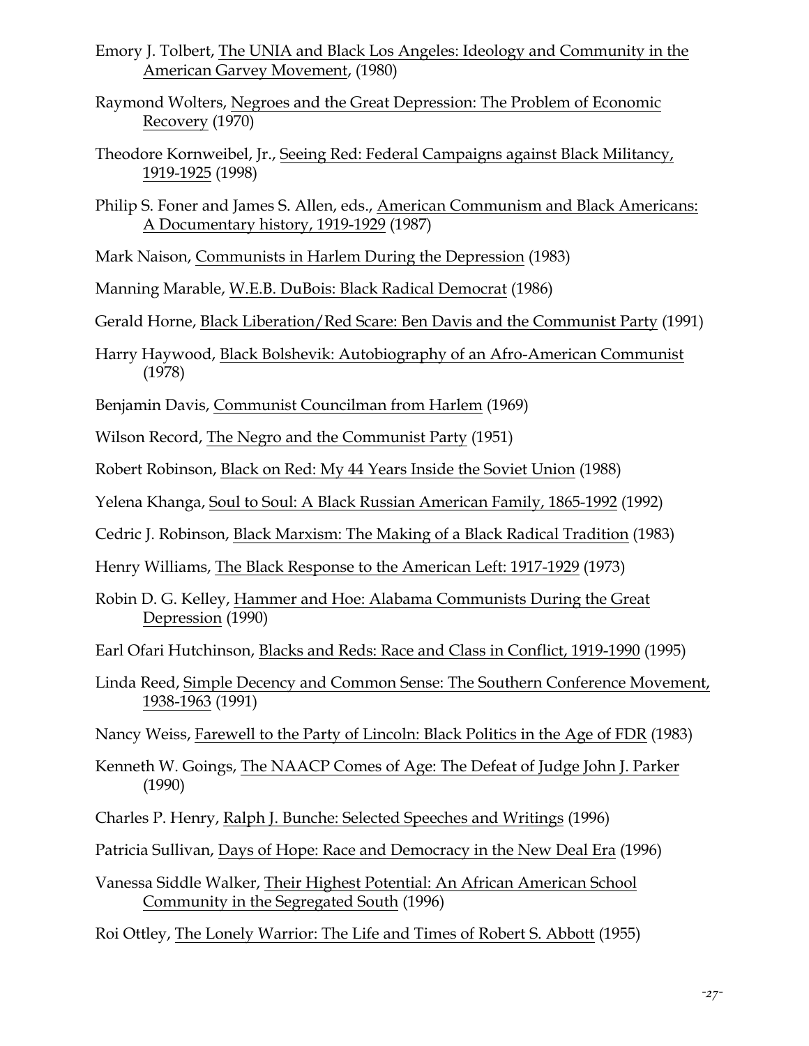Emory J. Tolbert, The UNIA and Black Los Angeles: Ideology and Community in the American Garvey Movement, (1980)

Raymond Wolters, Negroes and the Great Depression: The Problem of Economic Recovery (1970)

Theodore Kornweibel, Jr., Seeing Red: Federal Campaigns against Black Militancy, 1919-1925 (1998)

Philip S. Foner and James S. Allen, eds., American Communism and Black Americans: A Documentary history, 1919-1929 (1987)

Mark Naison, Communists in Harlem During the Depression (1983)

Manning Marable, W.E.B. DuBois: Black Radical Democrat (1986)

Gerald Horne, Black Liberation/Red Scare: Ben Davis and the Communist Party (1991)

Harry Haywood, Black Bolshevik: Autobiography of an Afro-American Communist (1978)

Benjamin Davis, Communist Councilman from Harlem (1969)

Wilson Record, The Negro and the Communist Party (1951)

Robert Robinson, Black on Red: My 44 Years Inside the Soviet Union (1988)

Yelena Khanga, Soul to Soul: A Black Russian American Family, 1865-1992 (1992)

Cedric J. Robinson, Black Marxism: The Making of a Black Radical Tradition (1983)

Henry Williams, The Black Response to the American Left: 1917-1929 (1973)

Robin D. G. Kelley, Hammer and Hoe: Alabama Communists During the Great Depression (1990)

Earl Ofari Hutchinson, Blacks and Reds: Race and Class in Conflict, 1919-1990 (1995)

Linda Reed, Simple Decency and Common Sense: The Southern Conference Movement, 1938-1963 (1991)

Nancy Weiss, Farewell to the Party of Lincoln: Black Politics in the Age of FDR (1983)

Kenneth W. Goings, The NAACP Comes of Age: The Defeat of Judge John J. Parker (1990)

Charles P. Henry, Ralph J. Bunche: Selected Speeches and Writings (1996)

Patricia Sullivan, Days of Hope: Race and Democracy in the New Deal Era (1996)

Vanessa Siddle Walker, Their Highest Potential: An African American School Community in the Segregated South (1996)

Roi Ottley, The Lonely Warrior: The Life and Times of Robert S. Abbott (1955)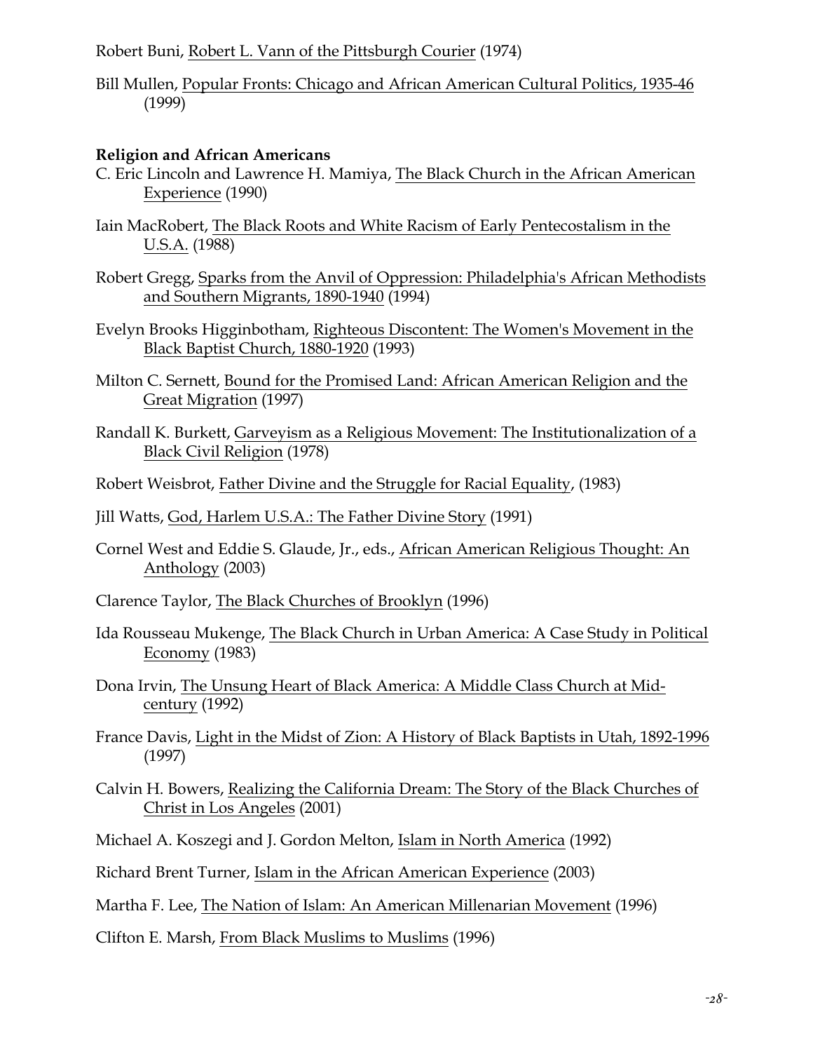Robert Buni, Robert L. Vann of the Pittsburgh Courier (1974)

Bill Mullen, Popular Fronts: Chicago and African American Cultural Politics, 1935-46 (1999)

**Religion and African Americans**

C. Eric Lincoln and Lawrence H. Mamiya, The Black Church in the African American Experience (1990)

Iain MacRobert, The Black Roots and White Racism of Early Pentecostalism in the U.S.A. (1988)

Robert Gregg, Sparks from the Anvil of Oppression: Philadelphia's African Methodists and Southern Migrants, 1890-1940 (1994)

Evelyn Brooks Higginbotham, Righteous Discontent: The Women's Movement in the Black Baptist Church, 1880-1920 (1993)

Milton C. Sernett, Bound for the Promised Land: African American Religion and the Great Migration (1997)

Randall K. Burkett, Garveyism as a Religious Movement: The Institutionalization of a Black Civil Religion (1978)

Robert Weisbrot, Father Divine and the Struggle for Racial Equality, (1983)

Jill Watts, God, Harlem U.S.A.: The Father Divine Story (1991)

Cornel West and Eddie S. Glaude, Jr., eds., African American Religious Thought: An Anthology (2003)

Clarence Taylor, The Black Churches of Brooklyn (1996)

Ida Rousseau Mukenge, The Black Church in Urban America: A Case Study in Political Economy (1983)

Dona Irvin, The Unsung Heart of Black America: A Middle Class Church at Mid-century (1992)

France Davis, Light in the Midst of Zion: A History of Black Baptists in Utah, 1892-1996 (1997)

Calvin H. Bowers, Realizing the California Dream: The Story of the Black Churches of Christ in Los Angeles (2001)

Michael A. Koszegi and J. Gordon Melton, Islam in North America (1992)

Richard Brent Turner, Islam in the African American Experience (2003)

Martha F. Lee, The Nation of Islam: An American Millenarian Movement (1996)

Clifton E. Marsh, From Black Muslims to Muslims (1996)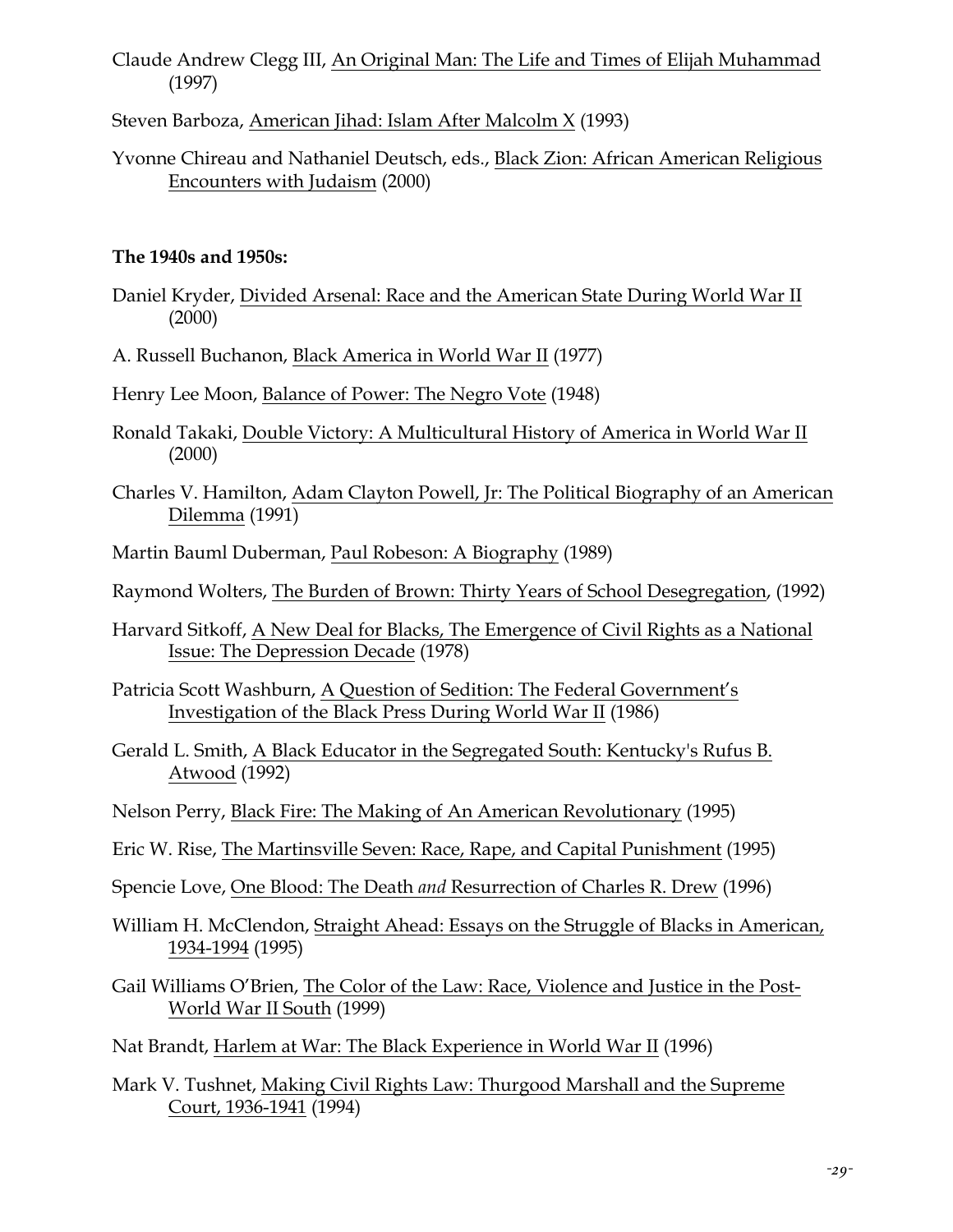Claude Andrew Clegg III, An Original Man: The Life and Times of Elijah Muhammad (1997)

Steven Barboza, American Jihad: Islam After Malcolm X (1993)

Yvonne Chireau and Nathaniel Deutsch, eds., Black Zion: African American Religious Encounters with Judaism (2000)

**The 1940s and 1950s:**

Daniel Kryder, Divided Arsenal: Race and the American State During World War II (2000)

A. Russell Buchanon, Black America in World War II (1977)

Henry Lee Moon, Balance of Power: The Negro Vote (1948)

Ronald Takaki, Double Victory: A Multicultural History of America in World War II (2000)

Charles V. Hamilton, Adam Clayton Powell, Jr: The Political Biography of an American Dilemma (1991)

Martin Bauml Duberman, Paul Robeson: A Biography (1989)

Raymond Wolters, The Burden of Brown: Thirty Years of School Desegregation, (1992)

Harvard Sitkoff, A New Deal for Blacks, The Emergence of Civil Rights as a National Issue: The Depression Decade (1978)

Patricia Scott Washburn, A Question of Sedition: The Federal Government's Investigation of the Black Press During World War II (1986)

Gerald L. Smith, A Black Educator in the Segregated South: Kentucky's Rufus B. Atwood (1992)

Nelson Perry, Black Fire: The Making of An American Revolutionary (1995)

Eric W. Rise, The Martinsville Seven: Race, Rape, and Capital Punishment (1995)

Spencie Love, One Blood: The Death *and* Resurrection of Charles R. Drew (1996)

William H. McClendon, Straight Ahead: Essays on the Struggle of Blacks in American, 1934-1994 (1995)

Gail Williams O'Brien, The Color of the Law: Race, Violence and Justice in the Post-World War II South (1999)

Nat Brandt, Harlem at War: The Black Experience in World War II (1996)

Mark V. Tushnet, Making Civil Rights Law: Thurgood Marshall and the Supreme Court, 1936-1941 (1994)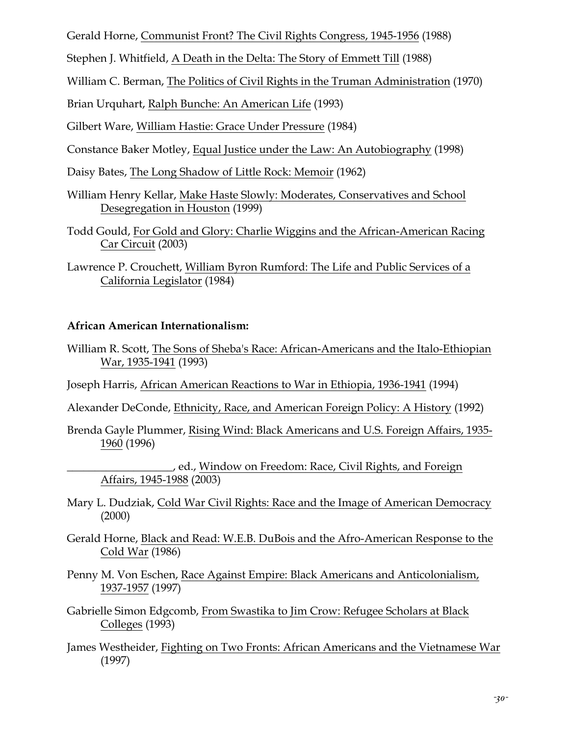Gerald Horne, Communist Front? The Civil Rights Congress, 1945-1956 (1988)

Stephen J. Whitfield, A Death in the Delta: The Story of Emmett Till (1988)

William C. Berman, The Politics of Civil Rights in the Truman Administration (1970)

Brian Urquhart, Ralph Bunche: An American Life (1993)

Gilbert Ware, William Hastie: Grace Under Pressure (1984)

Constance Baker Motley, Equal Justice under the Law: An Autobiography (1998)

Daisy Bates, The Long Shadow of Little Rock: Memoir (1962)

William Henry Kellar, Make Haste Slowly: Moderates, Conservatives and School Desegregation in Houston (1999)

Todd Gould, For Gold and Glory: Charlie Wiggins and the African-American Racing Car Circuit (2003)

Lawrence P. Crouchett, William Byron Rumford: The Life and Public Services of a California Legislator (1984)

**African American Internationalism:**

William R. Scott, The Sons of Sheba's Race: African-Americans and the Italo-Ethiopian War, 1935-1941 (1993)

Joseph Harris, African American Reactions to War in Ethiopia, 1936-1941 (1994)

Alexander DeConde, Ethnicity, Race, and American Foreign Policy: A History (1992)

Brenda Gayle Plummer, Rising Wind: Black Americans and U.S. Foreign Affairs, 1935-1960 (1996)

___________________, ed., Window on Freedom: Race, Civil Rights, and Foreign Affairs, 1945-1988 (2003)

Mary L. Dudziak, Cold War Civil Rights: Race and the Image of American Democracy (2000)

Gerald Horne, Black and Read: W.E.B. DuBois and the Afro-American Response to the Cold War (1986)

Penny M. Von Eschen, Race Against Empire: Black Americans and Anticolonialism, 1937-1957 (1997)

Gabrielle Simon Edgcomb, From Swastika to Jim Crow: Refugee Scholars at Black Colleges (1993)

James Westheider, Fighting on Two Fronts: African Americans and the Vietnamese War (1997)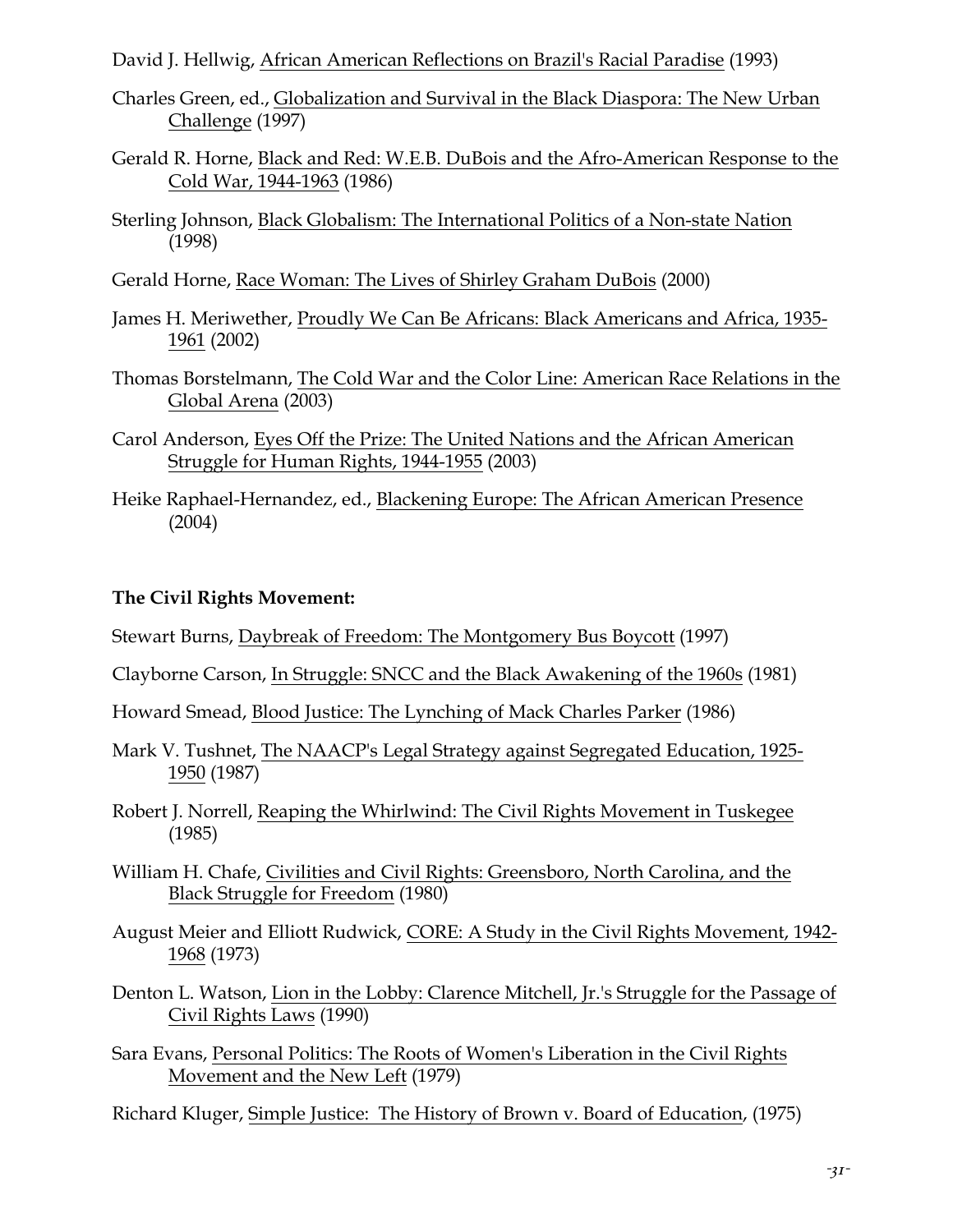David J. Hellwig, African American Reflections on Brazil's Racial Paradise (1993)

Charles Green, ed., Globalization and Survival in the Black Diaspora: The New Urban Challenge (1997)

Gerald R. Horne, Black and Red: W.E.B. DuBois and the Afro-American Response to the Cold War, 1944-1963 (1986)

Sterling Johnson, Black Globalism: The International Politics of a Non-state Nation (1998)

Gerald Horne, Race Woman: The Lives of Shirley Graham DuBois (2000)

James H. Meriwether, Proudly We Can Be Africans: Black Americans and Africa, 1935-1961 (2002)

Thomas Borstelmann, The Cold War and the Color Line: American Race Relations in the Global Arena (2003)

Carol Anderson, Eyes Off the Prize: The United Nations and the African American Struggle for Human Rights, 1944-1955 (2003)

Heike Raphael-Hernandez, ed., Blackening Europe: The African American Presence (2004)

**The Civil Rights Movement:**

Stewart Burns, Daybreak of Freedom: The Montgomery Bus Boycott (1997)

Clayborne Carson, In Struggle: SNCC and the Black Awakening of the 1960s (1981)

Howard Smead, Blood Justice: The Lynching of Mack Charles Parker (1986)

Mark V. Tushnet, The NAACP's Legal Strategy against Segregated Education, 1925-1950 (1987)

Robert J. Norrell, Reaping the Whirlwind: The Civil Rights Movement in Tuskegee (1985)

William H. Chafe, Civilities and Civil Rights: Greensboro, North Carolina, and the Black Struggle for Freedom (1980)

August Meier and Elliott Rudwick, CORE: A Study in the Civil Rights Movement, 1942-1968 (1973)

Denton L. Watson, Lion in the Lobby: Clarence Mitchell, Jr.'s Struggle for the Passage of Civil Rights Laws (1990)

Sara Evans, Personal Politics: The Roots of Women's Liberation in the Civil Rights Movement and the New Left (1979)

Richard Kluger, Simple Justice: The History of Brown v. Board of Education, (1975)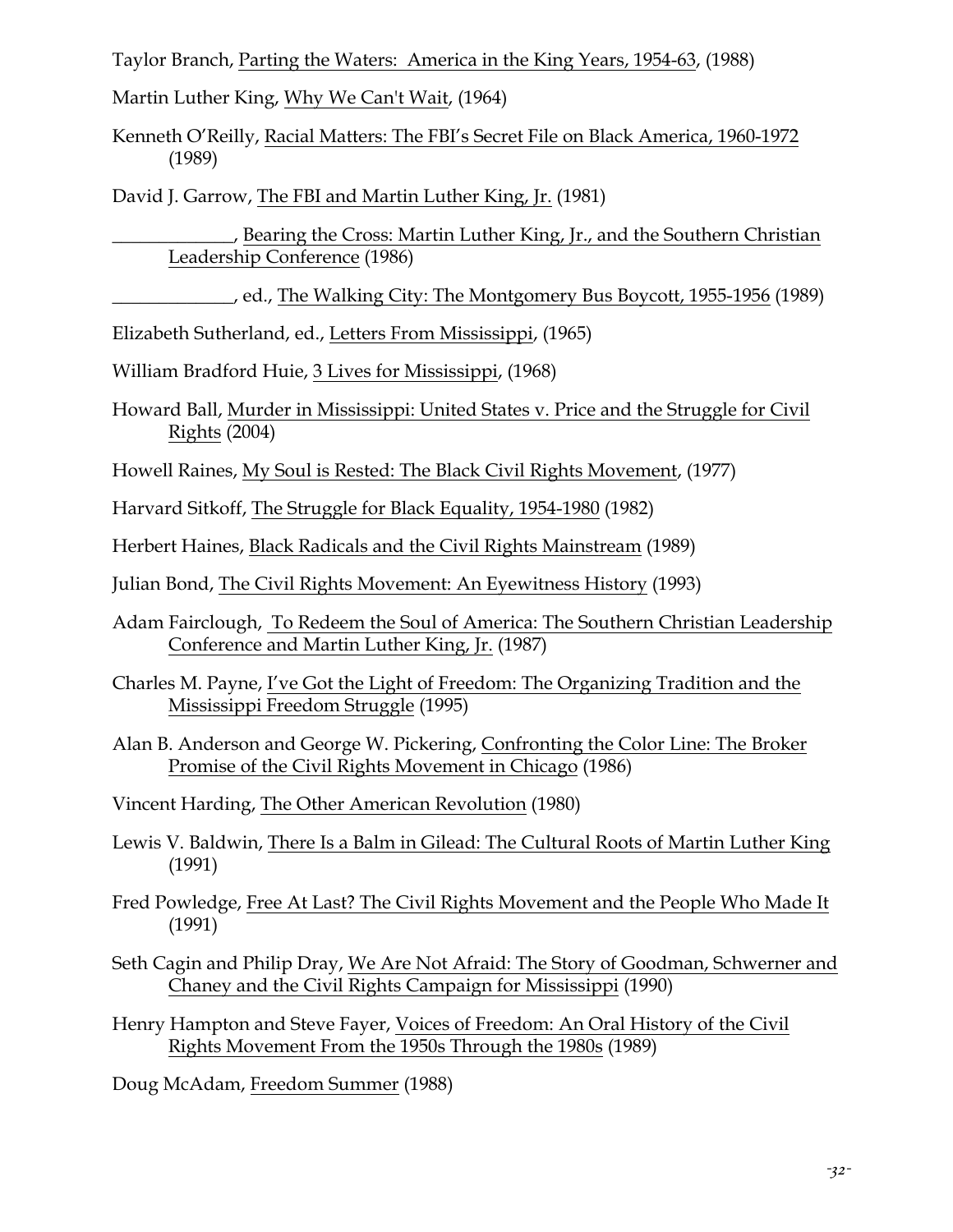Taylor Branch, <u>Parting the Waters: America in the King Years, 1954-63</u>, (1988)

Martin Luther King, <u>Why We Can't Wait</u>, (1964)

Kenneth O'Reilly, <u>Racial Matters: The FBI's Secret File on Black America, 1960-1972</u> (1989)

David J. Garrow, <u>The FBI and Martin Luther King, Jr.</u> (1981)

_____________, <u>Bearing the Cross: Martin Luther King, Jr., and the Southern Christian Leadership Conference</u> (1986)

_____________, ed., <u>The Walking City: The Montgomery Bus Boycott, 1955-1956</u> (1989)

Elizabeth Sutherland, ed., <u>Letters From Mississippi</u>, (1965)

William Bradford Huie, <u>3 Lives for Mississippi</u>, (1968)

Howard Ball, <u>Murder in Mississippi: United States v. Price and the Struggle for Civil Rights</u> (2004)

Howell Raines, <u>My Soul is Rested: The Black Civil Rights Movement</u>, (1977)

Harvard Sitkoff, <u>The Struggle for Black Equality, 1954-1980</u> (1982)

Herbert Haines, <u>Black Radicals and the Civil Rights Mainstream</u> (1989)

Julian Bond, <u>The Civil Rights Movement: An Eyewitness History</u> (1993)

Adam Fairclough, <u>To Redeem the Soul of America: The Southern Christian Leadership Conference and Martin Luther King, Jr.</u> (1987)

Charles M. Payne, <u>I've Got the Light of Freedom: The Organizing Tradition and the Mississippi Freedom Struggle</u> (1995)

Alan B. Anderson and George W. Pickering, <u>Confronting the Color Line: The Broker Promise of the Civil Rights Movement in Chicago</u> (1986)

Vincent Harding, <u>The Other American Revolution</u> (1980)

Lewis V. Baldwin, <u>There Is a Balm in Gilead: The Cultural Roots of Martin Luther King</u> (1991)

Fred Powledge, <u>Free At Last? The Civil Rights Movement and the People Who Made It</u> (1991)

Seth Cagin and Philip Dray, <u>We Are Not Afraid: The Story of Goodman, Schwerner and Chaney and the Civil Rights Campaign for Mississippi</u> (1990)

Henry Hampton and Steve Fayer, <u>Voices of Freedom: An Oral History of the Civil Rights Movement From the 1950s Through the 1980s</u> (1989)

Doug McAdam, <u>Freedom Summer</u> (1988)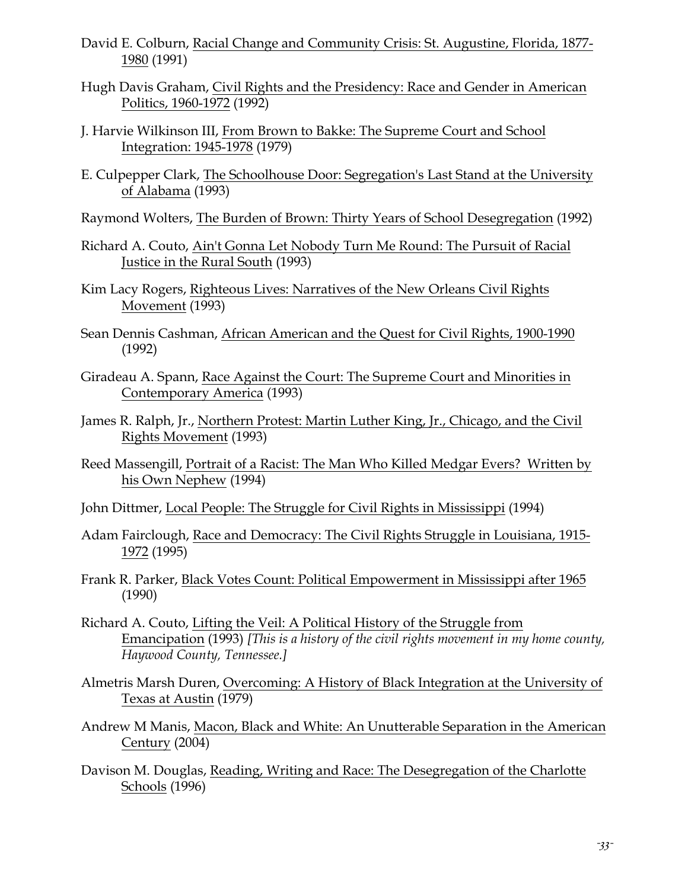David E. Colburn, Racial Change and Community Crisis: St. Augustine, Florida, 1877-1980 (1991)

Hugh Davis Graham, Civil Rights and the Presidency: Race and Gender in American Politics, 1960-1972 (1992)

J. Harvie Wilkinson III, From Brown to Bakke: The Supreme Court and School Integration: 1945-1978 (1979)

E. Culpepper Clark, The Schoolhouse Door: Segregation's Last Stand at the University of Alabama (1993)

Raymond Wolters, The Burden of Brown: Thirty Years of School Desegregation (1992)

Richard A. Couto, Ain't Gonna Let Nobody Turn Me Round: The Pursuit of Racial Justice in the Rural South (1993)

Kim Lacy Rogers, Righteous Lives: Narratives of the New Orleans Civil Rights Movement (1993)

Sean Dennis Cashman, African American and the Quest for Civil Rights, 1900-1990 (1992)

Giradeau A. Spann, Race Against the Court: The Supreme Court and Minorities in Contemporary America (1993)

James R. Ralph, Jr., Northern Protest: Martin Luther King, Jr., Chicago, and the Civil Rights Movement (1993)

Reed Massengill, Portrait of a Racist: The Man Who Killed Medgar Evers? Written by his Own Nephew (1994)

John Dittmer, Local People: The Struggle for Civil Rights in Mississippi (1994)

Adam Fairclough, Race and Democracy: The Civil Rights Struggle in Louisiana, 1915-1972 (1995)

Frank R. Parker, Black Votes Count: Political Empowerment in Mississippi after 1965 (1990)

Richard A. Couto, Lifting the Veil: A Political History of the Struggle from Emancipation (1993) *[This is a history of the civil rights movement in my home county, Haywood County, Tennessee.]*

Almetris Marsh Duren, Overcoming: A History of Black Integration at the University of Texas at Austin (1979)

Andrew M Manis, Macon, Black and White: An Unutterable Separation in the American Century (2004)

Davison M. Douglas, Reading, Writing and Race: The Desegregation of the Charlotte Schools (1996)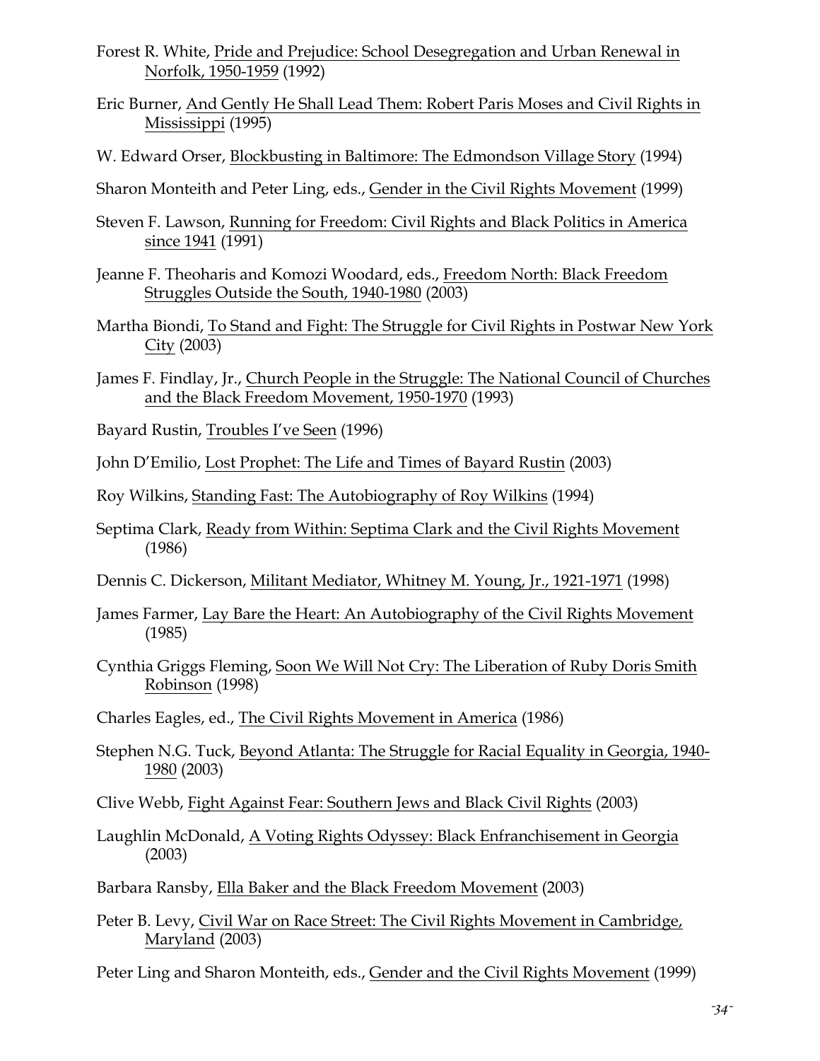Forest R. White, Pride and Prejudice: School Desegregation and Urban Renewal in Norfolk, 1950-1959 (1992)

Eric Burner, And Gently He Shall Lead Them: Robert Paris Moses and Civil Rights in Mississippi (1995)

W. Edward Orser, Blockbusting in Baltimore: The Edmondson Village Story (1994)

Sharon Monteith and Peter Ling, eds., Gender in the Civil Rights Movement (1999)

Steven F. Lawson, Running for Freedom: Civil Rights and Black Politics in America since 1941 (1991)

Jeanne F. Theoharis and Komozi Woodard, eds., Freedom North: Black Freedom Struggles Outside the South, 1940-1980 (2003)

Martha Biondi, To Stand and Fight: The Struggle for Civil Rights in Postwar New York City (2003)

James F. Findlay, Jr., Church People in the Struggle: The National Council of Churches and the Black Freedom Movement, 1950-1970 (1993)

Bayard Rustin, Troubles I've Seen (1996)

John D'Emilio, Lost Prophet: The Life and Times of Bayard Rustin (2003)

Roy Wilkins, Standing Fast: The Autobiography of Roy Wilkins (1994)

Septima Clark, Ready from Within: Septima Clark and the Civil Rights Movement (1986)

Dennis C. Dickerson, Militant Mediator, Whitney M. Young, Jr., 1921-1971 (1998)

James Farmer, Lay Bare the Heart: An Autobiography of the Civil Rights Movement (1985)

Cynthia Griggs Fleming, Soon We Will Not Cry: The Liberation of Ruby Doris Smith Robinson (1998)

Charles Eagles, ed., The Civil Rights Movement in America (1986)

Stephen N.G. Tuck, Beyond Atlanta: The Struggle for Racial Equality in Georgia, 1940-1980 (2003)

Clive Webb, Fight Against Fear: Southern Jews and Black Civil Rights (2003)

Laughlin McDonald, A Voting Rights Odyssey: Black Enfranchisement in Georgia (2003)

Barbara Ransby, Ella Baker and the Black Freedom Movement (2003)

Peter B. Levy, Civil War on Race Street: The Civil Rights Movement in Cambridge, Maryland (2003)

Peter Ling and Sharon Monteith, eds., Gender and the Civil Rights Movement (1999)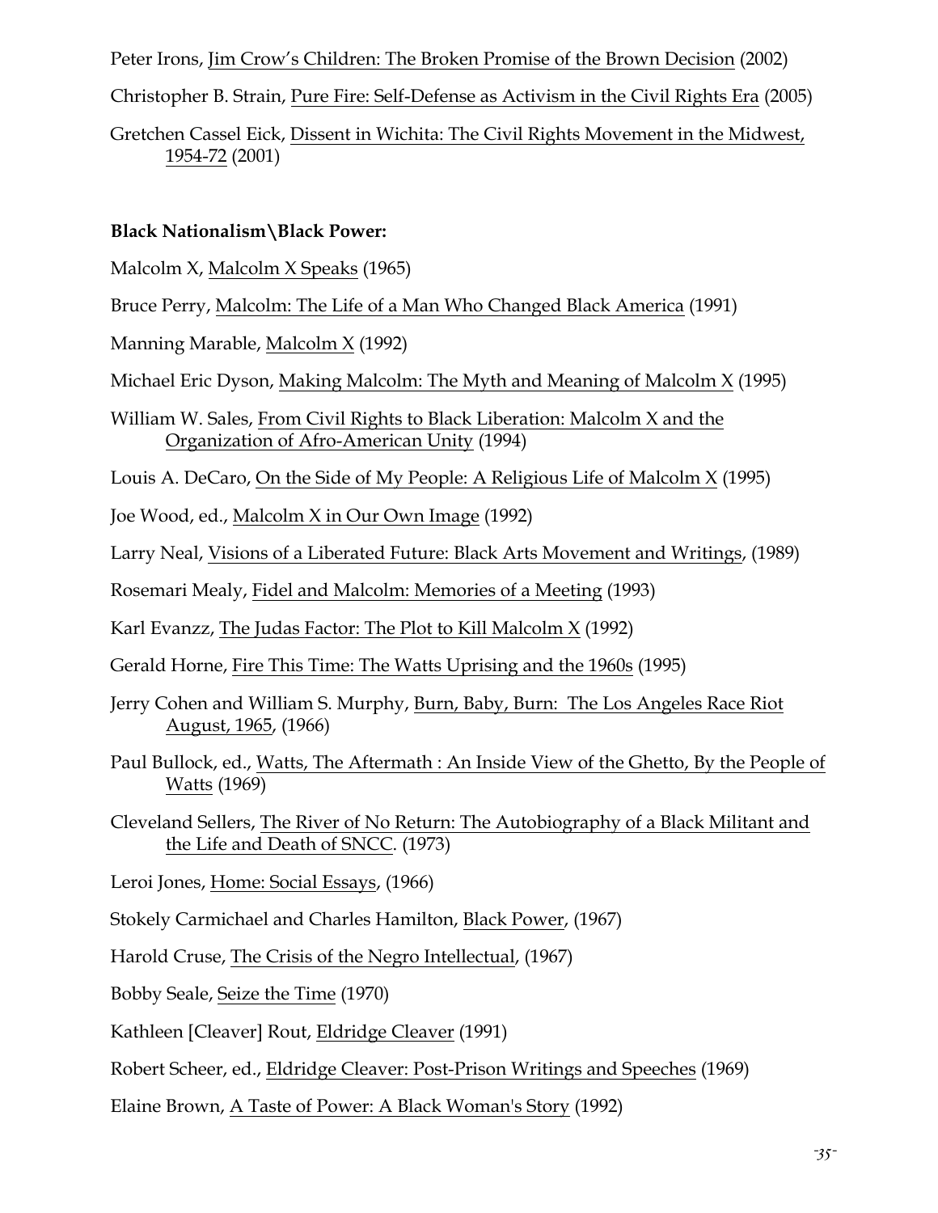Peter Irons, Jim Crow's Children: The Broken Promise of the Brown Decision (2002)

Christopher B. Strain, Pure Fire: Self-Defense as Activism in the Civil Rights Era (2005)

Gretchen Cassel Eick, Dissent in Wichita: The Civil Rights Movement in the Midwest, 1954-72 (2001)

**Black Nationalism\Black Power:**

Malcolm X, Malcolm X Speaks (1965)

Bruce Perry, Malcolm: The Life of a Man Who Changed Black America (1991)

Manning Marable, Malcolm X (1992)

Michael Eric Dyson, Making Malcolm: The Myth and Meaning of Malcolm X (1995)

William W. Sales, From Civil Rights to Black Liberation: Malcolm X and the Organization of Afro-American Unity (1994)

Louis A. DeCaro, On the Side of My People: A Religious Life of Malcolm X (1995)

Joe Wood, ed., Malcolm X in Our Own Image (1992)

Larry Neal, Visions of a Liberated Future: Black Arts Movement and Writings, (1989)

Rosemari Mealy, Fidel and Malcolm: Memories of a Meeting (1993)

Karl Evanzz, The Judas Factor: The Plot to Kill Malcolm X (1992)

Gerald Horne, Fire This Time: The Watts Uprising and the 1960s (1995)

Jerry Cohen and William S. Murphy, Burn, Baby, Burn: The Los Angeles Race Riot August, 1965, (1966)

Paul Bullock, ed., Watts, The Aftermath : An Inside View of the Ghetto, By the People of Watts (1969)

Cleveland Sellers, The River of No Return: The Autobiography of a Black Militant and the Life and Death of SNCC. (1973)

Leroi Jones, Home: Social Essays, (1966)

Stokely Carmichael and Charles Hamilton, Black Power, (1967)

Harold Cruse, The Crisis of the Negro Intellectual, (1967)

Bobby Seale, Seize the Time (1970)

Kathleen [Cleaver] Rout, Eldridge Cleaver (1991)

Robert Scheer, ed., Eldridge Cleaver: Post-Prison Writings and Speeches (1969)

Elaine Brown, A Taste of Power: A Black Woman's Story (1992)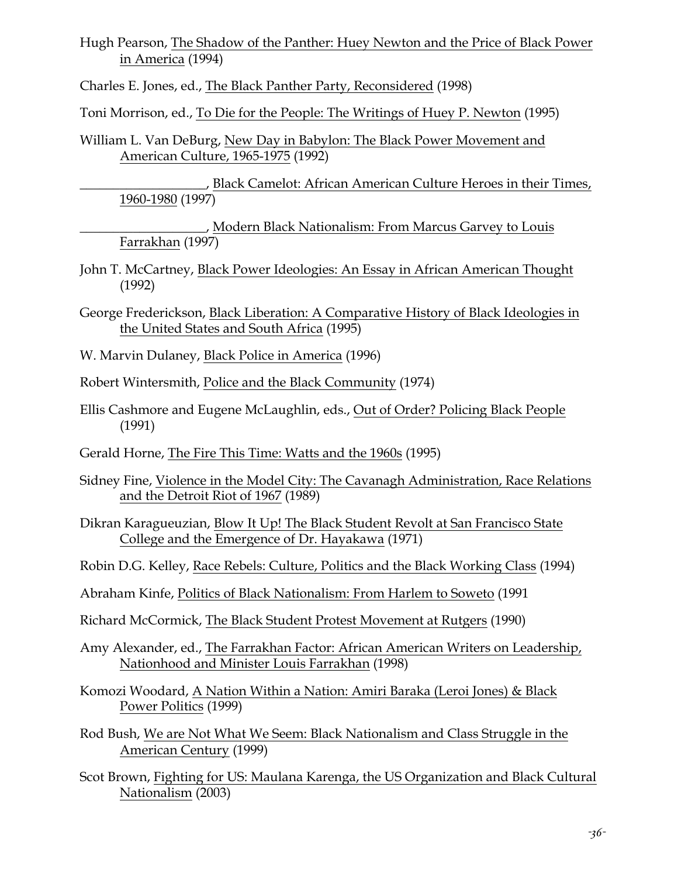Hugh Pearson, The Shadow of the Panther: Huey Newton and the Price of Black Power in America (1994)

Charles E. Jones, ed., The Black Panther Party, Reconsidered (1998)

Toni Morrison, ed., To Die for the People: The Writings of Huey P. Newton (1995)

William L. Van DeBurg, New Day in Babylon: The Black Power Movement and American Culture, 1965-1975 (1992)

___________________, Black Camelot: African American Culture Heroes in their Times, 1960-1980 (1997)

___________________, Modern Black Nationalism: From Marcus Garvey to Louis Farrakhan (1997)

John T. McCartney, Black Power Ideologies: An Essay in African American Thought (1992)

George Frederickson, Black Liberation: A Comparative History of Black Ideologies in the United States and South Africa (1995)

W. Marvin Dulaney, Black Police in America (1996)

Robert Wintersmith, Police and the Black Community (1974)

Ellis Cashmore and Eugene McLaughlin, eds., Out of Order? Policing Black People (1991)

Gerald Horne, The Fire This Time: Watts and the 1960s (1995)

Sidney Fine, Violence in the Model City: The Cavanagh Administration, Race Relations and the Detroit Riot of 1967 (1989)

Dikran Karagueuzian, Blow It Up! The Black Student Revolt at San Francisco State College and the Emergence of Dr. Hayakawa (1971)

Robin D.G. Kelley, Race Rebels: Culture, Politics and the Black Working Class (1994)

Abraham Kinfe, Politics of Black Nationalism: From Harlem to Soweto (1991

Richard McCormick, The Black Student Protest Movement at Rutgers (1990)

Amy Alexander, ed., The Farrakhan Factor: African American Writers on Leadership, Nationhood and Minister Louis Farrakhan (1998)

Komozi Woodard, A Nation Within a Nation: Amiri Baraka (Leroi Jones) & Black Power Politics (1999)

Rod Bush, We are Not What We Seem: Black Nationalism and Class Struggle in the American Century (1999)

Scot Brown, Fighting for US: Maulana Karenga, the US Organization and Black Cultural Nationalism (2003)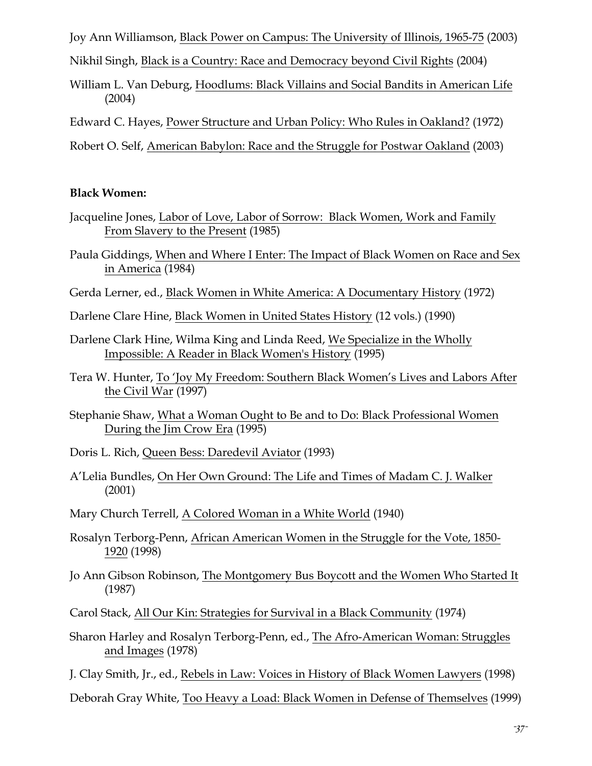Joy Ann Williamson, Black Power on Campus: The University of Illinois, 1965-75 (2003)

Nikhil Singh, Black is a Country: Race and Democracy beyond Civil Rights (2004)

William L. Van Deburg, Hoodlums: Black Villains and Social Bandits in American Life (2004)

Edward C. Hayes, Power Structure and Urban Policy: Who Rules in Oakland? (1972)

Robert O. Self, American Babylon: Race and the Struggle for Postwar Oakland (2003)

**Black Women:**

Jacqueline Jones, Labor of Love, Labor of Sorrow: Black Women, Work and Family From Slavery to the Present (1985)

Paula Giddings, When and Where I Enter: The Impact of Black Women on Race and Sex in America (1984)

Gerda Lerner, ed., Black Women in White America: A Documentary History (1972)

Darlene Clare Hine, Black Women in United States History (12 vols.) (1990)

Darlene Clark Hine, Wilma King and Linda Reed, We Specialize in the Wholly Impossible: A Reader in Black Women's History (1995)

Tera W. Hunter, To 'Joy My Freedom: Southern Black Women's Lives and Labors After the Civil War (1997)

Stephanie Shaw, What a Woman Ought to Be and to Do: Black Professional Women During the Jim Crow Era (1995)

Doris L. Rich, Queen Bess: Daredevil Aviator (1993)

A'Lelia Bundles, On Her Own Ground: The Life and Times of Madam C. J. Walker (2001)

Mary Church Terrell, A Colored Woman in a White World (1940)

Rosalyn Terborg-Penn, African American Women in the Struggle for the Vote, 1850-1920 (1998)

Jo Ann Gibson Robinson, The Montgomery Bus Boycott and the Women Who Started It (1987)

Carol Stack, All Our Kin: Strategies for Survival in a Black Community (1974)

Sharon Harley and Rosalyn Terborg-Penn, ed., The Afro-American Woman: Struggles and Images (1978)

J. Clay Smith, Jr., ed., Rebels in Law: Voices in History of Black Women Lawyers (1998)

Deborah Gray White, Too Heavy a Load: Black Women in Defense of Themselves (1999)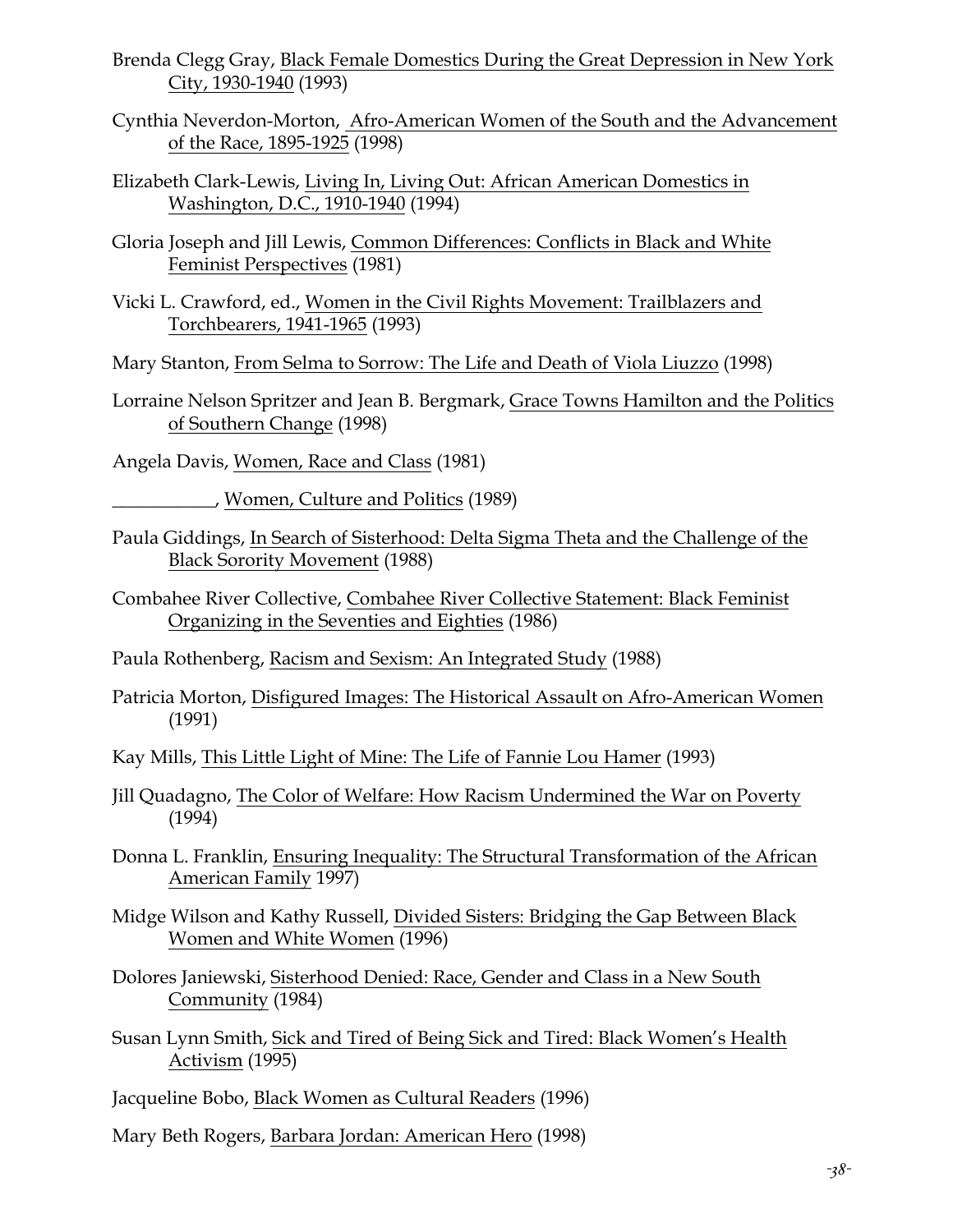Brenda Clegg Gray, Black Female Domestics During the Great Depression in New York City, 1930-1940 (1993)

Cynthia Neverdon-Morton, Afro-American Women of the South and the Advancement of the Race, 1895-1925 (1998)

Elizabeth Clark-Lewis, Living In, Living Out: African American Domestics in Washington, D.C., 1910-1940 (1994)

Gloria Joseph and Jill Lewis, Common Differences: Conflicts in Black and White Feminist Perspectives (1981)

Vicki L. Crawford, ed., Women in the Civil Rights Movement: Trailblazers and Torchbearers, 1941-1965 (1993)

Mary Stanton, From Selma to Sorrow: The Life and Death of Viola Liuzzo (1998)

Lorraine Nelson Spritzer and Jean B. Bergmark, Grace Towns Hamilton and the Politics of Southern Change (1998)

Angela Davis, Women, Race and Class (1981)

___________, Women, Culture and Politics (1989)

Paula Giddings, In Search of Sisterhood: Delta Sigma Theta and the Challenge of the Black Sorority Movement (1988)

Combahee River Collective, Combahee River Collective Statement: Black Feminist Organizing in the Seventies and Eighties (1986)

Paula Rothenberg, Racism and Sexism: An Integrated Study (1988)

Patricia Morton, Disfigured Images: The Historical Assault on Afro-American Women (1991)

Kay Mills, This Little Light of Mine: The Life of Fannie Lou Hamer (1993)

Jill Quadagno, The Color of Welfare: How Racism Undermined the War on Poverty (1994)

Donna L. Franklin, Ensuring Inequality: The Structural Transformation of the African American Family 1997)

Midge Wilson and Kathy Russell, Divided Sisters: Bridging the Gap Between Black Women and White Women (1996)

Dolores Janiewski, Sisterhood Denied: Race, Gender and Class in a New South Community (1984)

Susan Lynn Smith, Sick and Tired of Being Sick and Tired: Black Women's Health Activism (1995)

Jacqueline Bobo, Black Women as Cultural Readers (1996)

Mary Beth Rogers, Barbara Jordan: American Hero (1998)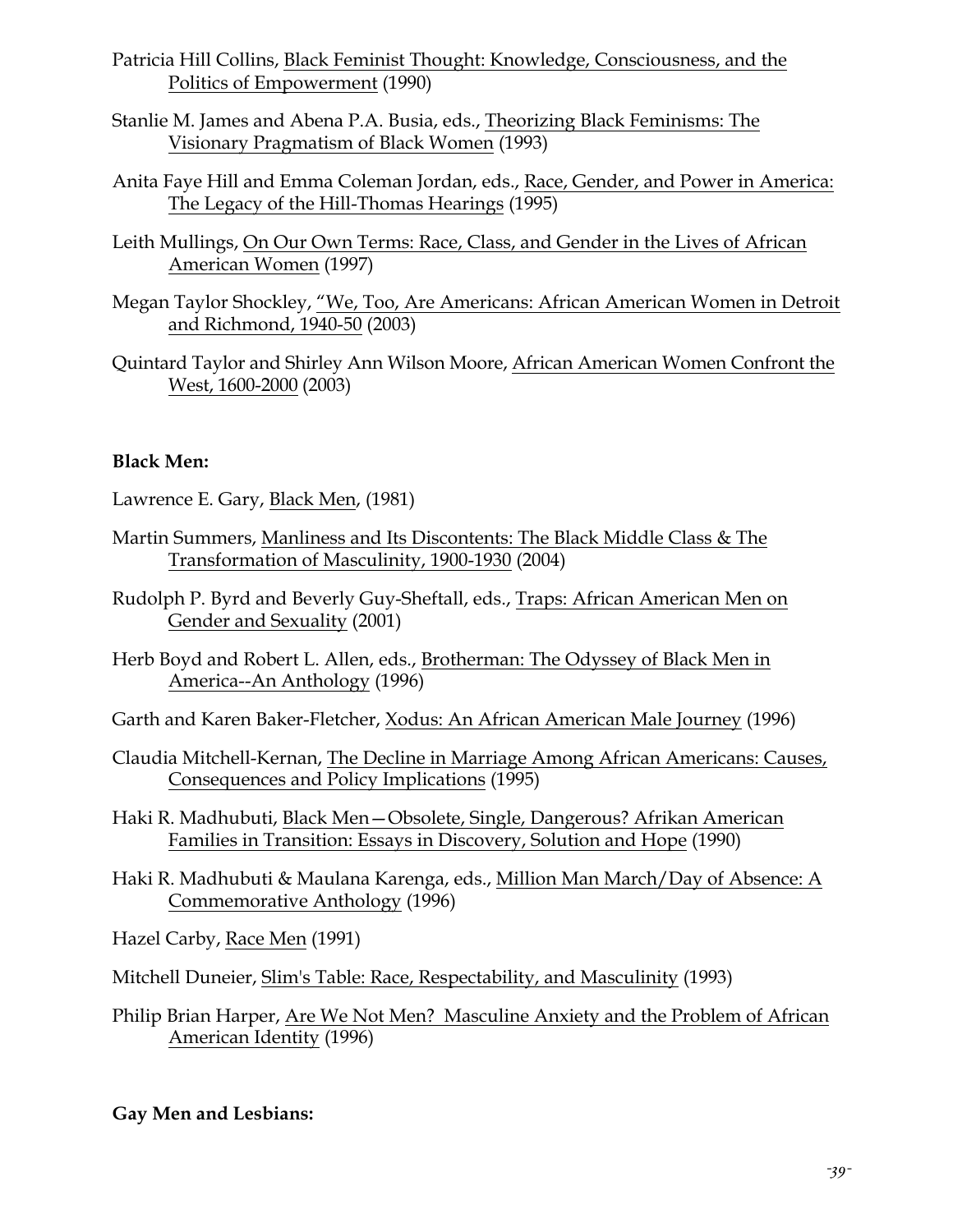Patricia Hill Collins, Black Feminist Thought: Knowledge, Consciousness, and the Politics of Empowerment (1990)

Stanlie M. James and Abena P.A. Busia, eds., Theorizing Black Feminisms: The Visionary Pragmatism of Black Women (1993)

Anita Faye Hill and Emma Coleman Jordan, eds., Race, Gender, and Power in America: The Legacy of the Hill-Thomas Hearings (1995)

Leith Mullings, On Our Own Terms: Race, Class, and Gender in the Lives of African American Women (1997)

Megan Taylor Shockley, "We, Too, Are Americans: African American Women in Detroit and Richmond, 1940-50 (2003)

Quintard Taylor and Shirley Ann Wilson Moore, African American Women Confront the West, 1600-2000 (2003)

**Black Men:**

Lawrence E. Gary, Black Men, (1981)

Martin Summers, Manliness and Its Discontents: The Black Middle Class & The Transformation of Masculinity, 1900-1930 (2004)

Rudolph P. Byrd and Beverly Guy-Sheftall, eds., Traps: African American Men on Gender and Sexuality (2001)

Herb Boyd and Robert L. Allen, eds., Brotherman: The Odyssey of Black Men in America--An Anthology (1996)

Garth and Karen Baker-Fletcher, Xodus: An African American Male Journey (1996)

Claudia Mitchell-Kernan, The Decline in Marriage Among African Americans: Causes, Consequences and Policy Implications (1995)

Haki R. Madhubuti, Black Men—Obsolete, Single, Dangerous? Afrikan American Families in Transition: Essays in Discovery, Solution and Hope (1990)

Haki R. Madhubuti & Maulana Karenga, eds., Million Man March/Day of Absence: A Commemorative Anthology (1996)

Hazel Carby, Race Men (1991)

Mitchell Duneier, Slim's Table: Race, Respectability, and Masculinity (1993)

Philip Brian Harper, Are We Not Men? Masculine Anxiety and the Problem of African American Identity (1996)

**Gay Men and Lesbians:**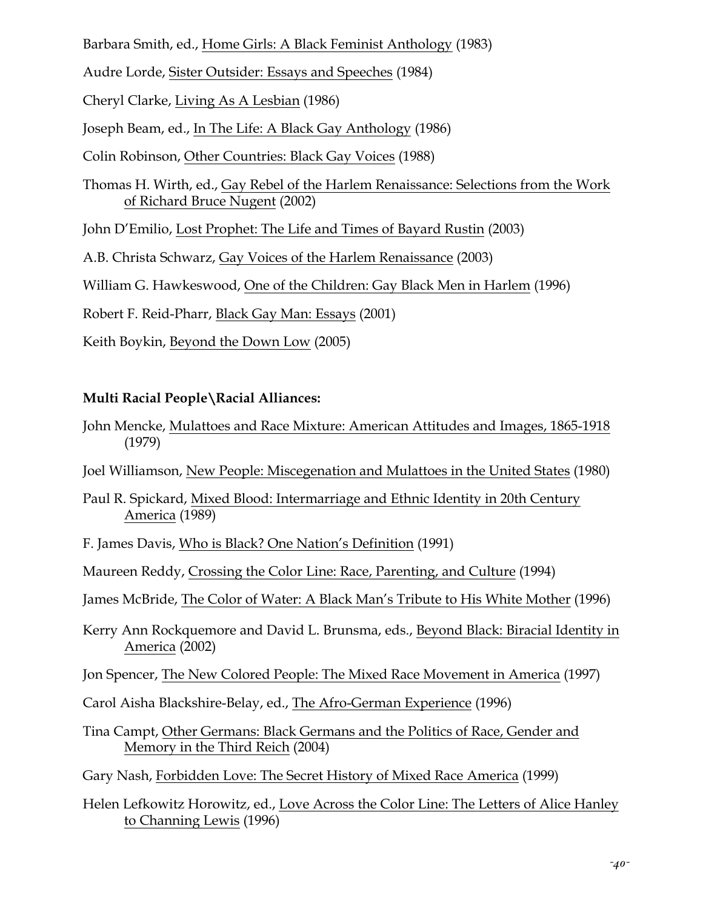Barbara Smith, ed., Home Girls: A Black Feminist Anthology (1983)

Audre Lorde, Sister Outsider: Essays and Speeches (1984)

Cheryl Clarke, Living As A Lesbian (1986)

Joseph Beam, ed., In The Life: A Black Gay Anthology (1986)

Colin Robinson, Other Countries: Black Gay Voices (1988)

Thomas H. Wirth, ed., Gay Rebel of the Harlem Renaissance: Selections from the Work of Richard Bruce Nugent (2002)

John D'Emilio, Lost Prophet: The Life and Times of Bayard Rustin (2003)

A.B. Christa Schwarz, Gay Voices of the Harlem Renaissance (2003)

William G. Hawkeswood, One of the Children: Gay Black Men in Harlem (1996)

Robert F. Reid-Pharr, Black Gay Man: Essays (2001)

Keith Boykin, Beyond the Down Low (2005)

**Multi Racial People\Racial Alliances:**

John Mencke, Mulattoes and Race Mixture: American Attitudes and Images, 1865-1918 (1979)

Joel Williamson, New People: Miscegenation and Mulattoes in the United States (1980)

Paul R. Spickard, Mixed Blood: Intermarriage and Ethnic Identity in 20th Century America (1989)

F. James Davis, Who is Black? One Nation's Definition (1991)

Maureen Reddy, Crossing the Color Line: Race, Parenting, and Culture (1994)

James McBride, The Color of Water: A Black Man's Tribute to His White Mother (1996)

Kerry Ann Rockquemore and David L. Brunsma, eds., Beyond Black: Biracial Identity in America (2002)

Jon Spencer, The New Colored People: The Mixed Race Movement in America (1997)

Carol Aisha Blackshire-Belay, ed., The Afro-German Experience (1996)

Tina Campt, Other Germans: Black Germans and the Politics of Race, Gender and Memory in the Third Reich (2004)

Gary Nash, Forbidden Love: The Secret History of Mixed Race America (1999)

Helen Lefkowitz Horowitz, ed., Love Across the Color Line: The Letters of Alice Hanley to Channing Lewis (1996)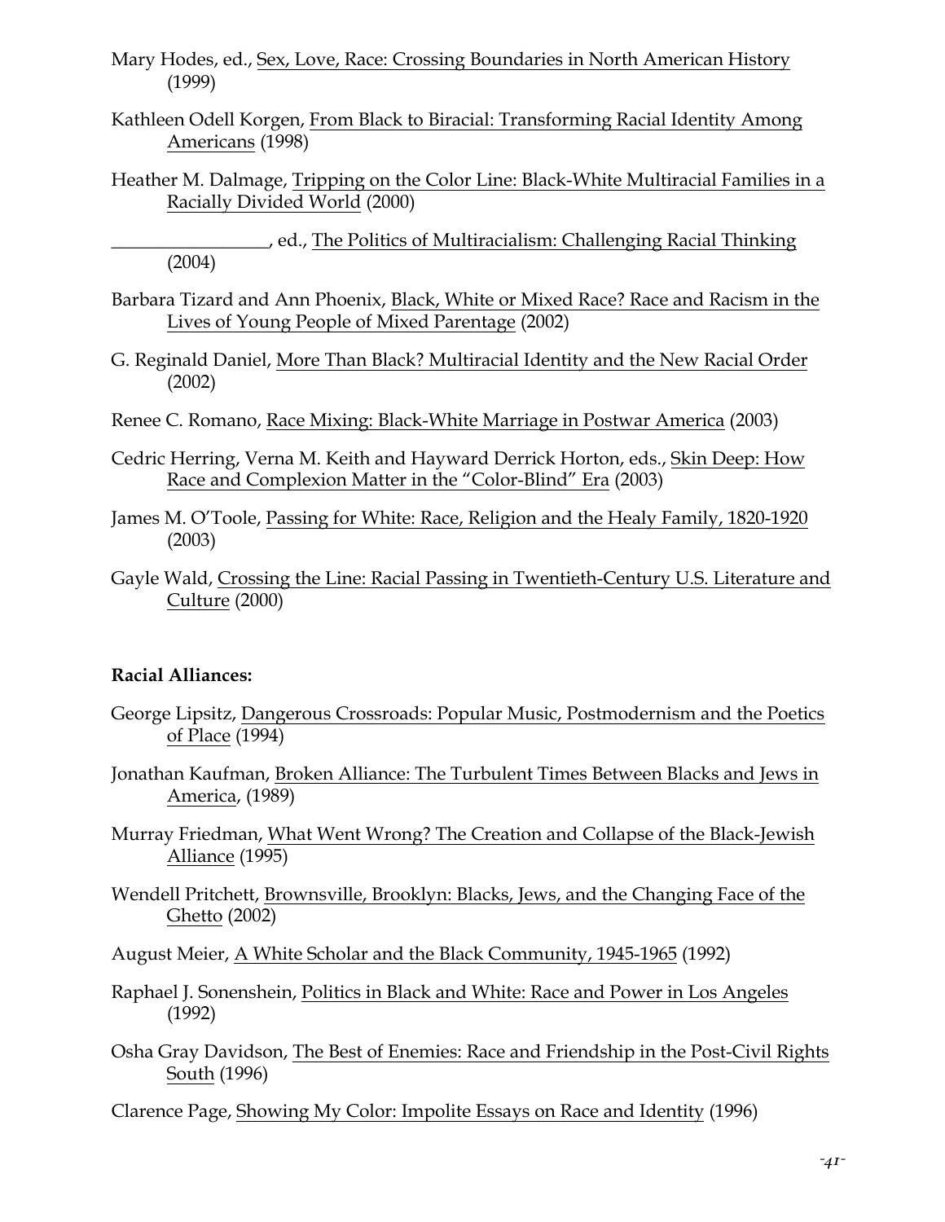Mary Hodes, ed., Sex, Love, Race: Crossing Boundaries in North American History (1999)

Kathleen Odell Korgen, From Black to Biracial: Transforming Racial Identity Among Americans (1998)

Heather M. Dalmage, Tripping on the Color Line: Black-White Multiracial Families in a Racially Divided World (2000)

_________________, ed., The Politics of Multiracialism: Challenging Racial Thinking (2004)

Barbara Tizard and Ann Phoenix, Black, White or Mixed Race? Race and Racism in the Lives of Young People of Mixed Parentage (2002)

G. Reginald Daniel, More Than Black? Multiracial Identity and the New Racial Order (2002)

Renee C. Romano, Race Mixing: Black-White Marriage in Postwar America (2003)

Cedric Herring, Verna M. Keith and Hayward Derrick Horton, eds., Skin Deep: How Race and Complexion Matter in the "Color-Blind" Era (2003)

James M. O'Toole, Passing for White: Race, Religion and the Healy Family, 1820-1920 (2003)

Gayle Wald, Crossing the Line: Racial Passing in Twentieth-Century U.S. Literature and Culture (2000)

**Racial Alliances:**

George Lipsitz, Dangerous Crossroads: Popular Music, Postmodernism and the Poetics of Place (1994)

Jonathan Kaufman, Broken Alliance: The Turbulent Times Between Blacks and Jews in America, (1989)

Murray Friedman, What Went Wrong? The Creation and Collapse of the Black-Jewish Alliance (1995)

Wendell Pritchett, Brownsville, Brooklyn: Blacks, Jews, and the Changing Face of the Ghetto (2002)

August Meier, A White Scholar and the Black Community, 1945-1965 (1992)

Raphael J. Sonenshein, Politics in Black and White: Race and Power in Los Angeles (1992)

Osha Gray Davidson, The Best of Enemies: Race and Friendship in the Post-Civil Rights South (1996)

Clarence Page, Showing My Color: Impolite Essays on Race and Identity (1996)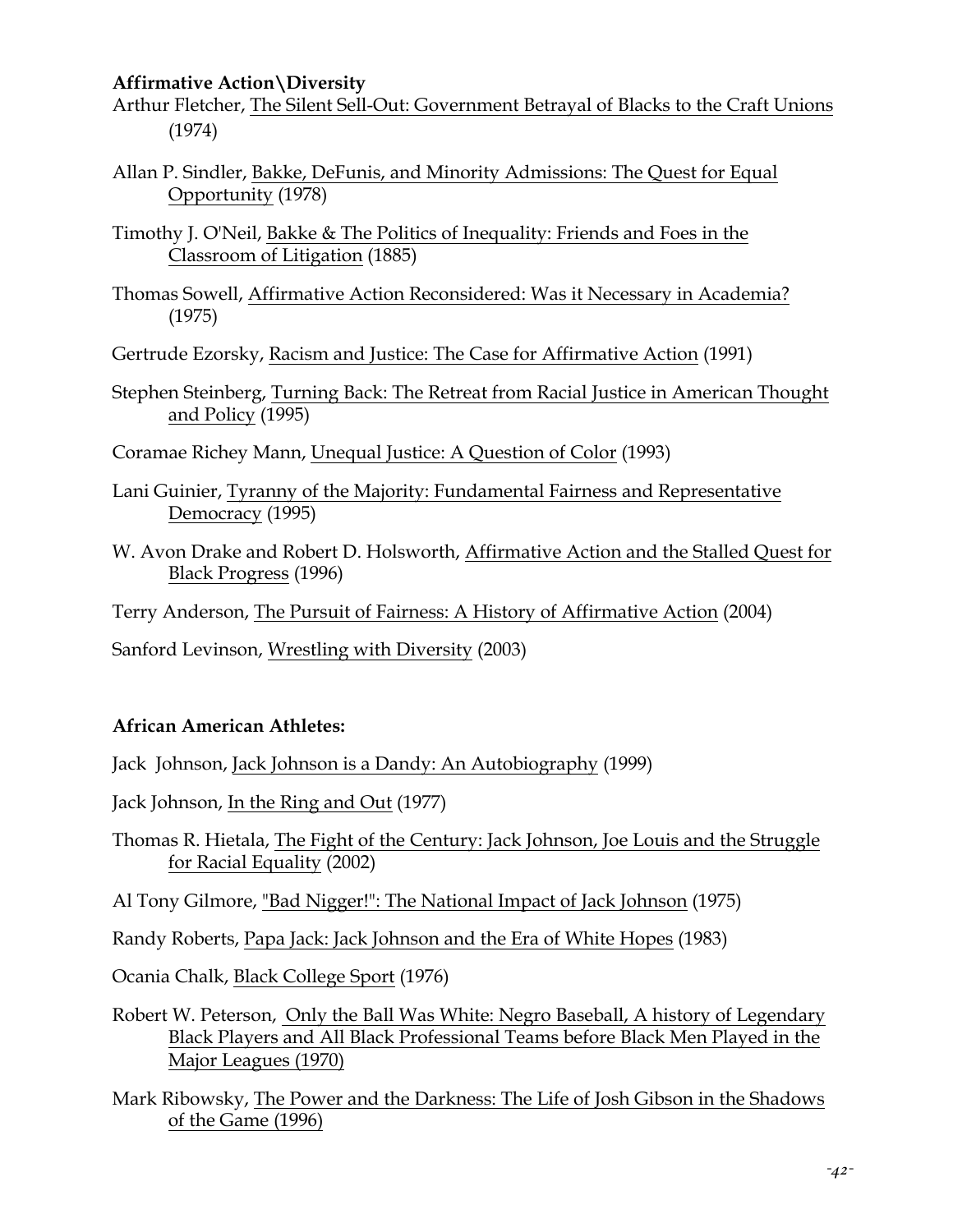**Affirmative Action\Diversity**

Arthur Fletcher, The Silent Sell-Out: Government Betrayal of Blacks to the Craft Unions (1974)

Allan P. Sindler, Bakke, DeFunis, and Minority Admissions: The Quest for Equal Opportunity (1978)

Timothy J. O'Neil, Bakke & The Politics of Inequality: Friends and Foes in the Classroom of Litigation (1885)

Thomas Sowell, Affirmative Action Reconsidered: Was it Necessary in Academia? (1975)

Gertrude Ezorsky, Racism and Justice: The Case for Affirmative Action (1991)

Stephen Steinberg, Turning Back: The Retreat from Racial Justice in American Thought and Policy (1995)

Coramae Richey Mann, Unequal Justice: A Question of Color (1993)

Lani Guinier, Tyranny of the Majority: Fundamental Fairness and Representative Democracy (1995)

W. Avon Drake and Robert D. Holsworth, Affirmative Action and the Stalled Quest for Black Progress (1996)

Terry Anderson, The Pursuit of Fairness: A History of Affirmative Action (2004)

Sanford Levinson, Wrestling with Diversity (2003)

**African American Athletes:**

Jack Johnson, Jack Johnson is a Dandy: An Autobiography (1999)

Jack Johnson, In the Ring and Out (1977)

Thomas R. Hietala, The Fight of the Century: Jack Johnson, Joe Louis and the Struggle for Racial Equality (2002)

Al Tony Gilmore, "Bad Nigger!": The National Impact of Jack Johnson (1975)

Randy Roberts, Papa Jack: Jack Johnson and the Era of White Hopes (1983)

Ocania Chalk, Black College Sport (1976)

Robert W. Peterson, Only the Ball Was White: Negro Baseball, A history of Legendary Black Players and All Black Professional Teams before Black Men Played in the Major Leagues (1970)

Mark Ribowsky, The Power and the Darkness: The Life of Josh Gibson in the Shadows of the Game (1996)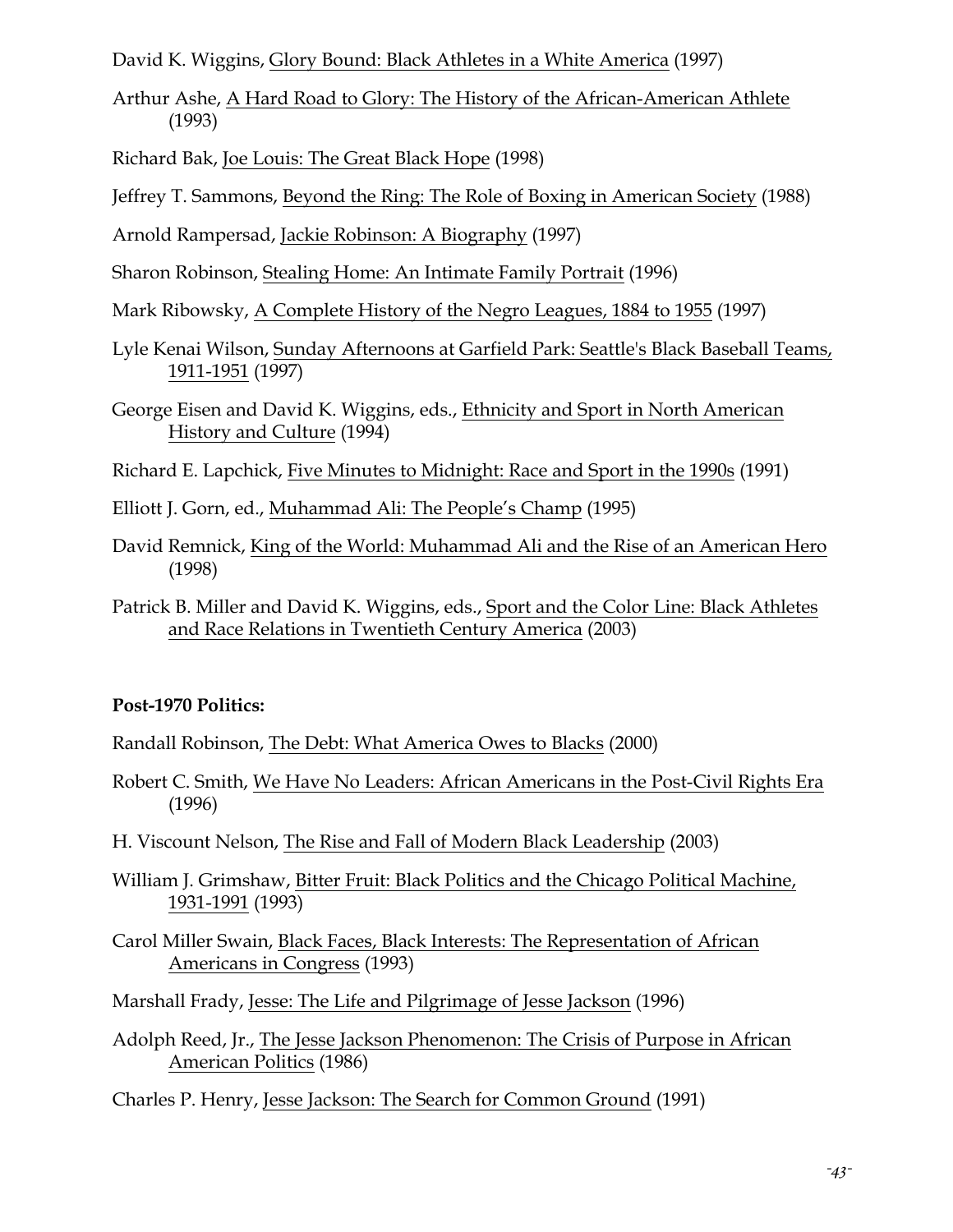David K. Wiggins, Glory Bound: Black Athletes in a White America (1997)

Arthur Ashe, A Hard Road to Glory: The History of the African-American Athlete (1993)

Richard Bak, Joe Louis: The Great Black Hope (1998)

Jeffrey T. Sammons, Beyond the Ring: The Role of Boxing in American Society (1988)

Arnold Rampersad, Jackie Robinson: A Biography (1997)

Sharon Robinson, Stealing Home: An Intimate Family Portrait (1996)

Mark Ribowsky, A Complete History of the Negro Leagues, 1884 to 1955 (1997)

Lyle Kenai Wilson, Sunday Afternoons at Garfield Park: Seattle's Black Baseball Teams, 1911-1951 (1997)

George Eisen and David K. Wiggins, eds., Ethnicity and Sport in North American History and Culture (1994)

Richard E. Lapchick, Five Minutes to Midnight: Race and Sport in the 1990s (1991)

Elliott J. Gorn, ed., Muhammad Ali: The People's Champ (1995)

David Remnick, King of the World: Muhammad Ali and the Rise of an American Hero (1998)

Patrick B. Miller and David K. Wiggins, eds., Sport and the Color Line: Black Athletes and Race Relations in Twentieth Century America (2003)

**Post-1970 Politics:**

Randall Robinson, The Debt: What America Owes to Blacks (2000)

Robert C. Smith, We Have No Leaders: African Americans in the Post-Civil Rights Era (1996)

H. Viscount Nelson, The Rise and Fall of Modern Black Leadership (2003)

William J. Grimshaw, Bitter Fruit: Black Politics and the Chicago Political Machine, 1931-1991 (1993)

Carol Miller Swain, Black Faces, Black Interests: The Representation of African Americans in Congress (1993)

Marshall Frady, Jesse: The Life and Pilgrimage of Jesse Jackson (1996)

Adolph Reed, Jr., The Jesse Jackson Phenomenon: The Crisis of Purpose in African American Politics (1986)

Charles P. Henry, Jesse Jackson: The Search for Common Ground (1991)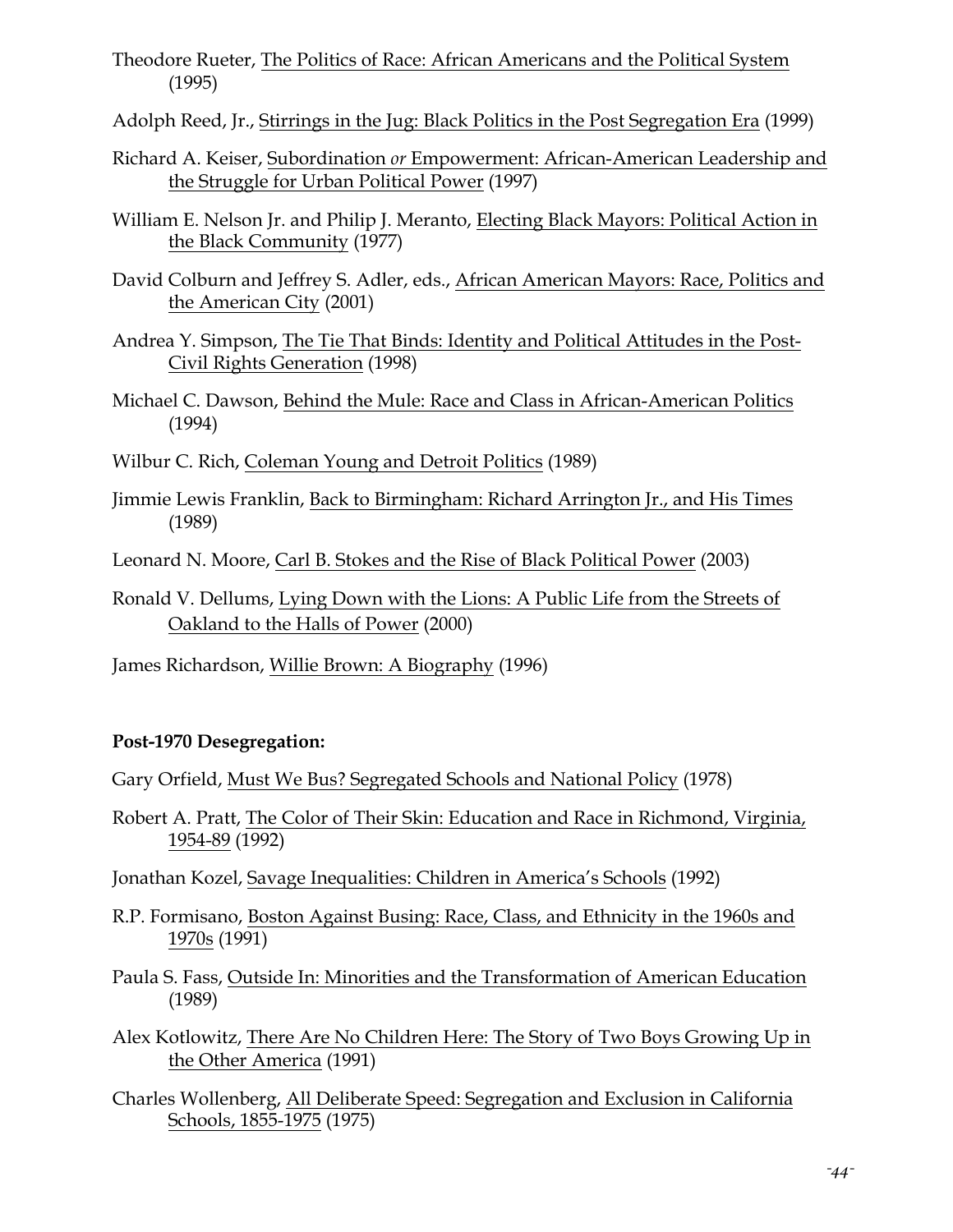Theodore Rueter, The Politics of Race: African Americans and the Political System (1995)

Adolph Reed, Jr., Stirrings in the Jug: Black Politics in the Post Segregation Era (1999)

Richard A. Keiser, Subordination *or* Empowerment: African-American Leadership and the Struggle for Urban Political Power (1997)

William E. Nelson Jr. and Philip J. Meranto, Electing Black Mayors: Political Action in the Black Community (1977)

David Colburn and Jeffrey S. Adler, eds., African American Mayors: Race, Politics and the American City (2001)

Andrea Y. Simpson, The Tie That Binds: Identity and Political Attitudes in the Post-Civil Rights Generation (1998)

Michael C. Dawson, Behind the Mule: Race and Class in African-American Politics (1994)

Wilbur C. Rich, Coleman Young and Detroit Politics (1989)

Jimmie Lewis Franklin, Back to Birmingham: Richard Arrington Jr., and His Times (1989)

Leonard N. Moore, Carl B. Stokes and the Rise of Black Political Power (2003)

Ronald V. Dellums, Lying Down with the Lions: A Public Life from the Streets of Oakland to the Halls of Power (2000)

James Richardson, Willie Brown: A Biography (1996)

**Post-1970 Desegregation:**

Gary Orfield, Must We Bus? Segregated Schools and National Policy (1978)

Robert A. Pratt, The Color of Their Skin: Education and Race in Richmond, Virginia, 1954-89 (1992)

Jonathan Kozel, Savage Inequalities: Children in America's Schools (1992)

R.P. Formisano, Boston Against Busing: Race, Class, and Ethnicity in the 1960s and 1970s (1991)

Paula S. Fass, Outside In: Minorities and the Transformation of American Education (1989)

Alex Kotlowitz, There Are No Children Here: The Story of Two Boys Growing Up in the Other America (1991)

Charles Wollenberg, All Deliberate Speed: Segregation and Exclusion in California Schools, 1855-1975 (1975)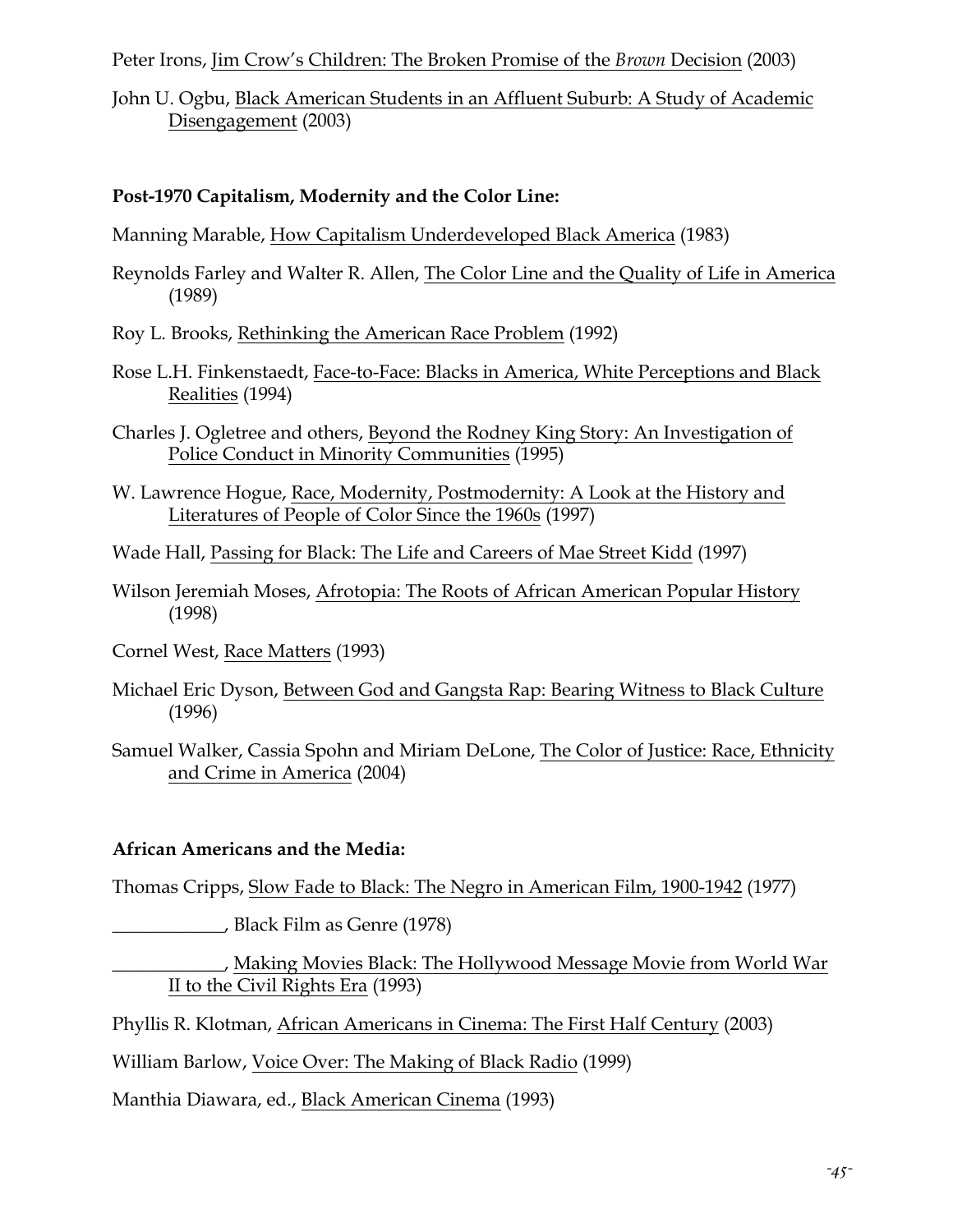Peter Irons, Jim Crow's Children: The Broken Promise of the *Brown* Decision (2003)

John U. Ogbu, Black American Students in an Affluent Suburb: A Study of Academic Disengagement (2003)

**Post-1970 Capitalism, Modernity and the Color Line:**

Manning Marable, How Capitalism Underdeveloped Black America (1983)

Reynolds Farley and Walter R. Allen, The Color Line and the Quality of Life in America (1989)

Roy L. Brooks, Rethinking the American Race Problem (1992)

Rose L.H. Finkenstaedt, Face-to-Face: Blacks in America, White Perceptions and Black Realities (1994)

Charles J. Ogletree and others, Beyond the Rodney King Story: An Investigation of Police Conduct in Minority Communities (1995)

W. Lawrence Hogue, Race, Modernity, Postmodernity: A Look at the History and Literatures of People of Color Since the 1960s (1997)

Wade Hall, Passing for Black: The Life and Careers of Mae Street Kidd (1997)

Wilson Jeremiah Moses, Afrotopia: The Roots of African American Popular History (1998)

Cornel West, Race Matters (1993)

Michael Eric Dyson, Between God and Gangsta Rap: Bearing Witness to Black Culture (1996)

Samuel Walker, Cassia Spohn and Miriam DeLone, The Color of Justice: Race, Ethnicity and Crime in America (2004)

**African Americans and the Media:**

Thomas Cripps, Slow Fade to Black: The Negro in American Film, 1900-1942 (1977)

____________, Black Film as Genre (1978)

____________, Making Movies Black: The Hollywood Message Movie from World War II to the Civil Rights Era (1993)

Phyllis R. Klotman, African Americans in Cinema: The First Half Century (2003)

William Barlow, Voice Over: The Making of Black Radio (1999)

Manthia Diawara, ed., Black American Cinema (1993)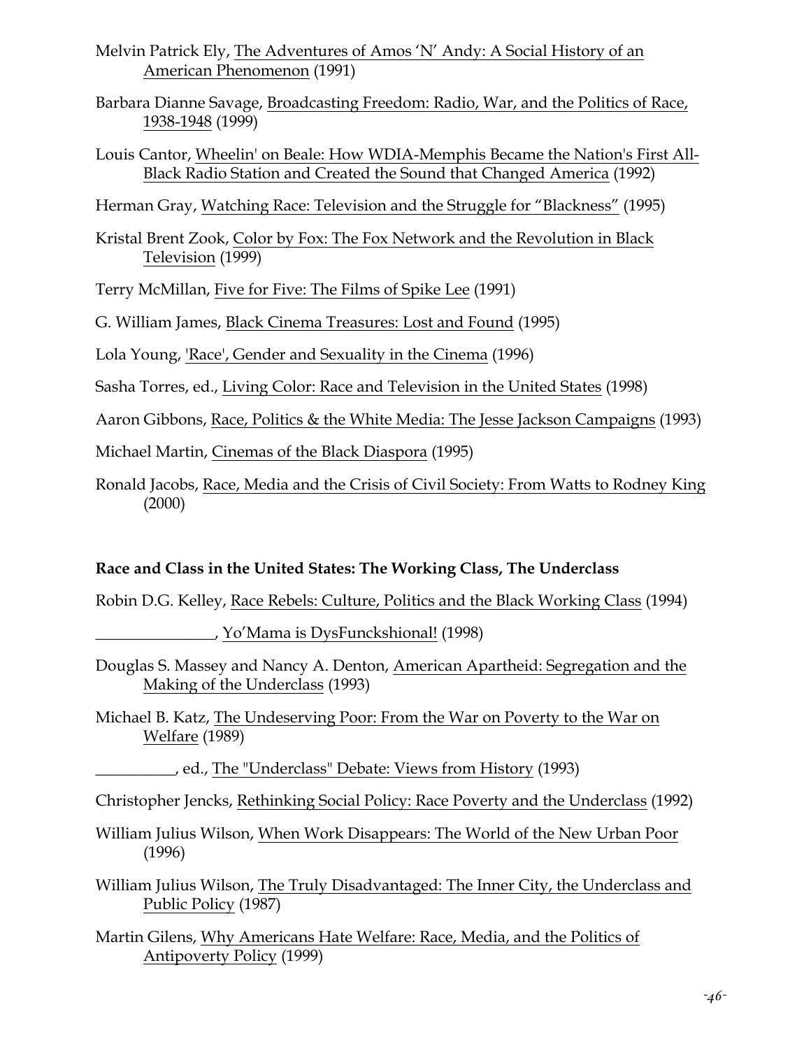Melvin Patrick Ely, The Adventures of Amos 'N' Andy: A Social History of an American Phenomenon (1991)

Barbara Dianne Savage, Broadcasting Freedom: Radio, War, and the Politics of Race, 1938-1948 (1999)

Louis Cantor, Wheelin' on Beale: How WDIA-Memphis Became the Nation's First All-Black Radio Station and Created the Sound that Changed America (1992)

Herman Gray, Watching Race: Television and the Struggle for "Blackness" (1995)

Kristal Brent Zook, Color by Fox: The Fox Network and the Revolution in Black Television (1999)

Terry McMillan, Five for Five: The Films of Spike Lee (1991)

G. William James, Black Cinema Treasures: Lost and Found (1995)

Lola Young, 'Race', Gender and Sexuality in the Cinema (1996)

Sasha Torres, ed., Living Color: Race and Television in the United States (1998)

Aaron Gibbons, Race, Politics & the White Media: The Jesse Jackson Campaigns (1993)

Michael Martin, Cinemas of the Black Diaspora (1995)

Ronald Jacobs, Race, Media and the Crisis of Civil Society: From Watts to Rodney King (2000)

**Race and Class in the United States: The Working Class, The Underclass**

Robin D.G. Kelley, Race Rebels: Culture, Politics and the Black Working Class (1994)

_______________, Yo'Mama is DysFunckshional! (1998)

Douglas S. Massey and Nancy A. Denton, American Apartheid: Segregation and the Making of the Underclass (1993)

Michael B. Katz, The Undeserving Poor: From the War on Poverty to the War on Welfare (1989)

__________, ed., The "Underclass" Debate: Views from History (1993)

Christopher Jencks, Rethinking Social Policy: Race Poverty and the Underclass (1992)

William Julius Wilson, When Work Disappears: The World of the New Urban Poor (1996)

William Julius Wilson, The Truly Disadvantaged: The Inner City, the Underclass and Public Policy (1987)

Martin Gilens, Why Americans Hate Welfare: Race, Media, and the Politics of Antipoverty Policy (1999)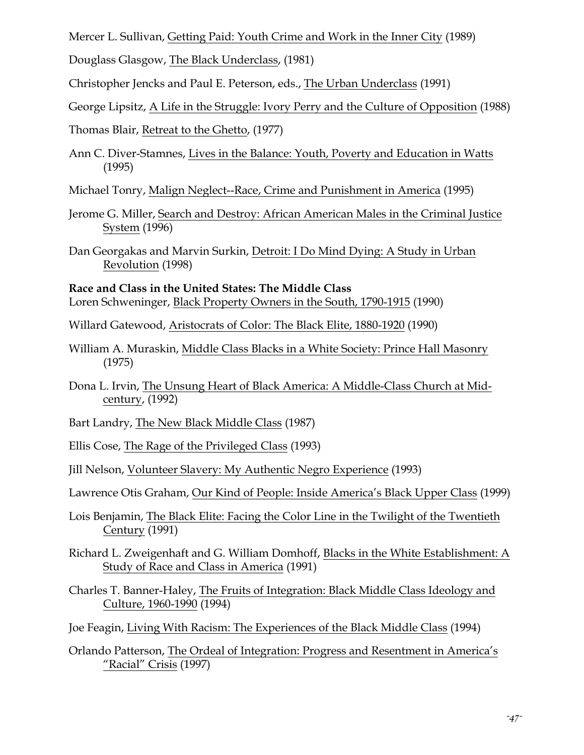Mercer L. Sullivan, Getting Paid: Youth Crime and Work in the Inner City (1989)

Douglass Glasgow, The Black Underclass, (1981)

Christopher Jencks and Paul E. Peterson, eds., The Urban Underclass (1991)

George Lipsitz, A Life in the Struggle: Ivory Perry and the Culture of Opposition (1988)

Thomas Blair, Retreat to the Ghetto, (1977)

Ann C. Diver-Stamnes, Lives in the Balance: Youth, Poverty and Education in Watts (1995)

Michael Tonry, Malign Neglect--Race, Crime and Punishment in America (1995)

Jerome G. Miller, Search and Destroy: African American Males in the Criminal Justice System (1996)

Dan Georgakas and Marvin Surkin, Detroit: I Do Mind Dying: A Study in Urban Revolution (1998)

**Race and Class in the United States: The Middle Class**

Loren Schweninger, Black Property Owners in the South, 1790-1915 (1990)

Willard Gatewood, Aristocrats of Color: The Black Elite, 1880-1920 (1990)

William A. Muraskin, Middle Class Blacks in a White Society: Prince Hall Masonry (1975)

Dona L. Irvin, The Unsung Heart of Black America: A Middle-Class Church at Mid-century, (1992)

Bart Landry, The New Black Middle Class (1987)

Ellis Cose, The Rage of the Privileged Class (1993)

Jill Nelson, Volunteer Slavery: My Authentic Negro Experience (1993)

Lawrence Otis Graham, Our Kind of People: Inside America's Black Upper Class (1999)

Lois Benjamin, The Black Elite: Facing the Color Line in the Twilight of the Twentieth Century (1991)

Richard L. Zweigenhaft and G. William Domhoff, Blacks in the White Establishment: A Study of Race and Class in America (1991)

Charles T. Banner-Haley, The Fruits of Integration: Black Middle Class Ideology and Culture, 1960-1990 (1994)

Joe Feagin, Living With Racism: The Experiences of the Black Middle Class (1994)

Orlando Patterson, The Ordeal of Integration: Progress and Resentment in America's "Racial" Crisis (1997)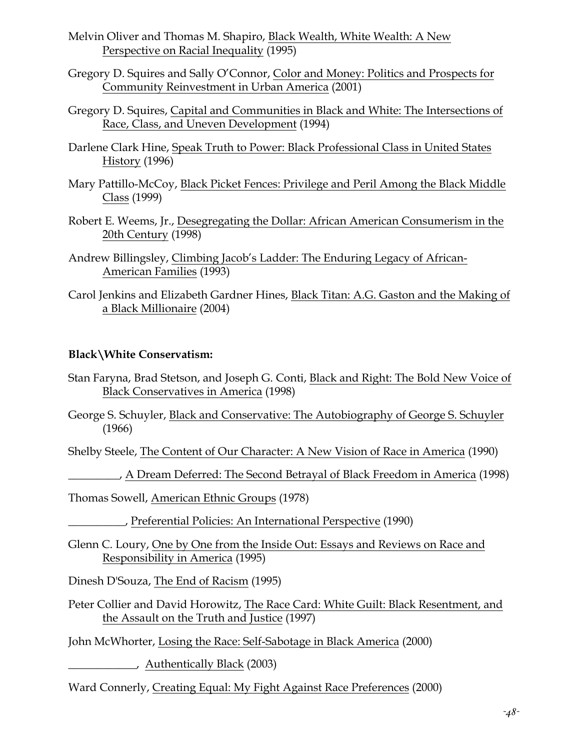Melvin Oliver and Thomas M. Shapiro, Black Wealth, White Wealth: A New Perspective on Racial Inequality (1995)

Gregory D. Squires and Sally O'Connor, Color and Money: Politics and Prospects for Community Reinvestment in Urban America (2001)

Gregory D. Squires, Capital and Communities in Black and White: The Intersections of Race, Class, and Uneven Development (1994)

Darlene Clark Hine, Speak Truth to Power: Black Professional Class in United States History (1996)

Mary Pattillo-McCoy, Black Picket Fences: Privilege and Peril Among the Black Middle Class (1999)

Robert E. Weems, Jr., Desegregating the Dollar: African American Consumerism in the 20th Century (1998)

Andrew Billingsley, Climbing Jacob's Ladder: The Enduring Legacy of African-American Families (1993)

Carol Jenkins and Elizabeth Gardner Hines, Black Titan: A.G. Gaston and the Making of a Black Millionaire (2004)

**Black\White Conservatism:**

Stan Faryna, Brad Stetson, and Joseph G. Conti, Black and Right: The Bold New Voice of Black Conservatives in America (1998)

George S. Schuyler, Black and Conservative: The Autobiography of George S. Schuyler (1966)

Shelby Steele, The Content of Our Character: A New Vision of Race in America (1990)

_________, A Dream Deferred: The Second Betrayal of Black Freedom in America (1998)

Thomas Sowell, American Ethnic Groups (1978)

__________, Preferential Policies: An International Perspective (1990)

Glenn C. Loury, One by One from the Inside Out: Essays and Reviews on Race and Responsibility in America (1995)

Dinesh D'Souza, The End of Racism (1995)

Peter Collier and David Horowitz, The Race Card: White Guilt: Black Resentment, and the Assault on the Truth and Justice (1997)

John McWhorter, Losing the Race: Self-Sabotage in Black America (2000)

____________, Authentically Black (2003)

Ward Connerly, Creating Equal: My Fight Against Race Preferences (2000)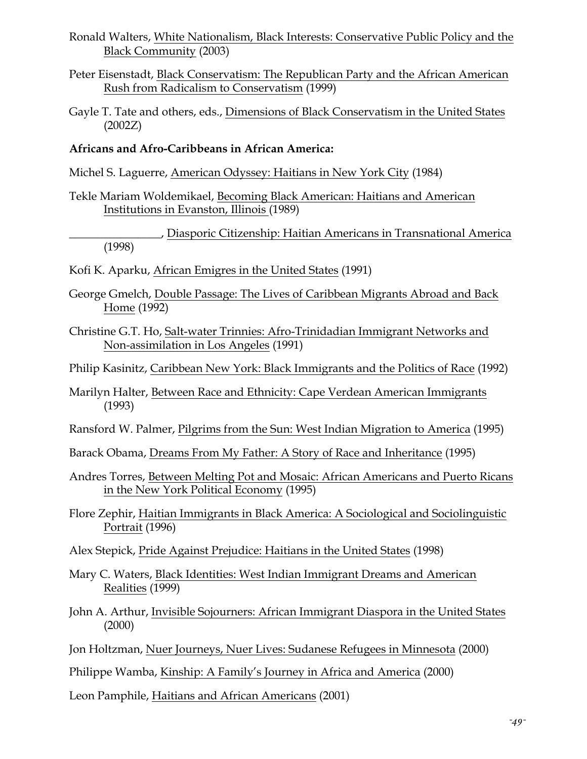Ronald Walters, White Nationalism, Black Interests: Conservative Public Policy and the Black Community (2003)

Peter Eisenstadt, Black Conservatism: The Republican Party and the African American Rush from Radicalism to Conservatism (1999)

Gayle T. Tate and others, eds., Dimensions of Black Conservatism in the United States (2002Z)

**Africans and Afro-Caribbeans in African America:**

Michel S. Laguerre, American Odyssey: Haitians in New York City (1984)

Tekle Mariam Woldemikael, Becoming Black American: Haitians and American Institutions in Evanston, Illinois (1989)

________________, Diasporic Citizenship: Haitian Americans in Transnational America (1998)

Kofi K. Aparku, African Emigres in the United States (1991)

George Gmelch, Double Passage: The Lives of Caribbean Migrants Abroad and Back Home (1992)

Christine G.T. Ho, Salt-water Trinnies: Afro-Trinidadian Immigrant Networks and Non-assimilation in Los Angeles (1991)

Philip Kasinitz, Caribbean New York: Black Immigrants and the Politics of Race (1992)

Marilyn Halter, Between Race and Ethnicity: Cape Verdean American Immigrants (1993)

Ransford W. Palmer, Pilgrims from the Sun: West Indian Migration to America (1995)

Barack Obama, Dreams From My Father: A Story of Race and Inheritance (1995)

Andres Torres, Between Melting Pot and Mosaic: African Americans and Puerto Ricans in the New York Political Economy (1995)

Flore Zephir, Haitian Immigrants in Black America: A Sociological and Sociolinguistic Portrait (1996)

Alex Stepick, Pride Against Prejudice: Haitians in the United States (1998)

Mary C. Waters, Black Identities: West Indian Immigrant Dreams and American Realities (1999)

John A. Arthur, Invisible Sojourners: African Immigrant Diaspora in the United States (2000)

Jon Holtzman, Nuer Journeys, Nuer Lives: Sudanese Refugees in Minnesota (2000)

Philippe Wamba, Kinship: A Family's Journey in Africa and America (2000)

Leon Pamphile, Haitians and African Americans (2001)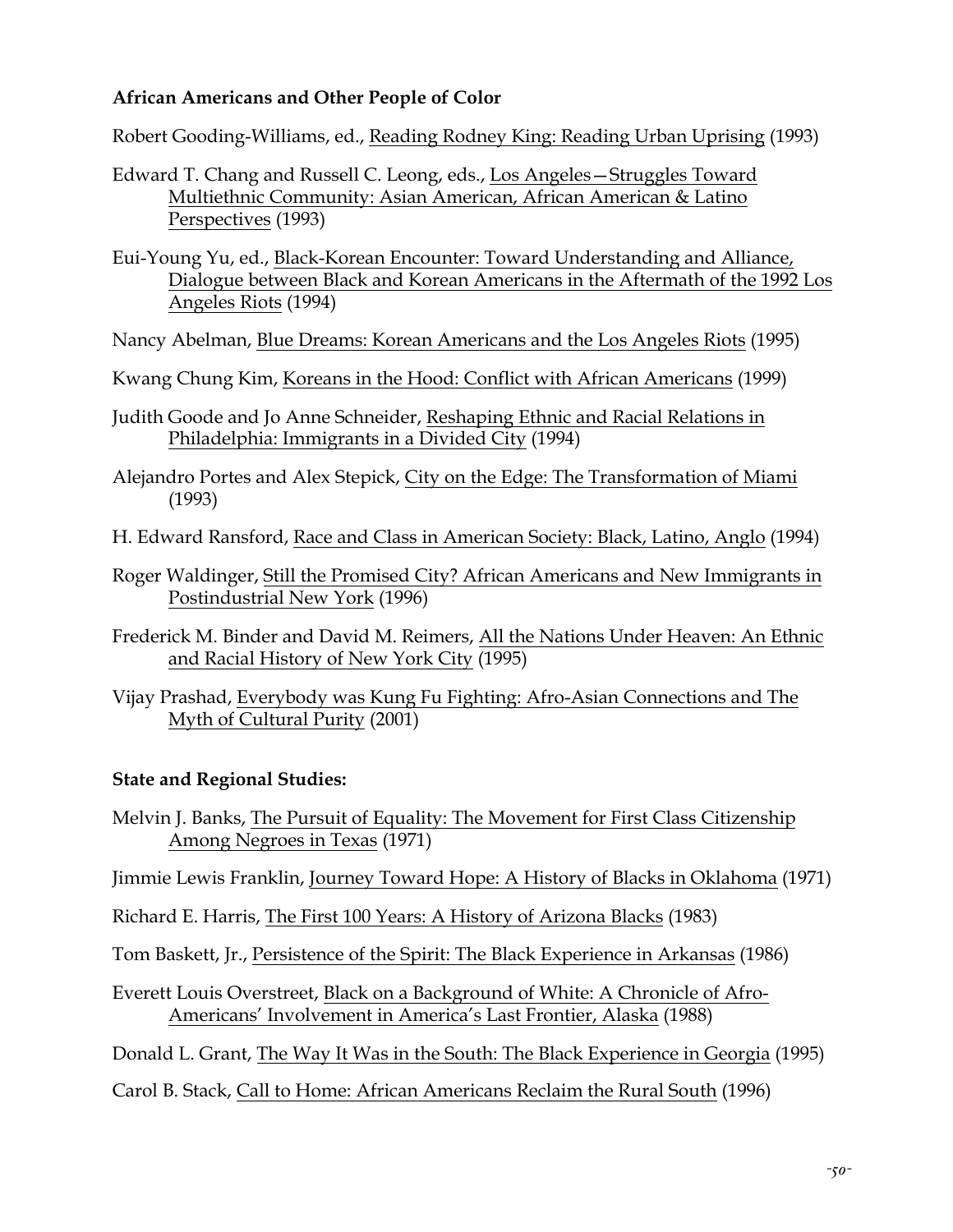**African Americans and Other People of Color**

Robert Gooding-Williams, ed., Reading Rodney King: Reading Urban Uprising (1993)

Edward T. Chang and Russell C. Leong, eds., Los Angeles—Struggles Toward Multiethnic Community: Asian American, African American & Latino Perspectives (1993)

Eui-Young Yu, ed., Black-Korean Encounter: Toward Understanding and Alliance, Dialogue between Black and Korean Americans in the Aftermath of the 1992 Los Angeles Riots (1994)

Nancy Abelman, Blue Dreams: Korean Americans and the Los Angeles Riots (1995)

Kwang Chung Kim, Koreans in the Hood: Conflict with African Americans (1999)

Judith Goode and Jo Anne Schneider, Reshaping Ethnic and Racial Relations in Philadelphia: Immigrants in a Divided City (1994)

Alejandro Portes and Alex Stepick, City on the Edge: The Transformation of Miami (1993)

H. Edward Ransford, Race and Class in American Society: Black, Latino, Anglo (1994)

Roger Waldinger, Still the Promised City? African Americans and New Immigrants in Postindustrial New York (1996)

Frederick M. Binder and David M. Reimers, All the Nations Under Heaven: An Ethnic and Racial History of New York City (1995)

Vijay Prashad, Everybody was Kung Fu Fighting: Afro-Asian Connections and The Myth of Cultural Purity (2001)

**State and Regional Studies:**

Melvin J. Banks, The Pursuit of Equality: The Movement for First Class Citizenship Among Negroes in Texas (1971)

Jimmie Lewis Franklin, Journey Toward Hope: A History of Blacks in Oklahoma (1971)

Richard E. Harris, The First 100 Years: A History of Arizona Blacks (1983)

Tom Baskett, Jr., Persistence of the Spirit: The Black Experience in Arkansas (1986)

Everett Louis Overstreet, Black on a Background of White: A Chronicle of Afro-Americans' Involvement in America's Last Frontier, Alaska (1988)

Donald L. Grant, The Way It Was in the South: The Black Experience in Georgia (1995)

Carol B. Stack, Call to Home: African Americans Reclaim the Rural South (1996)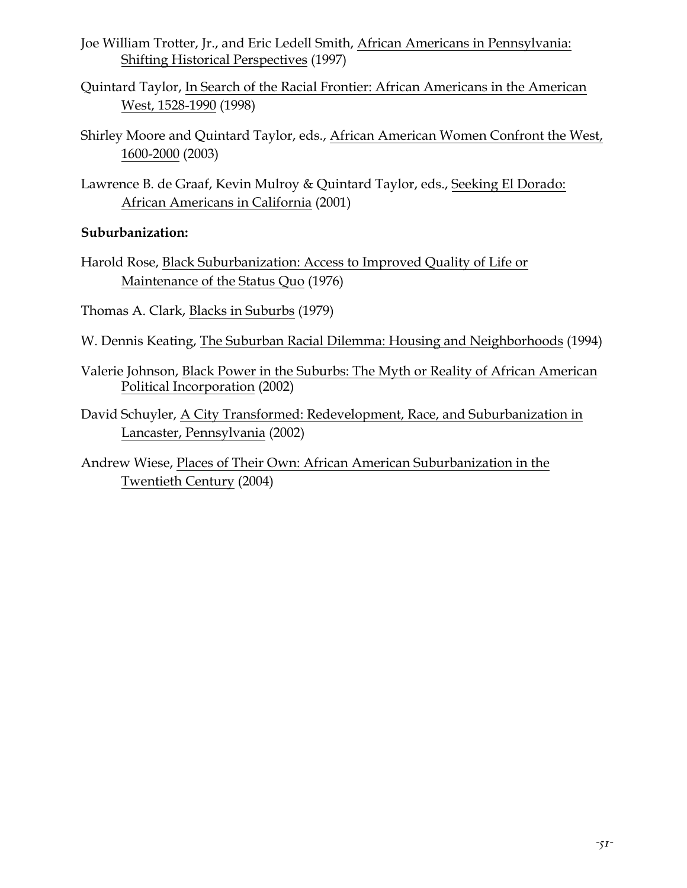Joe William Trotter, Jr., and Eric Ledell Smith, African Americans in Pennsylvania: Shifting Historical Perspectives (1997)

Quintard Taylor, In Search of the Racial Frontier: African Americans in the American West, 1528-1990 (1998)

Shirley Moore and Quintard Taylor, eds., African American Women Confront the West, 1600-2000 (2003)

Lawrence B. de Graaf, Kevin Mulroy & Quintard Taylor, eds., Seeking El Dorado: African Americans in California (2001)

**Suburbanization:**

Harold Rose, Black Suburbanization: Access to Improved Quality of Life or Maintenance of the Status Quo (1976)

Thomas A. Clark, Blacks in Suburbs (1979)

W. Dennis Keating, The Suburban Racial Dilemma: Housing and Neighborhoods (1994)

Valerie Johnson, Black Power in the Suburbs: The Myth or Reality of African American Political Incorporation (2002)

David Schuyler, A City Transformed: Redevelopment, Race, and Suburbanization in Lancaster, Pennsylvania (2002)

Andrew Wiese, Places of Their Own: African American Suburbanization in the Twentieth Century (2004)